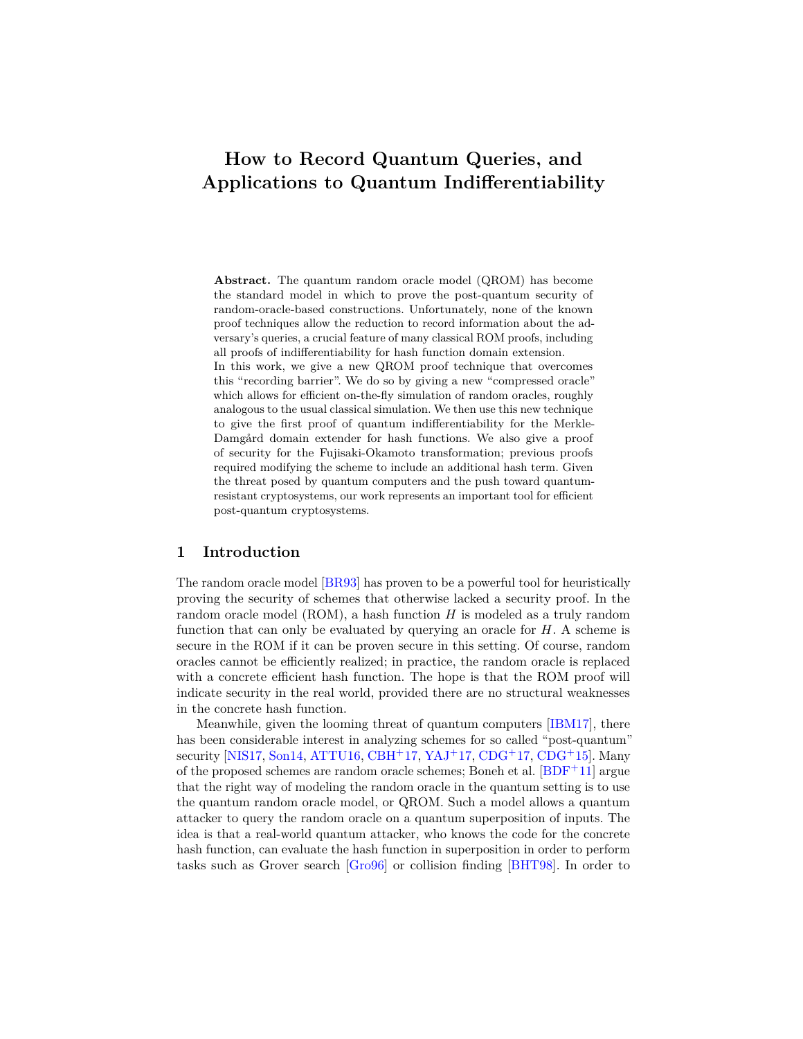# How to Record Quantum Queries, and Applications to Quantum Indifferentiability

**Abstract.** The quantum random oracle model (QROM) has become the standard model in which to prove the post-quantum security of random-oracle-based constructions. Unfortunately, none of the known proof techniques allow the reduction to record information about the adversary's queries, a crucial feature of many classical ROM proofs, including all proofs of indifferentiability for hash function domain extension.
In this work, we give a new QROM proof technique that overcomes this "recording barrier". We do so by giving a new "compressed oracle" which allows for efficient on-the-fly simulation of random oracles, roughly analogous to the usual classical simulation. We then use this new technique to give the first proof of quantum indifferentiability for the Merkle-Damgård domain extender for hash functions. We also give a proof of security for the Fujisaki-Okamoto transformation; previous proofs required modifying the scheme to include an additional hash term. Given the threat posed by quantum computers and the push toward quantum-resistant cryptosystems, our work represents an important tool for efficient post-quantum cryptosystems.

## 1 Introduction

The random oracle model [BR93] has proven to be a powerful tool for heuristically proving the security of schemes that otherwise lacked a security proof. In the random oracle model (ROM), a hash function $H$ is modeled as a truly random function that can only be evaluated by querying an oracle for $H$. A scheme is secure in the ROM if it can be proven secure in this setting. Of course, random oracles cannot be efficiently realized; in practice, the random oracle is replaced with a concrete efficient hash function. The hope is that the ROM proof will indicate security in the real world, provided there are no structural weaknesses in the concrete hash function.

Meanwhile, given the looming threat of quantum computers [IBM17], there has been considerable interest in analyzing schemes for so called "post-quantum" security [NIS17, Son14, ATTU16, CBH+17, YAJ+17, CDG+17, CDG+15]. Many of the proposed schemes are random oracle schemes; Boneh et al. [BDF+11] argue that the right way of modeling the random oracle in the quantum setting is to use the quantum random oracle model, or QROM. Such a model allows a quantum attacker to query the random oracle on a quantum superposition of inputs. The idea is that a real-world quantum attacker, who knows the code for the concrete hash function, can evaluate the hash function in superposition in order to perform tasks such as Grover search [Gro96] or collision finding [BHT98]. In order to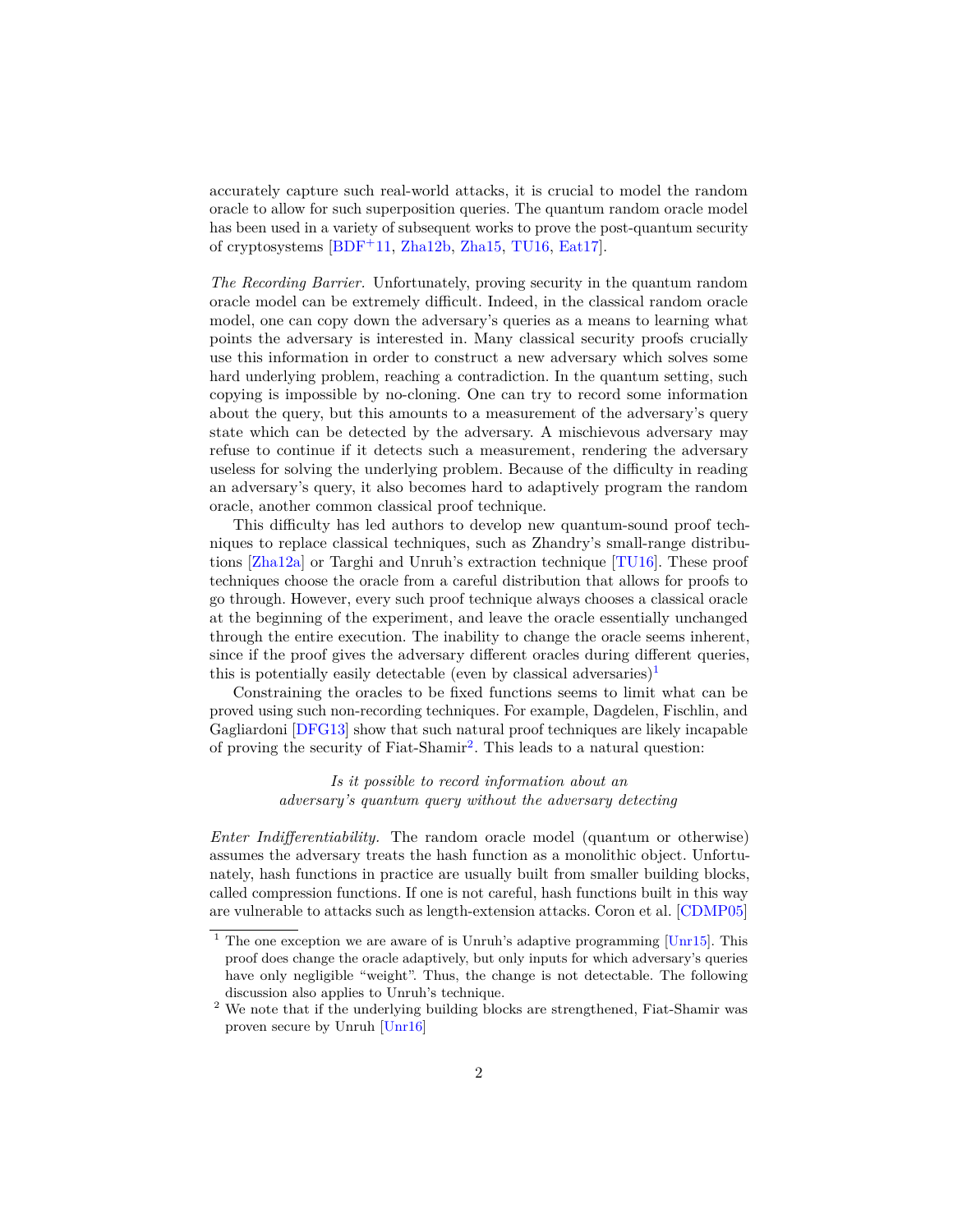accurately capture such real-world attacks, it is crucial to model the random oracle to allow for such superposition queries. The quantum random oracle model has been used in a variety of subsequent works to prove the post-quantum security of cryptosystems [BDF+11, Zha12b, Zha15, TU16, Eat17].

*The Recording Barrier.* Unfortunately, proving security in the quantum random oracle model can be extremely difficult. Indeed, in the classical random oracle model, one can copy down the adversary's queries as a means to learning what points the adversary is interested in. Many classical security proofs crucially use this information in order to construct a new adversary which solves some hard underlying problem, reaching a contradiction. In the quantum setting, such copying is impossible by no-cloning. One can try to record some information about the query, but this amounts to a measurement of the adversary's query state which can be detected by the adversary. A mischievous adversary may refuse to continue if it detects such a measurement, rendering the adversary useless for solving the underlying problem. Because of the difficulty in reading an adversary's query, it also becomes hard to adaptively program the random oracle, another common classical proof technique.

This difficulty has led authors to develop new quantum-sound proof techniques to replace classical techniques, such as Zhandry's small-range distributions [Zha12a] or Targhi and Unruh's extraction technique [TU16]. These proof techniques choose the oracle from a careful distribution that allows for proofs to go through. However, every such proof technique always chooses a classical oracle at the beginning of the experiment, and leave the oracle essentially unchanged through the entire execution. The inability to change the oracle seems inherent, since if the proof gives the adversary different oracles during different queries, this is potentially easily detectable (even by classical adversaries)[1]

Constraining the oracles to be fixed functions seems to limit what can be proved using such non-recording techniques. For example, Dagdelen, Fischlin, and Gagliardoni [DFG13] show that such natural proof techniques are likely incapable of proving the security of Fiat-Shamir[2]. This leads to a natural question:

*Is it possible to record information about an adversary's quantum query without the adversary detecting*

*Enter Indifferentiability.* The random oracle model (quantum or otherwise) assumes the adversary treats the hash function as a monolithic object. Unfortunately, hash functions in practice are usually built from smaller building blocks, called compression functions. If one is not careful, hash functions built in this way are vulnerable to attacks such as length-extension attacks. Coron et al. [CDMP05]

---

[1] The one exception we are aware of is Unruh's adaptive programming [Unr15]. This proof does change the oracle adaptively, but only inputs for which adversary's queries have only negligible "weight". Thus, the change is not detectable. The following discussion also applies to Unruh's technique.

[2] We note that if the underlying building blocks are strengthened, Fiat-Shamir was proven secure by Unruh [Unr16]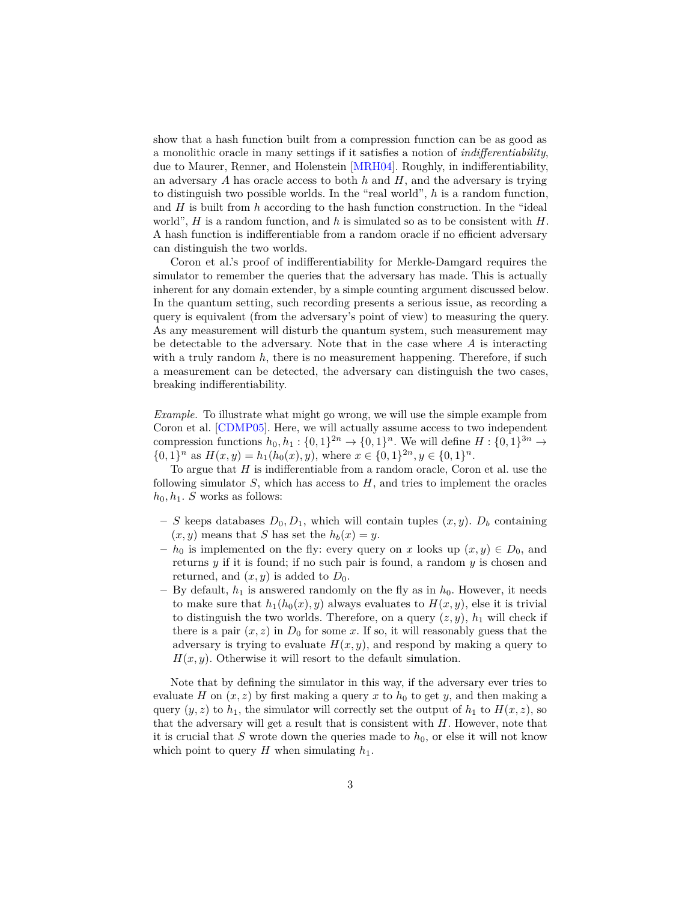show that a hash function built from a compression function can be as good as a monolithic oracle in many settings if it satisfies a notion of *indifferentiability*, due to Maurer, Renner, and Holenstein [MRH04]. Roughly, in indifferentiability, an adversary $A$ has oracle access to both $h$ and $H$, and the adversary is trying to distinguish two possible worlds. In the "real world", $h$ is a random function, and $H$ is built from $h$ according to the hash function construction. In the "ideal world", $H$ is a random function, and $h$ is simulated so as to be consistent with $H$. A hash function is indifferentiable from a random oracle if no efficient adversary can distinguish the two worlds.

Coron et al.'s proof of indifferentiability for Merkle-Damgard requires the simulator to remember the queries that the adversary has made. This is actually inherent for any domain extender, by a simple counting argument discussed below. In the quantum setting, such recording presents a serious issue, as recording a query is equivalent (from the adversary's point of view) to measuring the query. As any measurement will disturb the quantum system, such measurement may be detectable to the adversary. Note that in the case where $A$ is interacting with a truly random $h$, there is no measurement happening. Therefore, if such a measurement can be detected, the adversary can distinguish the two cases, breaking indifferentiability.

*Example.* To illustrate what might go wrong, we will use the simple example from Coron et al. [CDMP05]. Here, we will actually assume access to two independent compression functions $h_0, h_1 : \{0,1\}^{2n} \to \{0,1\}^n$. We will define $H : \{0,1\}^{3n} \to \{0,1\}^n$ as $H(x,y) = h_1(h_0(x), y)$, where $x \in \{0,1\}^{2n}, y \in \{0,1\}^n$.

To argue that $H$ is indifferentiable from a random oracle, Coron et al. use the following simulator $S$, which has access to $H$, and tries to implement the oracles $h_0, h_1$. $S$ works as follows:

- $S$ keeps databases $D_0, D_1$, which will contain tuples $(x, y)$. $D_b$ containing $(x, y)$ means that $S$ has set the $h_b(x) = y$.
- $h_0$ is implemented on the fly: every query on $x$ looks up $(x, y) \in D_0$, and returns $y$ if it is found; if no such pair is found, a random $y$ is chosen and returned, and $(x, y)$ is added to $D_0$.
- By default, $h_1$ is answered randomly on the fly as in $h_0$. However, it needs to make sure that $h_1(h_0(x), y)$ always evaluates to $H(x, y)$, else it is trivial to distinguish the two worlds. Therefore, on a query $(z, y)$, $h_1$ will check if there is a pair $(x, z)$ in $D_0$ for some $x$. If so, it will reasonably guess that the adversary is trying to evaluate $H(x, y)$, and respond by making a query to $H(x, y)$. Otherwise it will resort to the default simulation.

Note that by defining the simulator in this way, if the adversary ever tries to evaluate $H$ on $(x, z)$ by first making a query $x$ to $h_0$ to get $y$, and then making a query $(y, z)$ to $h_1$, the simulator will correctly set the output of $h_1$ to $H(x, z)$, so that the adversary will get a result that is consistent with $H$. However, note that it is crucial that $S$ wrote down the queries made to $h_0$, or else it will not know which point to query $H$ when simulating $h_1$.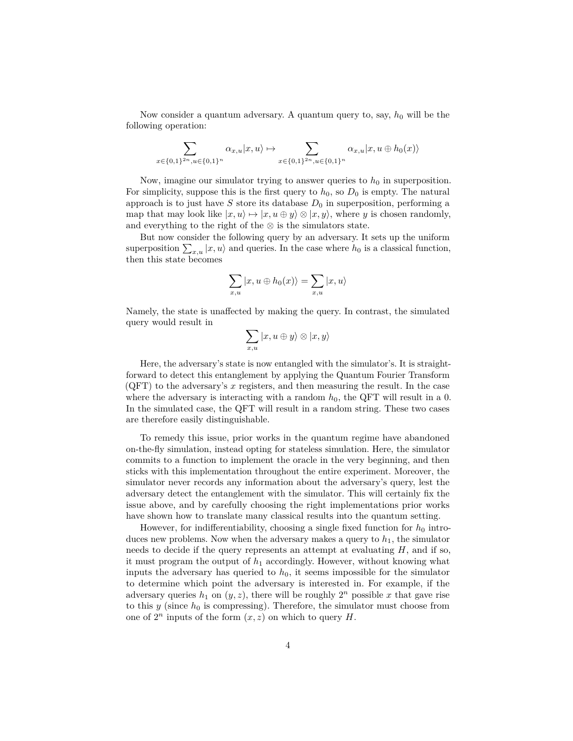Now consider a quantum adversary. A quantum query to, say, $h_0$ will be the following operation:

$$\sum_{x\in\{0,1\}^{2n},u\in\{0,1\}^n} \alpha_{x,u}|x,u\rangle \mapsto \sum_{x\in\{0,1\}^{2n},u\in\{0,1\}^n} \alpha_{x,u}|x,u\oplus h_0(x)\rangle$$

Now, imagine our simulator trying to answer queries to $h_0$ in superposition. For simplicity, suppose this is the first query to $h_0$, so $D_0$ is empty. The natural approach is to just have $S$ store its database $D_0$ in superposition, performing a map that may look like $|x,u\rangle \mapsto |x,u\oplus y\rangle \otimes |x,y\rangle$, where $y$ is chosen randomly, and everything to the right of the $\otimes$ is the simulators state.

But now consider the following query by an adversary. It sets up the uniform superposition $\sum_{x,u}|x,u\rangle$ and queries. In the case where $h_0$ is a classical function, then this state becomes

$$\sum_{x,u}|x,u\oplus h_0(x)\rangle = \sum_{x,u}|x,u\rangle$$

Namely, the state is unaffected by making the query. In contrast, the simulated query would result in

$$\sum_{x,u}|x,u\oplus y\rangle \otimes |x,y\rangle$$

Here, the adversary's state is now entangled with the simulator's. It is straightforward to detect this entanglement by applying the Quantum Fourier Transform (QFT) to the adversary's $x$ registers, and then measuring the result. In the case where the adversary is interacting with a random $h_0$, the QFT will result in a 0. In the simulated case, the QFT will result in a random string. These two cases are therefore easily distinguishable.

To remedy this issue, prior works in the quantum regime have abandoned on-the-fly simulation, instead opting for stateless simulation. Here, the simulator commits to a function to implement the oracle in the very beginning, and then sticks with this implementation throughout the entire experiment. Moreover, the simulator never records any information about the adversary's query, lest the adversary detect the entanglement with the simulator. This will certainly fix the issue above, and by carefully choosing the right implementations prior works have shown how to translate many classical results into the quantum setting.

However, for indifferentiability, choosing a single fixed function for $h_0$ introduces new problems. Now when the adversary makes a query to $h_1$, the simulator needs to decide if the query represents an attempt at evaluating $H$, and if so, it must program the output of $h_1$ accordingly. However, without knowing what inputs the adversary has queried to $h_0$, it seems impossible for the simulator to determine which point the adversary is interested in. For example, if the adversary queries $h_1$ on $(y,z)$, there will be roughly $2^n$ possible $x$ that gave rise to this $y$ (since $h_0$ is compressing). Therefore, the simulator must choose from one of $2^n$ inputs of the form $(x,z)$ on which to query $H$.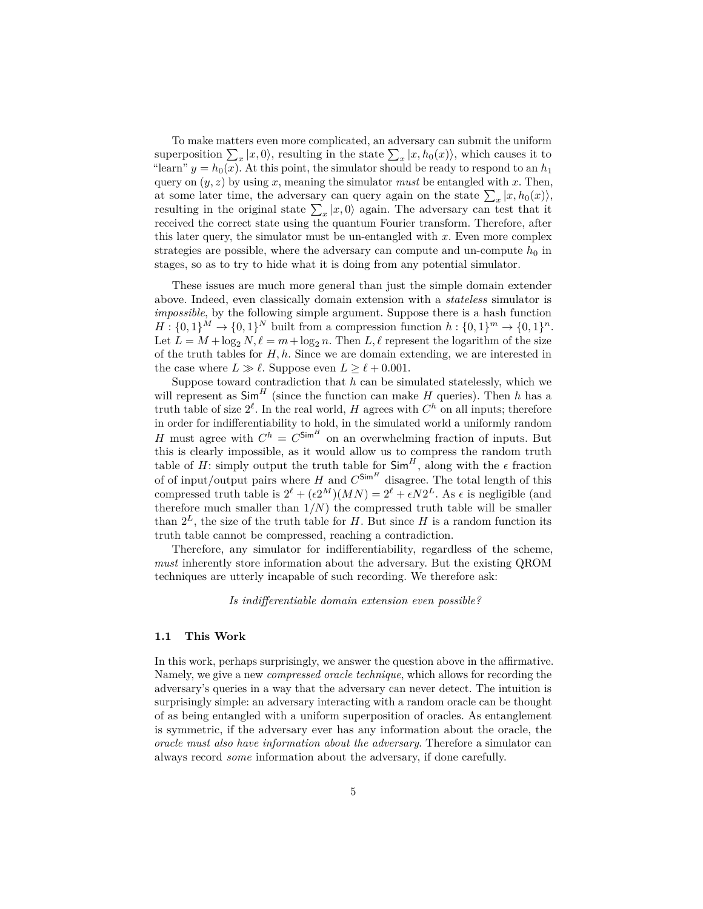To make matters even more complicated, an adversary can submit the uniform superposition $\sum_x |x, 0\rangle$, resulting in the state $\sum_x |x, h_0(x)\rangle$, which causes it to "learn" $y = h_0(x)$. At this point, the simulator should be ready to respond to an $h_1$ query on $(y, z)$ by using $x$, meaning the simulator *must* be entangled with $x$. Then, at some later time, the adversary can query again on the state $\sum_x |x, h_0(x)\rangle$, resulting in the original state $\sum_x |x, 0\rangle$ again. The adversary can test that it received the correct state using the quantum Fourier transform. Therefore, after this later query, the simulator must be un-entangled with $x$. Even more complex strategies are possible, where the adversary can compute and un-compute $h_0$ in stages, so as to try to hide what it is doing from any potential simulator.

These issues are much more general than just the simple domain extender above. Indeed, even classically domain extension with a *stateless* simulator is *impossible*, by the following simple argument. Suppose there is a hash function $H : \{0,1\}^M \to \{0,1\}^N$ built from a compression function $h : \{0,1\}^m \to \{0,1\}^n$. Let $L = M + \log_2 N, \ell = m + \log_2 n$. Then $L, \ell$ represent the logarithm of the size of the truth tables for $H, h$. Since we are domain extending, we are interested in the case where $L \gg \ell$. Suppose even $L \geq \ell + 0.001$.

Suppose toward contradiction that $h$ can be simulated statelessly, which we will represent as $\mathsf{Sim}^H$ (since the function can make $H$ queries). Then $h$ has a truth table of size $2^\ell$. In the real world, $H$ agrees with $C^h$ on all inputs; therefore in order for indifferentiability to hold, in the simulated world a uniformly random $H$ must agree with $C^h = C^{\mathsf{Sim}^H}$ on an overwhelming fraction of inputs. But this is clearly impossible, as it would allow us to compress the random truth table of $H$: simply output the truth table for $\mathsf{Sim}^H$, along with the $\epsilon$ fraction of of input/output pairs where $H$ and $C^{\mathsf{Sim}^H}$ disagree. The total length of this compressed truth table is $2^\ell + (\epsilon 2^M)(MN) = 2^\ell + \epsilon N 2^L$. As $\epsilon$ is negligible (and therefore much smaller than $1/N$) the compressed truth table will be smaller than $2^L$, the size of the truth table for $H$. But since $H$ is a random function its truth table cannot be compressed, reaching a contradiction.

Therefore, any simulator for indifferentiability, regardless of the scheme, *must* inherently store information about the adversary. But the existing QROM techniques are utterly incapable of such recording. We therefore ask:

*Is indifferentiable domain extension even possible?*

### 1.1 This Work

In this work, perhaps surprisingly, we answer the question above in the affirmative. Namely, we give a new *compressed oracle technique*, which allows for recording the adversary's queries in a way that the adversary can never detect. The intuition is surprisingly simple: an adversary interacting with a random oracle can be thought of as being entangled with a uniform superposition of oracles. As entanglement is symmetric, if the adversary ever has any information about the oracle, the *oracle must also have information about the adversary.* Therefore a simulator can always record *some* information about the adversary, if done carefully.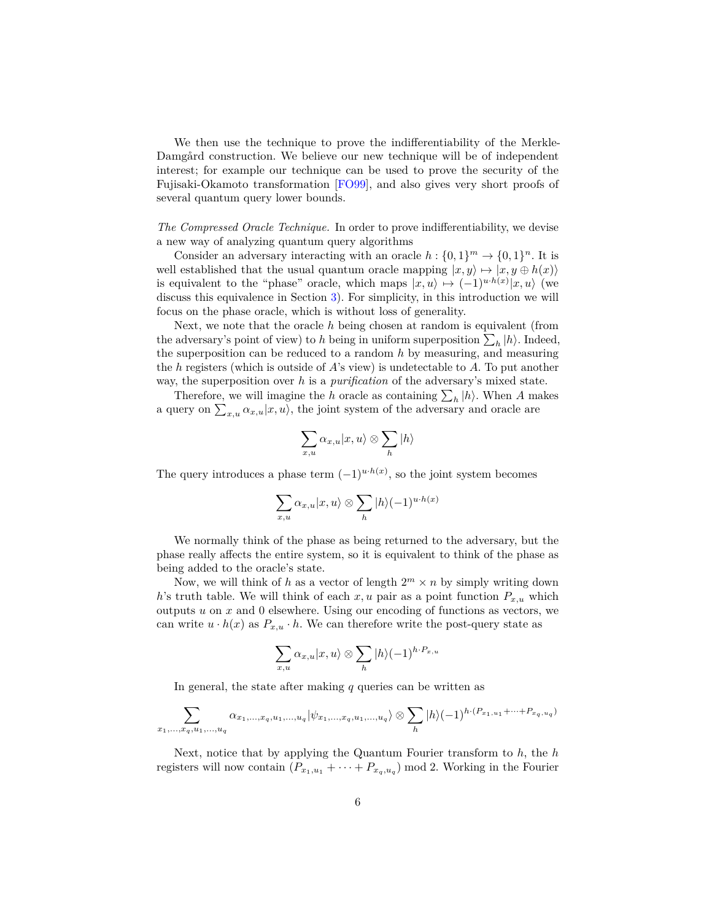We then use the technique to prove the indifferentiability of the Merkle-Damgård construction. We believe our new technique will be of independent interest; for example our technique can be used to prove the security of the Fujisaki-Okamoto transformation [FO99], and also gives very short proofs of several quantum query lower bounds.

*The Compressed Oracle Technique.* In order to prove indifferentiability, we devise a new way of analyzing quantum query algorithms

Consider an adversary interacting with an oracle $h : \{0,1\}^m \to \{0,1\}^n$. It is well established that the usual quantum oracle mapping $|x, y\rangle \mapsto |x, y \oplus h(x)\rangle$ is equivalent to the "phase" oracle, which maps $|x, u\rangle \mapsto (-1)^{u \cdot h(x)}|x, u\rangle$ (we discuss this equivalence in Section 3). For simplicity, in this introduction we will focus on the phase oracle, which is without loss of generality.

Next, we note that the oracle $h$ being chosen at random is equivalent (from the adversary's point of view) to $h$ being in uniform superposition $\sum_h |h\rangle$. Indeed, the superposition can be reduced to a random $h$ by measuring, and measuring the $h$ registers (which is outside of $A$'s view) is undetectable to $A$. To put another way, the superposition over $h$ is a *purification* of the adversary's mixed state.

Therefore, we will imagine the $h$ oracle as containing $\sum_h |h\rangle$. When $A$ makes a query on $\sum_{x,u} \alpha_{x,u}|x, u\rangle$, the joint system of the adversary and oracle are

$$\sum_{x,u} \alpha_{x,u}|x, u\rangle \otimes \sum_h |h\rangle$$

The query introduces a phase term $(-1)^{u \cdot h(x)}$, so the joint system becomes

$$\sum_{x,u} \alpha_{x,u}|x, u\rangle \otimes \sum_h |h\rangle(-1)^{u \cdot h(x)}$$

We normally think of the phase as being returned to the adversary, but the phase really affects the entire system, so it is equivalent to think of the phase as being added to the oracle's state.

Now, we will think of $h$ as a vector of length $2^m \times n$ by simply writing down $h$'s truth table. We will think of each $x, u$ pair as a point function $P_{x,u}$ which outputs $u$ on $x$ and 0 elsewhere. Using our encoding of functions as vectors, we can write $u \cdot h(x)$ as $P_{x,u} \cdot h$. We can therefore write the post-query state as

$$\sum_{x,u} \alpha_{x,u}|x, u\rangle \otimes \sum_h |h\rangle(-1)^{h \cdot P_{x,u}}$$

In general, the state after making $q$ queries can be written as

$$\sum_{x_1,\dots,x_q,u_1,\dots,u_q} \alpha_{x_1,\dots,x_q,u_1,\dots,u_q}|\psi_{x_1,\dots,x_q,u_1,\dots,u_q}\rangle \otimes \sum_h |h\rangle(-1)^{h \cdot (P_{x_1,u_1} + \dots + P_{x_q,u_q})}$$

Next, notice that by applying the Quantum Fourier transform to $h$, the $h$ registers will now contain $(P_{x_1,u_1} + \dots + P_{x_q,u_q}) \bmod 2$. Working in the Fourier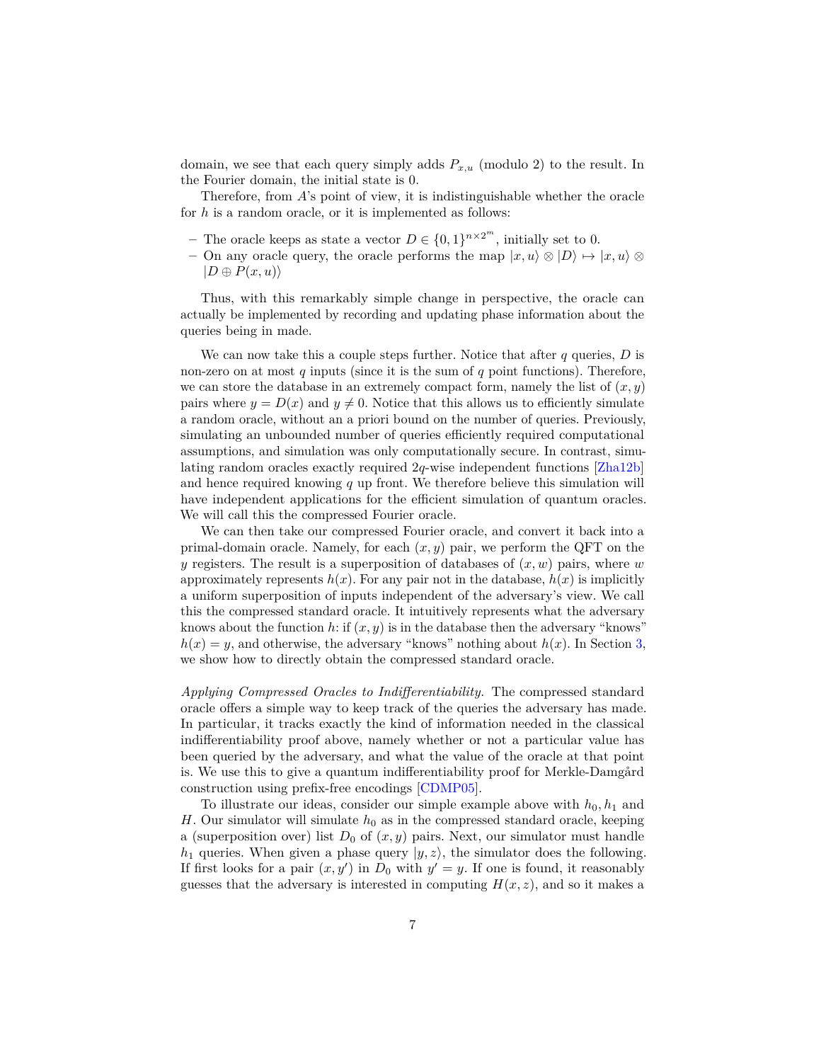domain, we see that each query simply adds $P_{x,u}$ (modulo 2) to the result. In the Fourier domain, the initial state is 0.

Therefore, from $A$'s point of view, it is indistinguishable whether the oracle for $h$ is a random oracle, or it is implemented as follows:

- The oracle keeps as state a vector $D \in \{0,1\}^{n \times 2^m}$, initially set to 0.
- On any oracle query, the oracle performs the map $|x, u\rangle \otimes |D\rangle \mapsto |x, u\rangle \otimes |D \oplus P(x, u)\rangle$

Thus, with this remarkably simple change in perspective, the oracle can actually be implemented by recording and updating phase information about the queries being in made.

We can now take this a couple steps further. Notice that after $q$ queries, $D$ is non-zero on at most $q$ inputs (since it is the sum of $q$ point functions). Therefore, we can store the database in an extremely compact form, namely the list of $(x, y)$ pairs where $y = D(x)$ and $y \neq 0$. Notice that this allows us to efficiently simulate a random oracle, without an a priori bound on the number of queries. Previously, simulating an unbounded number of queries efficiently required computational assumptions, and simulation was only computationally secure. In contrast, simulating random oracles exactly required $2q$-wise independent functions [Zha12b] and hence required knowing $q$ up front. We therefore believe this simulation will have independent applications for the efficient simulation of quantum oracles. We will call this the compressed Fourier oracle.

We can then take our compressed Fourier oracle, and convert it back into a primal-domain oracle. Namely, for each $(x, y)$ pair, we perform the QFT on the $y$ registers. The result is a superposition of databases of $(x, w)$ pairs, where $w$ approximately represents $h(x)$. For any pair not in the database, $h(x)$ is implicitly a uniform superposition of inputs independent of the adversary's view. We call this the compressed standard oracle. It intuitively represents what the adversary knows about the function $h$: if $(x, y)$ is in the database then the adversary "knows" $h(x) = y$, and otherwise, the adversary "knows" nothing about $h(x)$. In Section 3, we show how to directly obtain the compressed standard oracle.

*Applying Compressed Oracles to Indifferentiability.* The compressed standard oracle offers a simple way to keep track of the queries the adversary has made. In particular, it tracks exactly the kind of information needed in the classical indifferentiability proof above, namely whether or not a particular value has been queried by the adversary, and what the value of the oracle at that point is. We use this to give a quantum indifferentiability proof for Merkle-Damgård construction using prefix-free encodings [CDMP05].

To illustrate our ideas, consider our simple example above with $h_0, h_1$ and $H$. Our simulator will simulate $h_0$ as in the compressed standard oracle, keeping a (superposition over) list $D_0$ of $(x, y)$ pairs. Next, our simulator must handle $h_1$ queries. When given a phase query $|y, z\rangle$, the simulator does the following. If first looks for a pair $(x, y')$ in $D_0$ with $y' = y$. If one is found, it reasonably guesses that the adversary is interested in computing $H(x, z)$, and so it makes a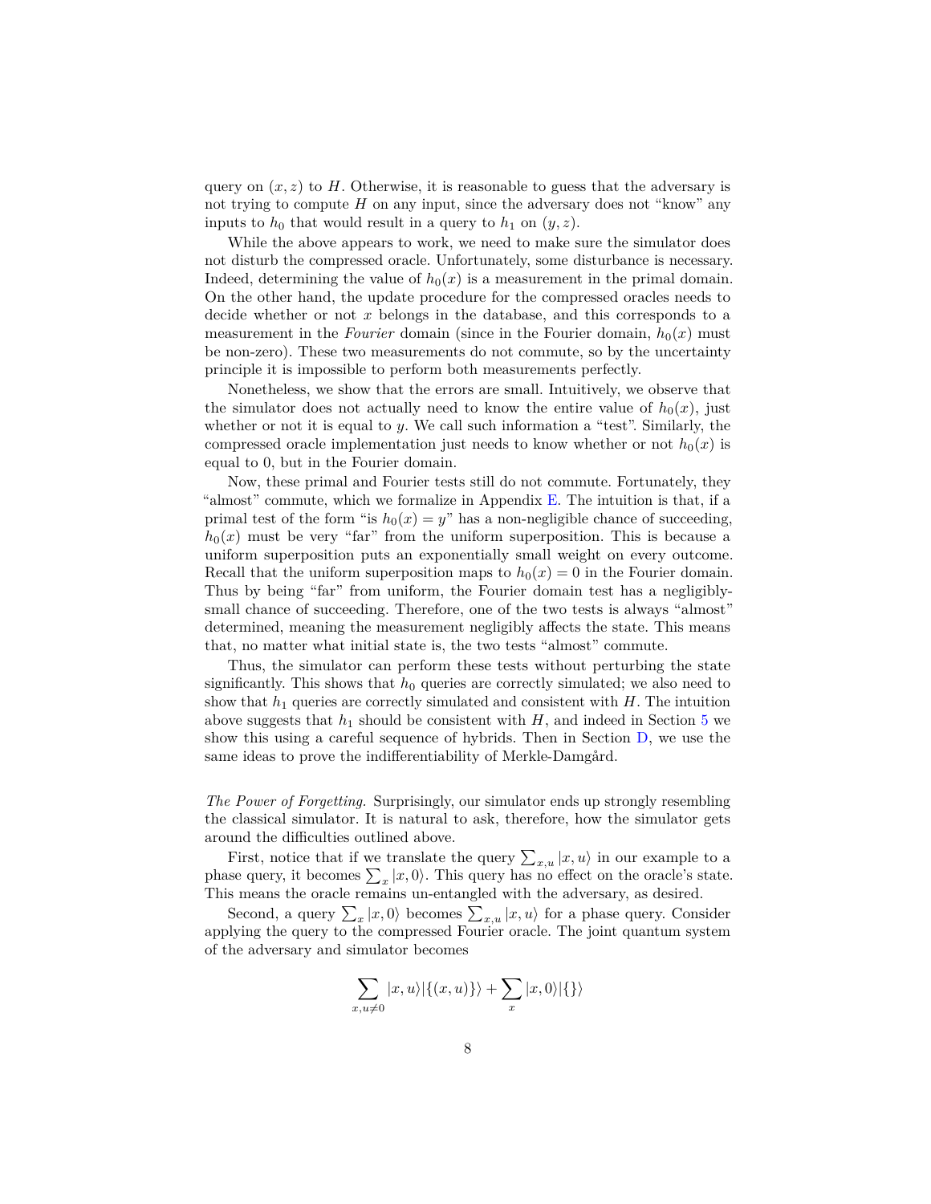query on $(x, z)$ to $H$. Otherwise, it is reasonable to guess that the adversary is not trying to compute $H$ on any input, since the adversary does not "know" any inputs to $h_0$ that would result in a query to $h_1$ on $(y, z)$.

While the above appears to work, we need to make sure the simulator does not disturb the compressed oracle. Unfortunately, some disturbance is necessary. Indeed, determining the value of $h_0(x)$ is a measurement in the primal domain. On the other hand, the update procedure for the compressed oracles needs to decide whether or not $x$ belongs in the database, and this corresponds to a measurement in the *Fourier* domain (since in the Fourier domain, $h_0(x)$ must be non-zero). These two measurements do not commute, so by the uncertainty principle it is impossible to perform both measurements perfectly.

Nonetheless, we show that the errors are small. Intuitively, we observe that the simulator does not actually need to know the entire value of $h_0(x)$, just whether or not it is equal to $y$. We call such information a "test". Similarly, the compressed oracle implementation just needs to know whether or not $h_0(x)$ is equal to 0, but in the Fourier domain.

Now, these primal and Fourier tests still do not commute. Fortunately, they "almost" commute, which we formalize in Appendix E. The intuition is that, if a primal test of the form "is $h_0(x) = y$" has a non-negligible chance of succeeding, $h_0(x)$ must be very "far" from the uniform superposition. This is because a uniform superposition puts an exponentially small weight on every outcome. Recall that the uniform superposition maps to $h_0(x) = 0$ in the Fourier domain. Thus by being "far" from uniform, the Fourier domain test has a negligibly-small chance of succeeding. Therefore, one of the two tests is always "almost" determined, meaning the measurement negligibly affects the state. This means that, no matter what initial state is, the two tests "almost" commute.

Thus, the simulator can perform these tests without perturbing the state significantly. This shows that $h_0$ queries are correctly simulated; we also need to show that $h_1$ queries are correctly simulated and consistent with $H$. The intuition above suggests that $h_1$ should be consistent with $H$, and indeed in Section 5 we show this using a careful sequence of hybrids. Then in Section D, we use the same ideas to prove the indifferentiability of Merkle-Damgård.

*The Power of Forgetting.* Surprisingly, our simulator ends up strongly resembling the classical simulator. It is natural to ask, therefore, how the simulator gets around the difficulties outlined above.

First, notice that if we translate the query $\sum_{x,u} |x, u\rangle$ in our example to a phase query, it becomes $\sum_x |x, 0\rangle$. This query has no effect on the oracle's state. This means the oracle remains un-entangled with the adversary, as desired.

Second, a query $\sum_x |x, 0\rangle$ becomes $\sum_{x,u} |x, u\rangle$ for a phase query. Consider applying the query to the compressed Fourier oracle. The joint quantum system of the adversary and simulator becomes

$$\sum_{x,u\neq 0} |x, u\rangle|\{(x, u)\}\rangle + \sum_x |x, 0\rangle|\{\}\rangle$$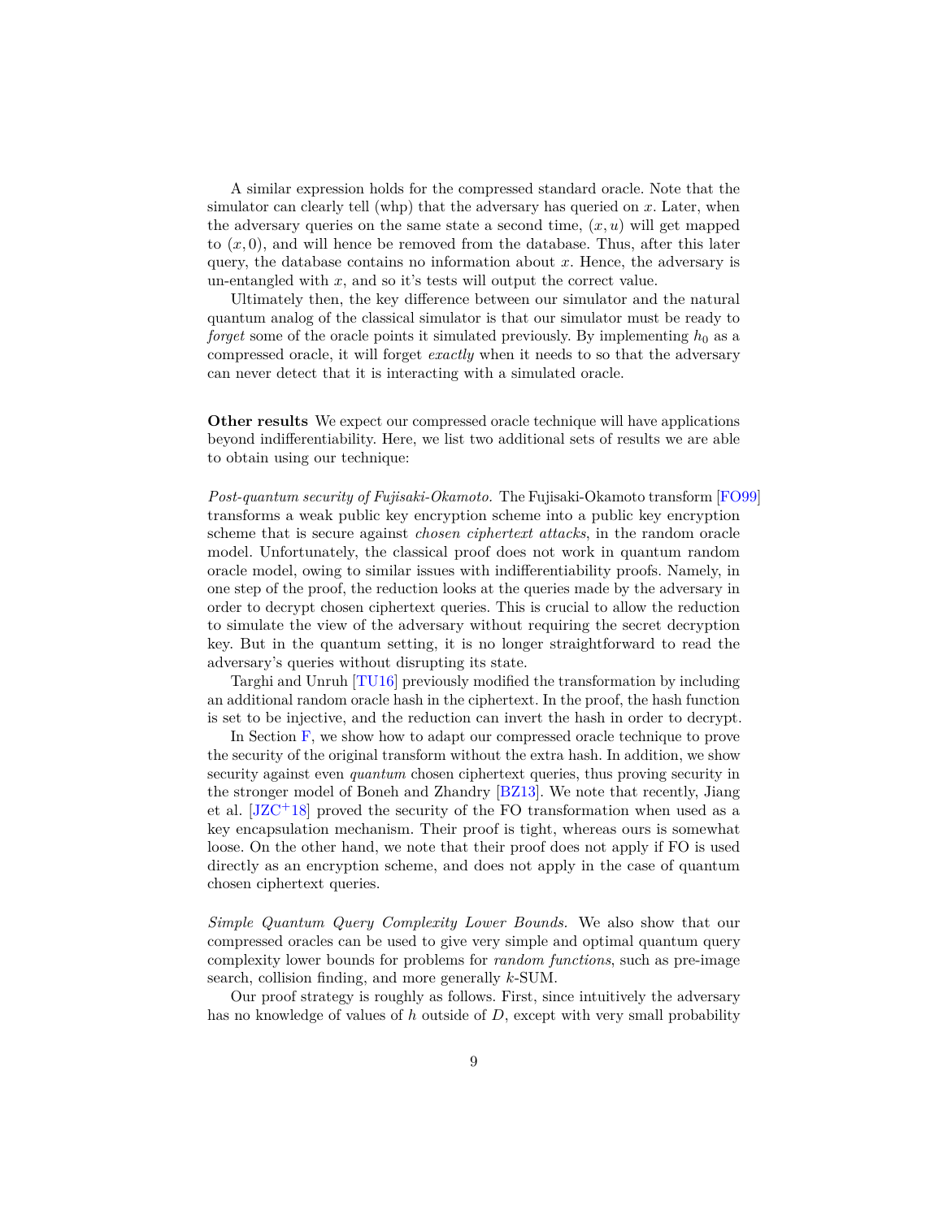A similar expression holds for the compressed standard oracle. Note that the simulator can clearly tell (whp) that the adversary has queried on $x$. Later, when the adversary queries on the same state a second time, $(x, u)$ will get mapped to $(x, 0)$, and will hence be removed from the database. Thus, after this later query, the database contains no information about $x$. Hence, the adversary is un-entangled with $x$, and so it's tests will output the correct value.

Ultimately then, the key difference between our simulator and the natural quantum analog of the classical simulator is that our simulator must be ready to *forget* some of the oracle points it simulated previously. By implementing $h_0$ as a compressed oracle, it will forget *exactly* when it needs to so that the adversary can never detect that it is interacting with a simulated oracle.

**Other results** We expect our compressed oracle technique will have applications beyond indifferentiability. Here, we list two additional sets of results we are able to obtain using our technique:

*Post-quantum security of Fujisaki-Okamoto.* The Fujisaki-Okamoto transform [FO99] transforms a weak public key encryption scheme into a public key encryption scheme that is secure against *chosen ciphertext attacks*, in the random oracle model. Unfortunately, the classical proof does not work in quantum random oracle model, owing to similar issues with indifferentiability proofs. Namely, in one step of the proof, the reduction looks at the queries made by the adversary in order to decrypt chosen ciphertext queries. This is crucial to allow the reduction to simulate the view of the adversary without requiring the secret decryption key. But in the quantum setting, it is no longer straightforward to read the adversary's queries without disrupting its state.

Targhi and Unruh [TU16] previously modified the transformation by including an additional random oracle hash in the ciphertext. In the proof, the hash function is set to be injective, and the reduction can invert the hash in order to decrypt.

In Section F, we show how to adapt our compressed oracle technique to prove the security of the original transform without the extra hash. In addition, we show security against even *quantum* chosen ciphertext queries, thus proving security in the stronger model of Boneh and Zhandry [BZ13]. We note that recently, Jiang et al. [JZC+18] proved the security of the FO transformation when used as a key encapsulation mechanism. Their proof is tight, whereas ours is somewhat loose. On the other hand, we note that their proof does not apply if FO is used directly as an encryption scheme, and does not apply in the case of quantum chosen ciphertext queries.

*Simple Quantum Query Complexity Lower Bounds.* We also show that our compressed oracles can be used to give very simple and optimal quantum query complexity lower bounds for problems for *random functions*, such as pre-image search, collision finding, and more generally $k$-SUM.

Our proof strategy is roughly as follows. First, since intuitively the adversary has no knowledge of values of $h$ outside of $D$, except with very small probability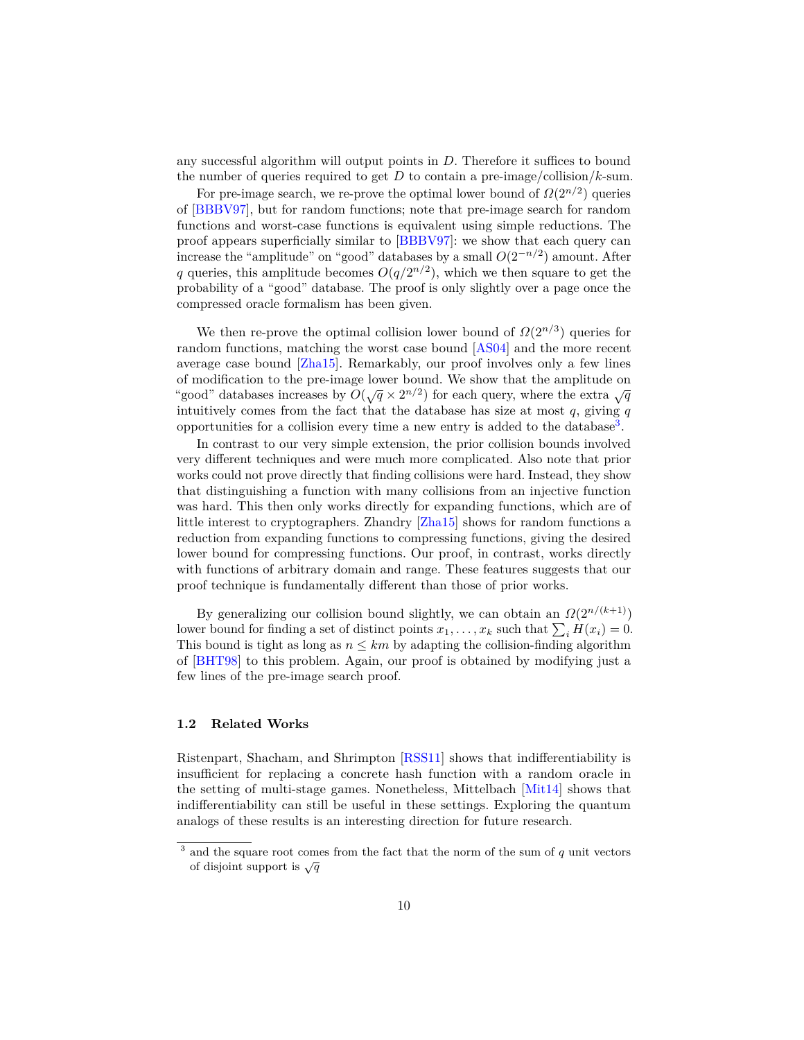any successful algorithm will output points in $D$. Therefore it suffices to bound the number of queries required to get $D$ to contain a pre-image/collision/$k$-sum.

For pre-image search, we re-prove the optimal lower bound of $\Omega(2^{n/2})$ queries of [BBBV97], but for random functions; note that pre-image search for random functions and worst-case functions is equivalent using simple reductions. The proof appears superficially similar to [BBBV97]: we show that each query can increase the "amplitude" on "good" databases by a small $O(2^{-n/2})$ amount. After $q$ queries, this amplitude becomes $O(q/2^{n/2})$, which we then square to get the probability of a "good" database. The proof is only slightly over a page once the compressed oracle formalism has been given.

We then re-prove the optimal collision lower bound of $\Omega(2^{n/3})$ queries for random functions, matching the worst case bound [AS04] and the more recent average case bound [Zha15]. Remarkably, our proof involves only a few lines of modification to the pre-image lower bound. We show that the amplitude on "good" databases increases by $O(\sqrt{q} \times 2^{n/2})$ for each query, where the extra $\sqrt{q}$ intuitively comes from the fact that the database has size at most $q$, giving $q$ opportunities for a collision every time a new entry is added to the database[3].

In contrast to our very simple extension, the prior collision bounds involved very different techniques and were much more complicated. Also note that prior works could not prove directly that finding collisions were hard. Instead, they show that distinguishing a function with many collisions from an injective function was hard. This then only works directly for expanding functions, which are of little interest to cryptographers. Zhandry [Zha15] shows for random functions a reduction from expanding functions to compressing functions, giving the desired lower bound for compressing functions. Our proof, in contrast, works directly with functions of arbitrary domain and range. These features suggests that our proof technique is fundamentally different than those of prior works.

By generalizing our collision bound slightly, we can obtain an $\Omega(2^{n/(k+1)})$ lower bound for finding a set of distinct points $x_1, \ldots, x_k$ such that $\sum_i H(x_i) = 0$. This bound is tight as long as $n \leq km$ by adapting the collision-finding algorithm of [BHT98] to this problem. Again, our proof is obtained by modifying just a few lines of the pre-image search proof.

### 1.2 Related Works

Ristenpart, Shacham, and Shrimpton [RSS11] shows that indifferentiability is insufficient for replacing a concrete hash function with a random oracle in the setting of multi-stage games. Nonetheless, Mittelbach [Mit14] shows that indifferentiability can still be useful in these settings. Exploring the quantum analogs of these results is an interesting direction for future research.

[3] and the square root comes from the fact that the norm of the sum of $q$ unit vectors of disjoint support is $\sqrt{q}$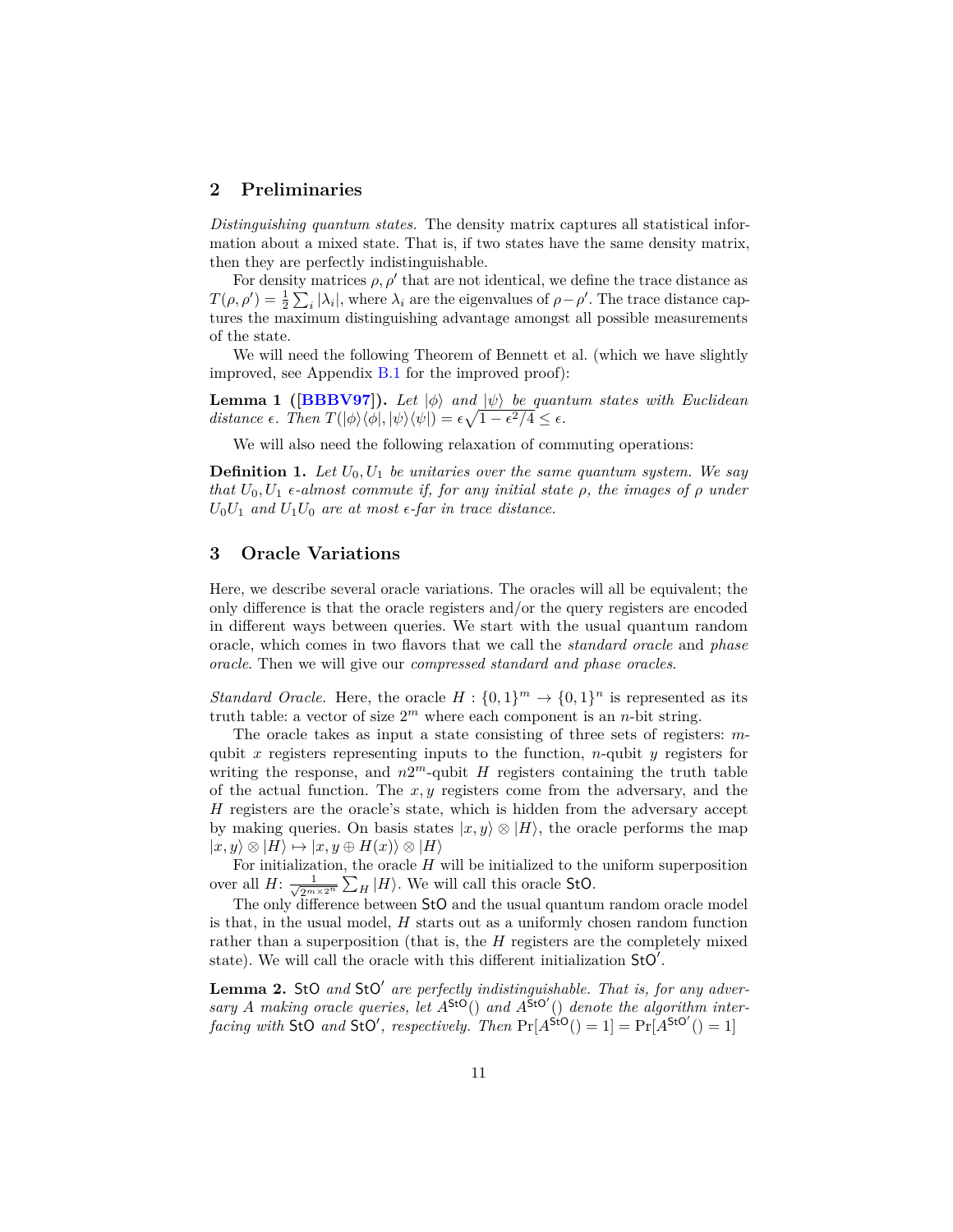## 2 Preliminaries

*Distinguishing quantum states.* The density matrix captures all statistical information about a mixed state. That is, if two states have the same density matrix, then they are perfectly indistinguishable.

For density matrices $\rho, \rho'$ that are not identical, we define the trace distance as $T(\rho, \rho') = \frac{1}{2}\sum_i |\lambda_i|$, where $\lambda_i$ are the eigenvalues of $\rho - \rho'$. The trace distance captures the maximum distinguishing advantage amongst all possible measurements of the state.

We will need the following Theorem of Bennett et al. (which we have slightly improved, see Appendix B.1 for the improved proof):

**Lemma 1 ([BBBV97]).** *Let $|\phi\rangle$ and $|\psi\rangle$ be quantum states with Euclidean distance $\epsilon$. Then $T(|\phi\rangle\langle\phi|, |\psi\rangle\langle\psi|) = \epsilon\sqrt{1-\epsilon^2/4} \leq \epsilon$.*

We will also need the following relaxation of commuting operations:

**Definition 1.** *Let $U_0, U_1$ be unitaries over the same quantum system. We say that $U_0, U_1$ $\epsilon$-almost commute if, for any initial state $\rho$, the images of $\rho$ under $U_0U_1$ and $U_1U_0$ are at most $\epsilon$-far in trace distance.*

## 3 Oracle Variations

Here, we describe several oracle variations. The oracles will all be equivalent; the only difference is that the oracle registers and/or the query registers are encoded in different ways between queries. We start with the usual quantum random oracle, which comes in two flavors that we call the *standard oracle* and *phase oracle*. Then we will give our *compressed standard and phase oracles*.

*Standard Oracle.* Here, the oracle $H : \{0,1\}^m \to \{0,1\}^n$ is represented as its truth table: a vector of size $2^m$ where each component is an $n$-bit string.

The oracle takes as input a state consisting of three sets of registers: $m$-qubit $x$ registers representing inputs to the function, $n$-qubit $y$ registers for writing the response, and $n2^m$-qubit $H$ registers containing the truth table of the actual function. The $x, y$ registers come from the adversary, and the $H$ registers are the oracle's state, which is hidden from the adversary accept by making queries. On basis states $|x, y\rangle \otimes |H\rangle$, the oracle performs the map $|x, y\rangle \otimes |H\rangle \mapsto |x, y \oplus H(x)\rangle \otimes |H\rangle$

For initialization, the oracle $H$ will be initialized to the uniform superposition over all $H$: $\frac{1}{\sqrt{2^{m\times 2^n}}}\sum_H |H\rangle$. We will call this oracle $\mathsf{StO}$.

The only difference between $\mathsf{StO}$ and the usual quantum random oracle model is that, in the usual model, $H$ starts out as a uniformly chosen random function rather than a superposition (that is, the $H$ registers are the completely mixed state). We will call the oracle with this different initialization $\mathsf{StO}'$.

**Lemma 2.** *$\mathsf{StO}$ and $\mathsf{StO}'$ are perfectly indistinguishable. That is, for any adversary $A$ making oracle queries, let $A^{\mathsf{StO}}()$ and $A^{\mathsf{StO}'}()$ denote the algorithm interfacing with $\mathsf{StO}$ and $\mathsf{StO}'$, respectively. Then* $\Pr[A^{\mathsf{StO}}() = 1] = \Pr[A^{\mathsf{StO}'}() = 1]$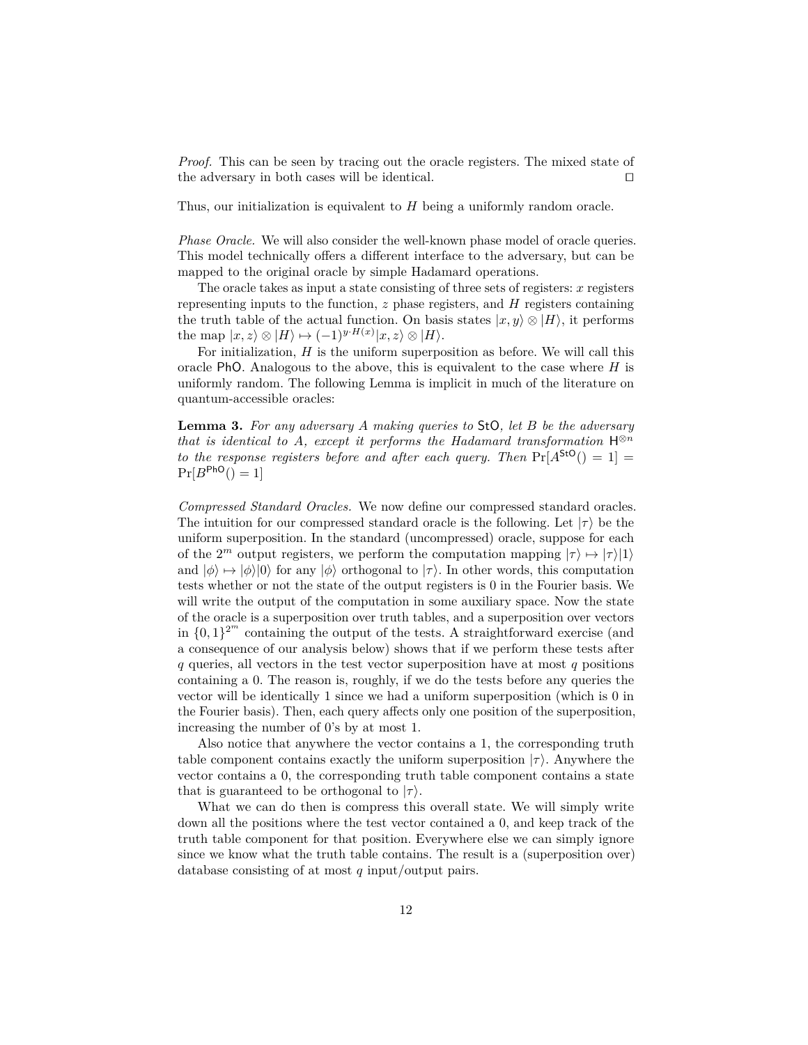*Proof.* This can be seen by tracing out the oracle registers. The mixed state of the adversary in both cases will be identical. $\square$

Thus, our initialization is equivalent to $H$ being a uniformly random oracle.

*Phase Oracle.* We will also consider the well-known phase model of oracle queries. This model technically offers a different interface to the adversary, but can be mapped to the original oracle by simple Hadamard operations.

The oracle takes as input a state consisting of three sets of registers: $x$ registers representing inputs to the function, $z$ phase registers, and $H$ registers containing the truth table of the actual function. On basis states $|x, y\rangle \otimes |H\rangle$, it performs the map $|x, z\rangle \otimes |H\rangle \mapsto (-1)^{y \cdot H(x)} |x, z\rangle \otimes |H\rangle$.

For initialization, $H$ is the uniform superposition as before. We will call this oracle $\mathsf{PhO}$. Analogous to the above, this is equivalent to the case where $H$ is uniformly random. The following Lemma is implicit in much of the literature on quantum-accessible oracles:

**Lemma 3.** *For any adversary $A$ making queries to $\mathsf{StO}$, let $B$ be the adversary that is identical to $A$, except it performs the Hadamard transformation $\mathsf{H}^{\otimes n}$ to the response registers before and after each query. Then* $\Pr[A^{\mathsf{StO}}() = 1] = \Pr[B^{\mathsf{PhO}}() = 1]$

*Compressed Standard Oracles.* We now define our compressed standard oracles. The intuition for our compressed standard oracle is the following. Let $|\tau\rangle$ be the uniform superposition. In the standard (uncompressed) oracle, suppose for each of the $2^m$ output registers, we perform the computation mapping $|\tau\rangle \mapsto |\tau\rangle|1\rangle$ and $|\phi\rangle \mapsto |\phi\rangle|0\rangle$ for any $|\phi\rangle$ orthogonal to $|\tau\rangle$. In other words, this computation tests whether or not the state of the output registers is 0 in the Fourier basis. We will write the output of the computation in some auxiliary space. Now the state of the oracle is a superposition over truth tables, and a superposition over vectors in $\{0,1\}^{2^m}$ containing the output of the tests. A straightforward exercise (and a consequence of our analysis below) shows that if we perform these tests after $q$ queries, all vectors in the test vector superposition have at most $q$ positions containing a 0. The reason is, roughly, if we do the tests before any queries the vector will be identically 1 since we had a uniform superposition (which is 0 in the Fourier basis). Then, each query affects only one position of the superposition, increasing the number of 0's by at most 1.

Also notice that anywhere the vector contains a 1, the corresponding truth table component contains exactly the uniform superposition $|\tau\rangle$. Anywhere the vector contains a 0, the corresponding truth table component contains a state that is guaranteed to be orthogonal to $|\tau\rangle$.

What we can do then is compress this overall state. We will simply write down all the positions where the test vector contained a 0, and keep track of the truth table component for that position. Everywhere else we can simply ignore since we know what the truth table contains. The result is a (superposition over) database consisting of at most $q$ input/output pairs.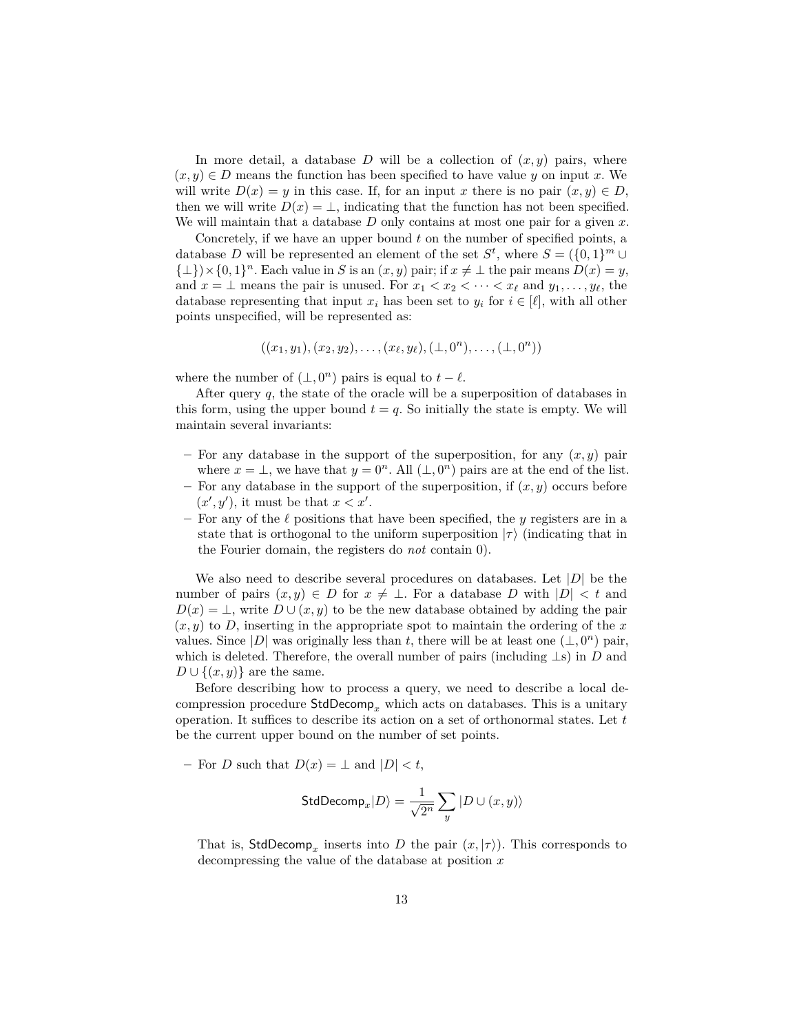In more detail, a database $D$ will be a collection of $(x, y)$ pairs, where $(x, y) \in D$ means the function has been specified to have value $y$ on input $x$. We will write $D(x) = y$ in this case. If, for an input $x$ there is no pair $(x, y) \in D$, then we will write $D(x) = \bot$, indicating that the function has not been specified. We will maintain that a database $D$ only contains at most one pair for a given $x$.

Concretely, if we have an upper bound $t$ on the number of specified points, a database $D$ will be represented an element of the set $S^t$, where $S = (\{0,1\}^m \cup \{\bot\}) \times \{0,1\}^n$. Each value in $S$ is an $(x, y)$ pair; if $x \neq \bot$ the pair means $D(x) = y$, and $x = \bot$ means the pair is unused. For $x_1 < x_2 < \cdots < x_\ell$ and $y_1, \ldots, y_\ell$, the database representing that input $x_i$ has been set to $y_i$ for $i \in [\ell]$, with all other points unspecified, will be represented as:

$$((x_1, y_1), (x_2, y_2), \ldots, (x_\ell, y_\ell), (\bot, 0^n), \ldots, (\bot, 0^n))$$

where the number of $(\bot, 0^n)$ pairs is equal to $t - \ell$.

After query $q$, the state of the oracle will be a superposition of databases in this form, using the upper bound $t = q$. So initially the state is empty. We will maintain several invariants:

- For any database in the support of the superposition, for any $(x, y)$ pair where $x = \bot$, we have that $y = 0^n$. All $(\bot, 0^n)$ pairs are at the end of the list.
- For any database in the support of the superposition, if $(x, y)$ occurs before $(x', y')$, it must be that $x < x'$.
- For any of the $\ell$ positions that have been specified, the $y$ registers are in a state that is orthogonal to the uniform superposition $|\tau\rangle$ (indicating that in the Fourier domain, the registers do *not* contain 0).

We also need to describe several procedures on databases. Let $|D|$ be the number of pairs $(x, y) \in D$ for $x \neq \bot$. For a database $D$ with $|D| < t$ and $D(x) = \bot$, write $D \cup (x, y)$ to be the new database obtained by adding the pair $(x, y)$ to $D$, inserting in the appropriate spot to maintain the ordering of the $x$ values. Since $|D|$ was originally less than $t$, there will be at least one $(\bot, 0^n)$ pair, which is deleted. Therefore, the overall number of pairs (including $\bot$s) in $D$ and $D \cup \{(x, y)\}$ are the same.

Before describing how to process a query, we need to describe a local decompression procedure $\mathsf{StdDecomp}_x$ which acts on databases. This is a unitary operation. It suffices to describe its action on a set of orthonormal states. Let $t$ be the current upper bound on the number of set points.

- For $D$ such that $D(x) = \bot$ and $|D| < t$,

$$\mathsf{StdDecomp}_x |D\rangle = \frac{1}{\sqrt{2^n}} \sum_y |D \cup (x, y)\rangle$$

That is, $\mathsf{StdDecomp}_x$ inserts into $D$ the pair $(x, |\tau\rangle)$. This corresponds to decompressing the value of the database at position $x$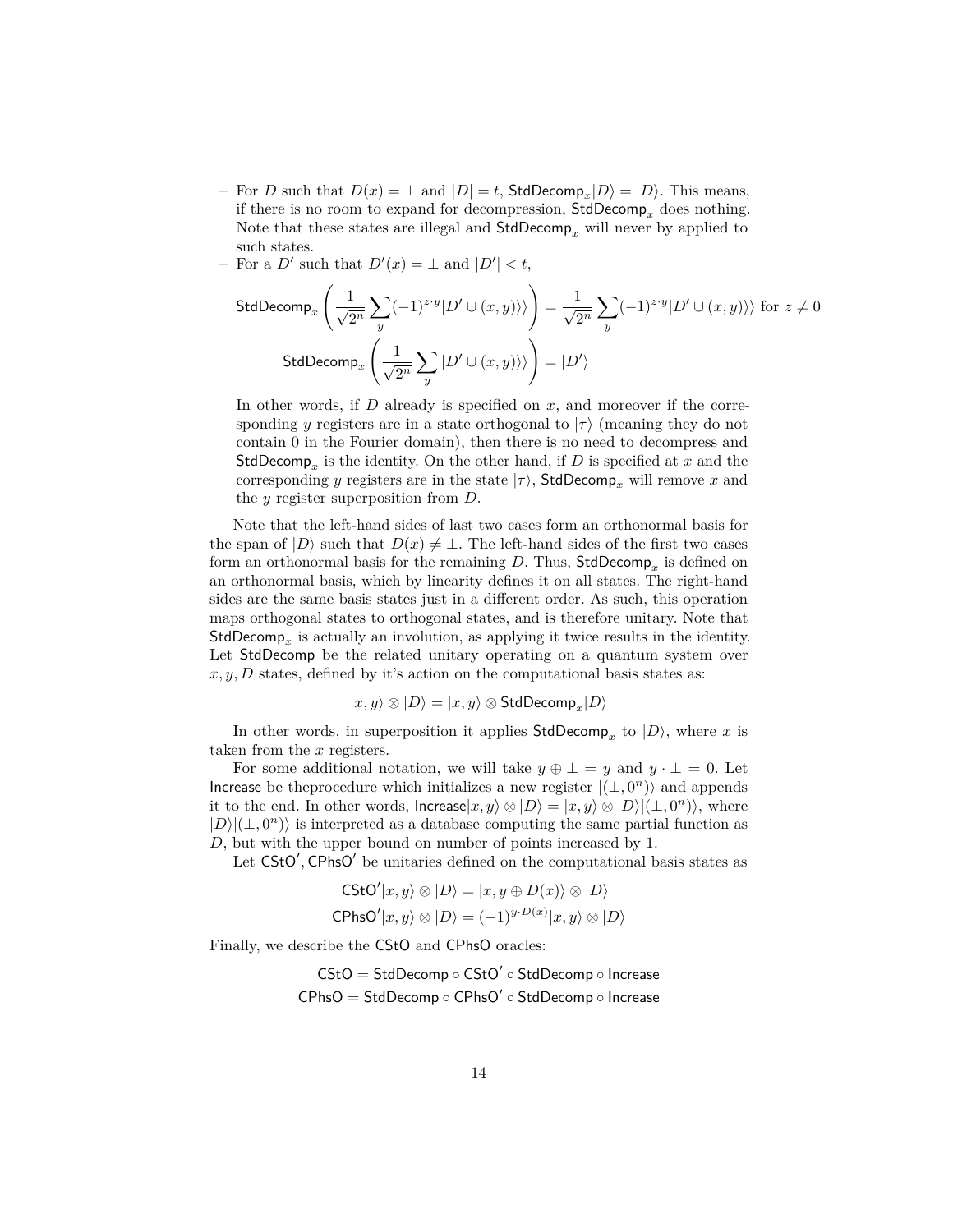– For $D$ such that $D(x) = \bot$ and $|D| = t$, $\mathsf{StdDecomp}_x|D\rangle = |D\rangle$. This means, if there is no room to expand for decompression, $\mathsf{StdDecomp}_x$ does nothing. Note that these states are illegal and $\mathsf{StdDecomp}_x$ will never by applied to such states.

– For a $D'$ such that $D'(x) = \bot$ and $|D'| < t$,

$$\mathsf{StdDecomp}_x\left(\frac{1}{\sqrt{2^n}}\sum_y (-1)^{z\cdot y}|D' \cup (x,y)\rangle\rangle\right) = \frac{1}{\sqrt{2^n}}\sum_y (-1)^{z\cdot y}|D' \cup (x,y)\rangle\rangle \text{ for } z \neq 0$$

$$\mathsf{StdDecomp}_x\left(\frac{1}{\sqrt{2^n}}\sum_y |D' \cup (x,y)\rangle\rangle\right) = |D'\rangle$$

In other words, if $D$ already is specified on $x$, and moreover if the corresponding $y$ registers are in a state orthogonal to $|\tau\rangle$ (meaning they do not contain 0 in the Fourier domain), then there is no need to decompress and $\mathsf{StdDecomp}_x$ is the identity. On the other hand, if $D$ is specified at $x$ and the corresponding $y$ registers are in the state $|\tau\rangle$, $\mathsf{StdDecomp}_x$ will remove $x$ and the $y$ register superposition from $D$.

Note that the left-hand sides of last two cases form an orthonormal basis for the span of $|D\rangle$ such that $D(x) \neq \bot$. The left-hand sides of the first two cases form an orthonormal basis for the remaining $D$. Thus, $\mathsf{StdDecomp}_x$ is defined on an orthonormal basis, which by linearity defines it on all states. The right-hand sides are the same basis states just in a different order. As such, this operation maps orthogonal states to orthogonal states, and is therefore unitary. Note that $\mathsf{StdDecomp}_x$ is actually an involution, as applying it twice results in the identity. Let $\mathsf{StdDecomp}$ be the related unitary operating on a quantum system over $x, y, D$ states, defined by it's action on the computational basis states as:

$$|x,y\rangle \otimes |D\rangle = |x,y\rangle \otimes \mathsf{StdDecomp}_x|D\rangle$$

In other words, in superposition it applies $\mathsf{StdDecomp}_x$ to $|D\rangle$, where $x$ is taken from the $x$ registers.

For some additional notation, we will take $y \oplus \bot = y$ and $y \cdot \bot = 0$. Let $\mathsf{Increase}$ be theprocedure which initializes a new register $|(\bot, 0^n)\rangle$ and appends it to the end. In other words, $\mathsf{Increase}|x,y\rangle \otimes |D\rangle = |x,y\rangle \otimes |D\rangle|(\bot, 0^n)\rangle$, where $|D\rangle|(\bot, 0^n)\rangle$ is interpreted as a database computing the same partial function as $D$, but with the upper bound on number of points increased by 1.

Let $\mathsf{CStO}', \mathsf{CPhsO}'$ be unitaries defined on the computational basis states as

$$\mathsf{CStO}'|x,y\rangle \otimes |D\rangle = |x, y \oplus D(x)\rangle \otimes |D\rangle$$
$$\mathsf{CPhsO}'|x,y\rangle \otimes |D\rangle = (-1)^{y\cdot D(x)}|x,y\rangle \otimes |D\rangle$$

Finally, we describe the $\mathsf{CStO}$ and $\mathsf{CPhsO}$ oracles:

$$\mathsf{CStO} = \mathsf{StdDecomp} \circ \mathsf{CStO}' \circ \mathsf{StdDecomp} \circ \mathsf{Increase}$$
$$\mathsf{CPhsO} = \mathsf{StdDecomp} \circ \mathsf{CPhsO}' \circ \mathsf{StdDecomp} \circ \mathsf{Increase}$$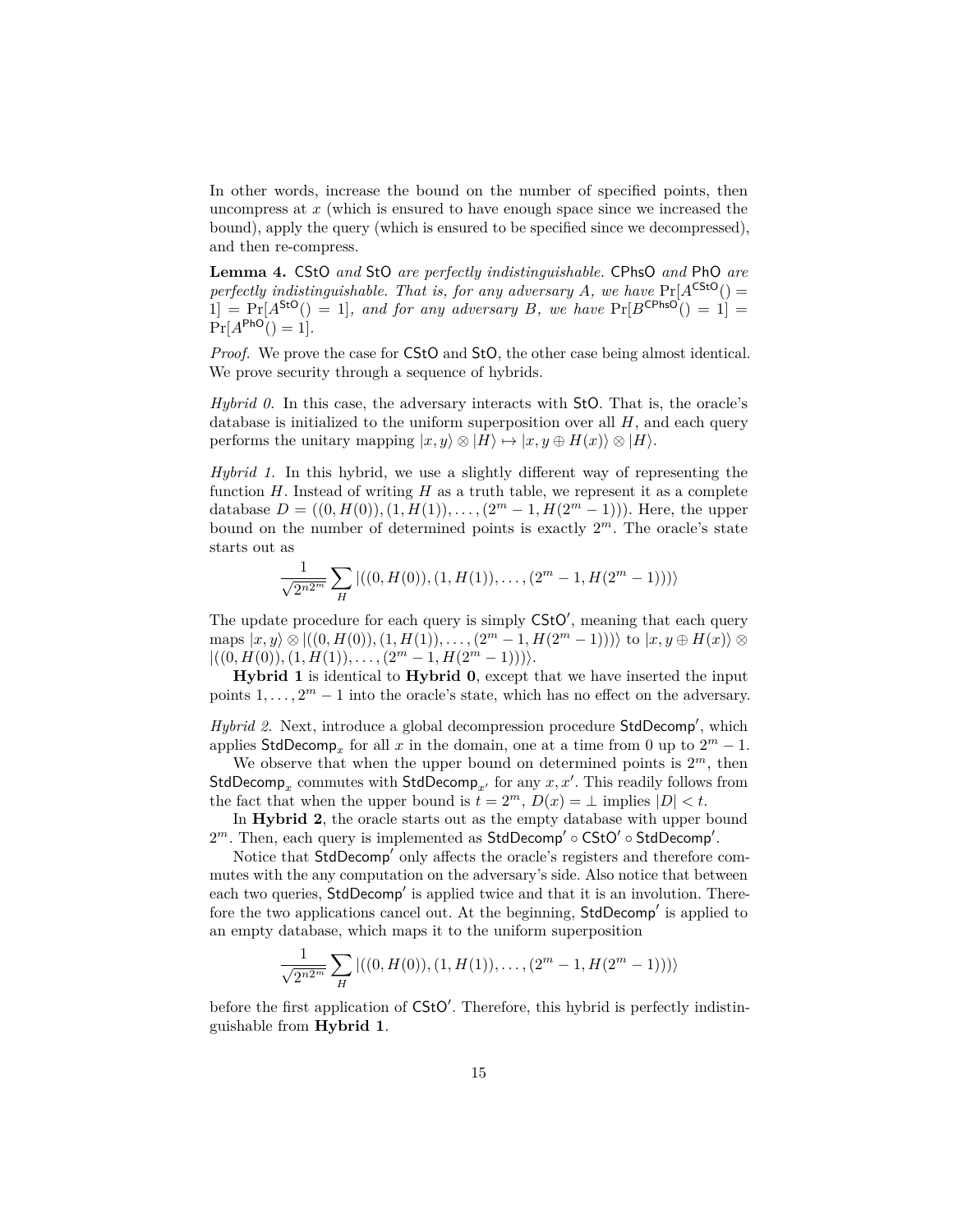In other words, increase the bound on the number of specified points, then uncompress at $x$ (which is ensured to have enough space since we increased the bound), apply the query (which is ensured to be specified since we decompressed), and then re-compress.

**Lemma 4.** $\mathsf{CStO}$ *and* $\mathsf{StO}$ *are perfectly indistinguishable.* $\mathsf{CPhsO}$ *and* $\mathsf{PhO}$ *are perfectly indistinguishable. That is, for any adversary $A$, we have* $\Pr[A^{\mathsf{CStO}}() = 1] = \Pr[A^{\mathsf{StO}}() = 1]$*, and for any adversary $B$, we have* $\Pr[B^{\mathsf{CPhsO}}() = 1] = \Pr[A^{\mathsf{PhO}}() = 1]$.

*Proof.* We prove the case for $\mathsf{CStO}$ and $\mathsf{StO}$, the other case being almost identical. We prove security through a sequence of hybrids.

*Hybrid 0.* In this case, the adversary interacts with $\mathsf{StO}$. That is, the oracle's database is initialized to the uniform superposition over all $H$, and each query performs the unitary mapping $|x, y\rangle \otimes |H\rangle \mapsto |x, y \oplus H(x)\rangle \otimes |H\rangle$.

*Hybrid 1.* In this hybrid, we use a slightly different way of representing the function $H$. Instead of writing $H$ as a truth table, we represent it as a complete database $D = ((0, H(0)), (1, H(1)), \dots, (2^m - 1, H(2^m - 1)))$. Here, the upper bound on the number of determined points is exactly $2^m$. The oracle's state starts out as

$$\frac{1}{\sqrt{2^{n2^m}}} \sum_H |((0, H(0)), (1, H(1)), \dots, (2^m - 1, H(2^m - 1)))\rangle$$

The update procedure for each query is simply $\mathsf{CStO}'$, meaning that each query maps $|x, y\rangle \otimes |((0, H(0)), (1, H(1)), \dots, (2^m - 1, H(2^m - 1)))\rangle$ to $|x, y \oplus H(x)\rangle \otimes |((0, H(0)), (1, H(1)), \dots, (2^m - 1, H(2^m - 1)))\rangle$.

**Hybrid 1** is identical to **Hybrid 0**, except that we have inserted the input points $1, \dots, 2^m - 1$ into the oracle's state, which has no effect on the adversary.

*Hybrid 2.* Next, introduce a global decompression procedure $\mathsf{StdDecomp}'$, which applies $\mathsf{StdDecomp}_x$ for all $x$ in the domain, one at a time from 0 up to $2^m - 1$.

We observe that when the upper bound on determined points is $2^m$, then $\mathsf{StdDecomp}_x$ commutes with $\mathsf{StdDecomp}_{x'}$ for any $x, x'$. This readily follows from the fact that when the upper bound is $t = 2^m$, $D(x) = \bot$ implies $|D| < t$.

In **Hybrid 2**, the oracle starts out as the empty database with upper bound $2^m$. Then, each query is implemented as $\mathsf{StdDecomp}' \circ \mathsf{CStO}' \circ \mathsf{StdDecomp}'$.

Notice that $\mathsf{StdDecomp}'$ only affects the oracle's registers and therefore commutes with the any computation on the adversary's side. Also notice that between each two queries, $\mathsf{StdDecomp}'$ is applied twice and that it is an involution. Therefore the two applications cancel out. At the beginning, $\mathsf{StdDecomp}'$ is applied to an empty database, which maps it to the uniform superposition

$$\frac{1}{\sqrt{2^{n2^m}}} \sum_H |((0, H(0)), (1, H(1)), \dots, (2^m - 1, H(2^m - 1)))\rangle$$

before the first application of $\mathsf{CStO}'$. Therefore, this hybrid is perfectly indistinguishable from **Hybrid 1**.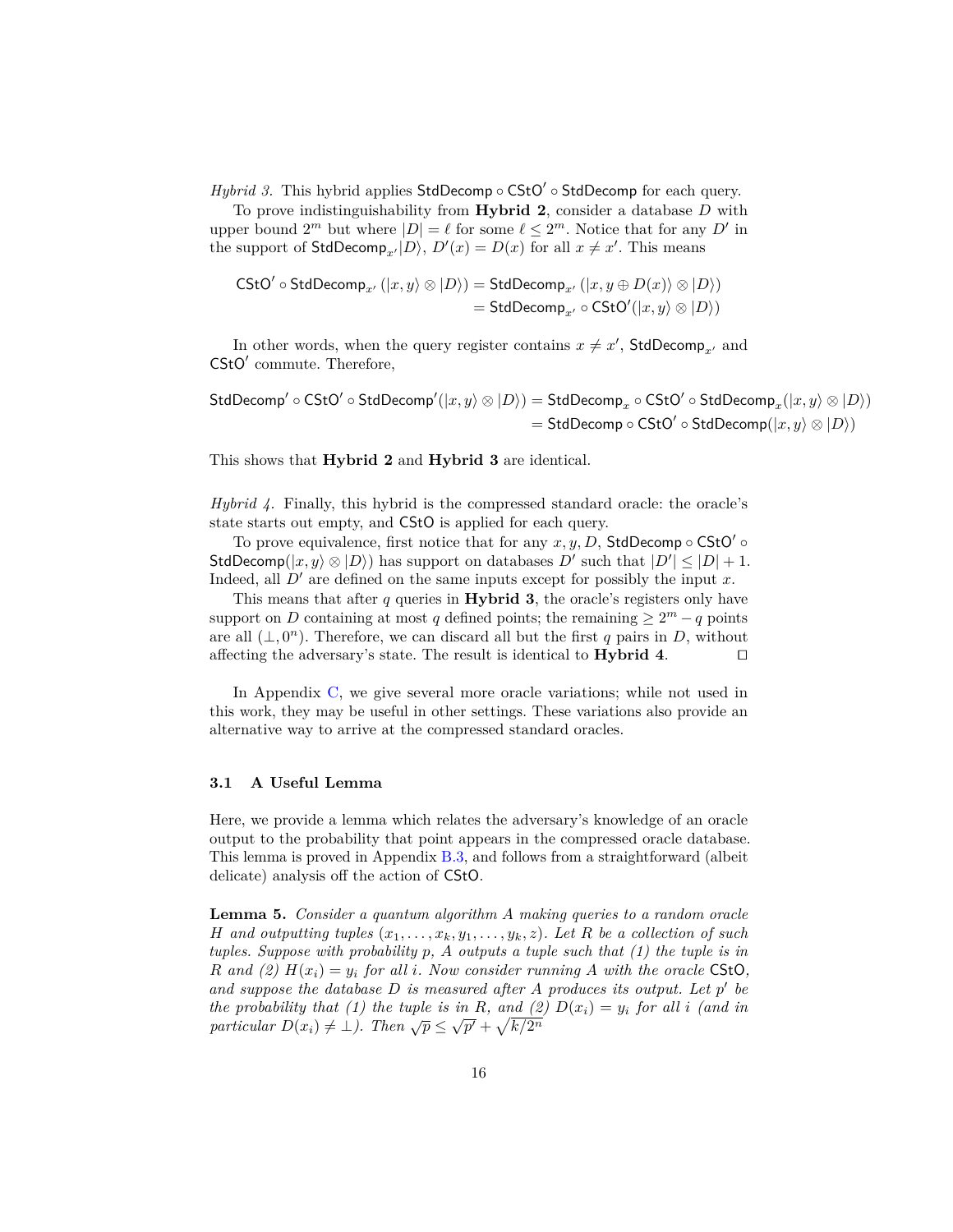*Hybrid 3.* This hybrid applies $\mathsf{StdDecomp} \circ \mathsf{CStO}' \circ \mathsf{StdDecomp}$ for each query.

To prove indistinguishability from **Hybrid 2**, consider a database $D$ with upper bound $2^m$ but where $|D| = \ell$ for some $\ell \le 2^m$. Notice that for any $D'$ in the support of $\mathsf{StdDecomp}_{x'}|D\rangle$, $D'(x) = D(x)$ for all $x \ne x'$. This means

$$\begin{aligned}\mathsf{CStO}' \circ \mathsf{StdDecomp}_{x'}\left(|x, y\rangle \otimes |D\rangle\right) &= \mathsf{StdDecomp}_{x'}\left(|x, y \oplus D(x)\rangle \otimes |D\rangle\right) \\ &= \mathsf{StdDecomp}_{x'} \circ \mathsf{CStO}'(|x, y\rangle \otimes |D\rangle)\end{aligned}$$

In other words, when the query register contains $x \ne x'$, $\mathsf{StdDecomp}_{x'}$ and $\mathsf{CStO}'$ commute. Therefore,

$$\begin{aligned}\mathsf{StdDecomp}' \circ \mathsf{CStO}' \circ \mathsf{StdDecomp}'(|x, y\rangle \otimes |D\rangle) &= \mathsf{StdDecomp}_x \circ \mathsf{CStO}' \circ \mathsf{StdDecomp}_x(|x, y\rangle \otimes |D\rangle) \\ &= \mathsf{StdDecomp} \circ \mathsf{CStO}' \circ \mathsf{StdDecomp}(|x, y\rangle \otimes |D\rangle)\end{aligned}$$

This shows that **Hybrid 2** and **Hybrid 3** are identical.

*Hybrid 4.* Finally, this hybrid is the compressed standard oracle: the oracle's state starts out empty, and $\mathsf{CStO}$ is applied for each query.

To prove equivalence, first notice that for any $x, y, D$, $\mathsf{StdDecomp} \circ \mathsf{CStO}' \circ \mathsf{StdDecomp}(|x, y\rangle \otimes |D\rangle)$ has support on databases $D'$ such that $|D'| \le |D| + 1$. Indeed, all $D'$ are defined on the same inputs except for possibly the input $x$.

This means that after $q$ queries in **Hybrid 3**, the oracle's registers only have support on $D$ containing at most $q$ defined points; the remaining $\ge 2^m - q$ points are all $(\bot, 0^n)$. Therefore, we can discard all but the first $q$ pairs in $D$, without affecting the adversary's state. The result is identical to **Hybrid 4**. $\square$

In Appendix C, we give several more oracle variations; while not used in this work, they may be useful in other settings. These variations also provide an alternative way to arrive at the compressed standard oracles.

### 3.1 A Useful Lemma

Here, we provide a lemma which relates the adversary's knowledge of an oracle output to the probability that point appears in the compressed oracle database. This lemma is proved in Appendix B.3, and follows from a straightforward (albeit delicate) analysis off the action of $\mathsf{CStO}$.

**Lemma 5.** *Consider a quantum algorithm $A$ making queries to a random oracle $H$ and outputting tuples $(x_1, \dots, x_k, y_1, \dots, y_k, z)$. Let $R$ be a collection of such tuples. Suppose with probability $p$, $A$ outputs a tuple such that (1) the tuple is in $R$ and (2) $H(x_i) = y_i$ for all $i$. Now consider running $A$ with the oracle $\mathsf{CStO}$, and suppose the database $D$ is measured after $A$ produces its output. Let $p'$ be the probability that (1) the tuple is in $R$, and (2) $D(x_i) = y_i$ for all $i$ (and in particular $D(x_i) \ne \bot$). Then $\sqrt{p} \le \sqrt{p'} + \sqrt{k/2^n}$*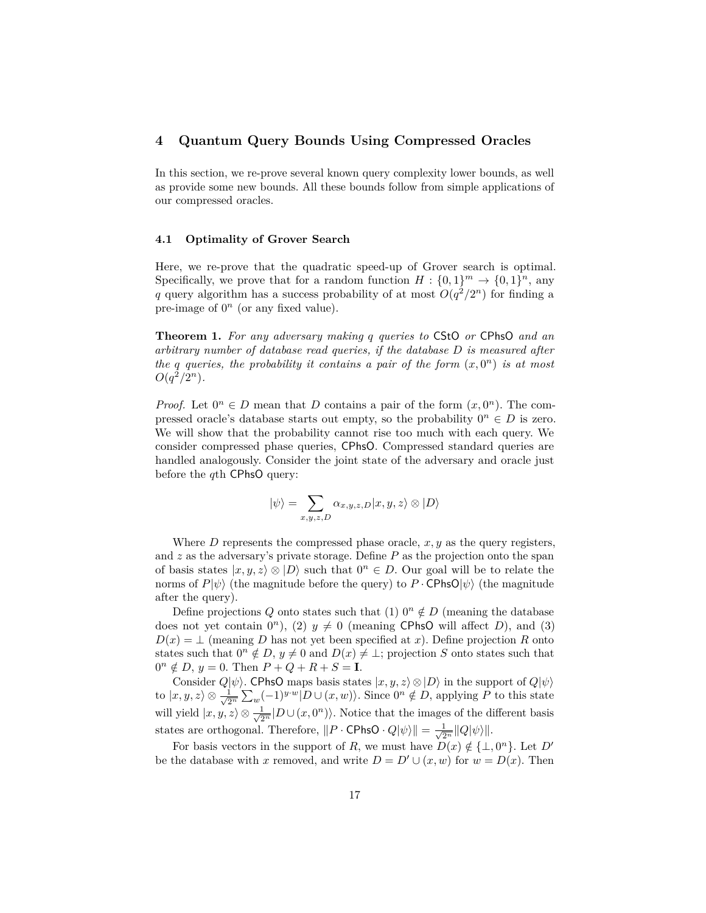## 4 Quantum Query Bounds Using Compressed Oracles

In this section, we re-prove several known query complexity lower bounds, as well as provide some new bounds. All these bounds follow from simple applications of our compressed oracles.

### 4.1 Optimality of Grover Search

Here, we re-prove that the quadratic speed-up of Grover search is optimal. Specifically, we prove that for a random function $H : \{0,1\}^m \to \{0,1\}^n$, any $q$ query algorithm has a success probability of at most $O(q^2/2^n)$ for finding a pre-image of $0^n$ (or any fixed value).

**Theorem 1.** *For any adversary making $q$ queries to* $\mathsf{CStO}$ *or* $\mathsf{CPhsO}$ *and an arbitrary number of database read queries, if the database $D$ is measured after the $q$ queries, the probability it contains a pair of the form $(x, 0^n)$ is at most $O(q^2/2^n)$.*

*Proof.* Let $0^n \in D$ mean that $D$ contains a pair of the form $(x, 0^n)$. The compressed oracle's database starts out empty, so the probability $0^n \in D$ is zero. We will show that the probability cannot rise too much with each query. We consider compressed phase queries, $\mathsf{CPhsO}$. Compressed standard queries are handled analogously. Consider the joint state of the adversary and oracle just before the $q$th $\mathsf{CPhsO}$ query:

$$|\psi\rangle = \sum_{x,y,z,D} \alpha_{x,y,z,D} |x, y, z\rangle \otimes |D\rangle$$

Where $D$ represents the compressed phase oracle, $x, y$ as the query registers, and $z$ as the adversary's private storage. Define $P$ as the projection onto the span of basis states $|x, y, z\rangle \otimes |D\rangle$ such that $0^n \in D$. Our goal will be to relate the norms of $P|\psi\rangle$ (the magnitude before the query) to $P \cdot \mathsf{CPhsO}|\psi\rangle$ (the magnitude after the query).

Define projections $Q$ onto states such that (1) $0^n \notin D$ (meaning the database does not yet contain $0^n$), (2) $y \neq 0$ (meaning $\mathsf{CPhsO}$ will affect $D$), and (3) $D(x) = \bot$ (meaning $D$ has not yet been specified at $x$). Define projection $R$ onto states such that $0^n \notin D$, $y \neq 0$ and $D(x) \neq \bot$; projection $S$ onto states such that $0^n \notin D$, $y = 0$. Then $P + Q + R + S = \mathbf{I}$.

Consider $Q|\psi\rangle$. $\mathsf{CPhsO}$ maps basis states $|x, y, z\rangle \otimes |D\rangle$ in the support of $Q|\psi\rangle$ to $|x, y, z\rangle \otimes \frac{1}{\sqrt{2^n}} \sum_w (-1)^{y \cdot w} |D \cup (x, w)\rangle$. Since $0^n \notin D$, applying $P$ to this state will yield $|x, y, z\rangle \otimes \frac{1}{\sqrt{2^n}} |D \cup (x, 0^n)\rangle$. Notice that the images of the different basis states are orthogonal. Therefore, $\|P \cdot \mathsf{CPhsO} \cdot Q|\psi\rangle\| = \frac{1}{\sqrt{2^n}} \|Q|\psi\rangle\|$.

For basis vectors in the support of $R$, we must have $D(x) \notin \{\bot, 0^n\}$. Let $D'$ be the database with $x$ removed, and write $D = D' \cup (x, w)$ for $w = D(x)$. Then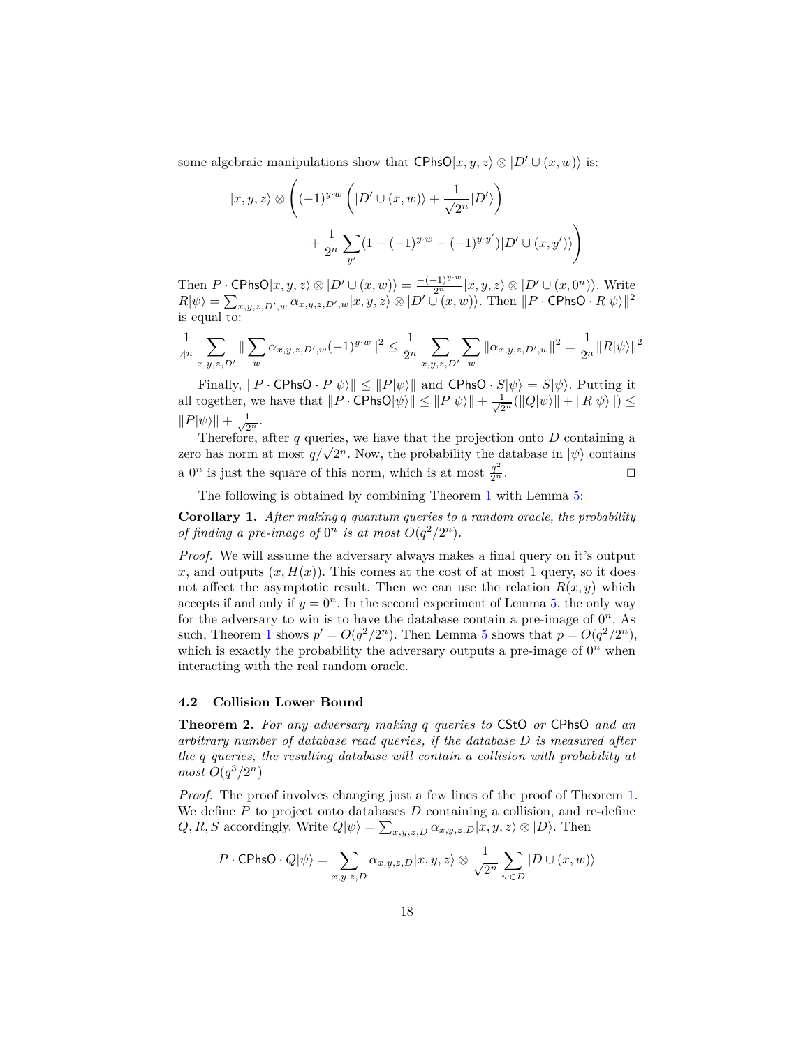some algebraic manipulations show that $\mathsf{CPhsO}|x,y,z\rangle \otimes |D' \cup (x,w)\rangle$ is:

$$|x,y,z\rangle \otimes \left( (-1)^{y\cdot w} \left( |D' \cup (x,w)\rangle + \frac{1}{\sqrt{2^n}}|D'\rangle \right) + \frac{1}{2^n}\sum_{y'} (1 - (-1)^{y\cdot w} - (-1)^{y\cdot y'})|D' \cup (x,y')\rangle \right)$$

Then $P \cdot \mathsf{CPhsO}|x,y,z\rangle \otimes |D' \cup (x,w)\rangle = \frac{-(-1)^{y\cdot w}}{2^n}|x,y,z\rangle \otimes |D' \cup (x,0^n)\rangle$. Write $R|\psi\rangle = \sum_{x,y,z,D',w} \alpha_{x,y,z,D',w}|x,y,z\rangle \otimes |D' \cup (x,w)\rangle$. Then $\|P \cdot \mathsf{CPhsO} \cdot R|\psi\rangle\|^2$ is equal to:

$$\frac{1}{4^n}\sum_{x,y,z,D'} \|\sum_w \alpha_{x,y,z,D',w}(-1)^{y\cdot w}\|^2 \leq \frac{1}{2^n}\sum_{x,y,z,D'}\sum_w \|\alpha_{x,y,z,D',w}\|^2 = \frac{1}{2^n}\|R|\psi\rangle\|^2$$

Finally, $\|P \cdot \mathsf{CPhsO} \cdot P|\psi\rangle\| \leq \|P|\psi\rangle\|$ and $\mathsf{CPhsO} \cdot S|\psi\rangle = S|\psi\rangle$. Putting it all together, we have that $\|P \cdot \mathsf{CPhsO}|\psi\rangle\| \leq \|P|\psi\rangle\| + \frac{1}{\sqrt{2^n}}(\|Q|\psi\rangle\| + \|R|\psi\rangle\|) \leq \|P|\psi\rangle\| + \frac{1}{\sqrt{2^n}}$.

Therefore, after $q$ queries, we have that the projection onto $D$ containing a zero has norm at most $q/\sqrt{2^n}$. Now, the probability the database in $|\psi\rangle$ contains a $0^n$ is just the square of this norm, which is at most $\frac{q^2}{2^n}$. ◻

The following is obtained by combining Theorem 1 with Lemma 5:

**Corollary 1.** *After making q quantum queries to a random oracle, the probability of finding a pre-image of $0^n$ is at most $O(q^2/2^n)$.*

*Proof.* We will assume the adversary always makes a final query on it's output $x$, and outputs $(x, H(x))$. This comes at the cost of at most 1 query, so it does not affect the asymptotic result. Then we can use the relation $R(x,y)$ which accepts if and only if $y = 0^n$. In the second experiment of Lemma 5, the only way for the adversary to win is to have the database contain a pre-image of $0^n$. As such, Theorem 1 shows $p' = O(q^2/2^n)$. Then Lemma 5 shows that $p = O(q^2/2^n)$, which is exactly the probability the adversary outputs a pre-image of $0^n$ when interacting with the real random oracle.

### 4.2 Collision Lower Bound

**Theorem 2.** *For any adversary making $q$ queries to $\mathsf{CStO}$ or $\mathsf{CPhsO}$ and an arbitrary number of database read queries, if the database $D$ is measured after the $q$ queries, the resulting database will contain a collision with probability at most $O(q^3/2^n)$*

*Proof.* The proof involves changing just a few lines of the proof of Theorem 1. We define $P$ to project onto databases $D$ containing a collision, and re-define $Q, R, S$ accordingly. Write $Q|\psi\rangle = \sum_{x,y,z,D} \alpha_{x,y,z,D}|x,y,z\rangle \otimes |D\rangle$. Then

$$P \cdot \mathsf{CPhsO} \cdot Q|\psi\rangle = \sum_{x,y,z,D} \alpha_{x,y,z,D}|x,y,z\rangle \otimes \frac{1}{\sqrt{2^n}}\sum_{w\in D}|D \cup (x,w)\rangle$$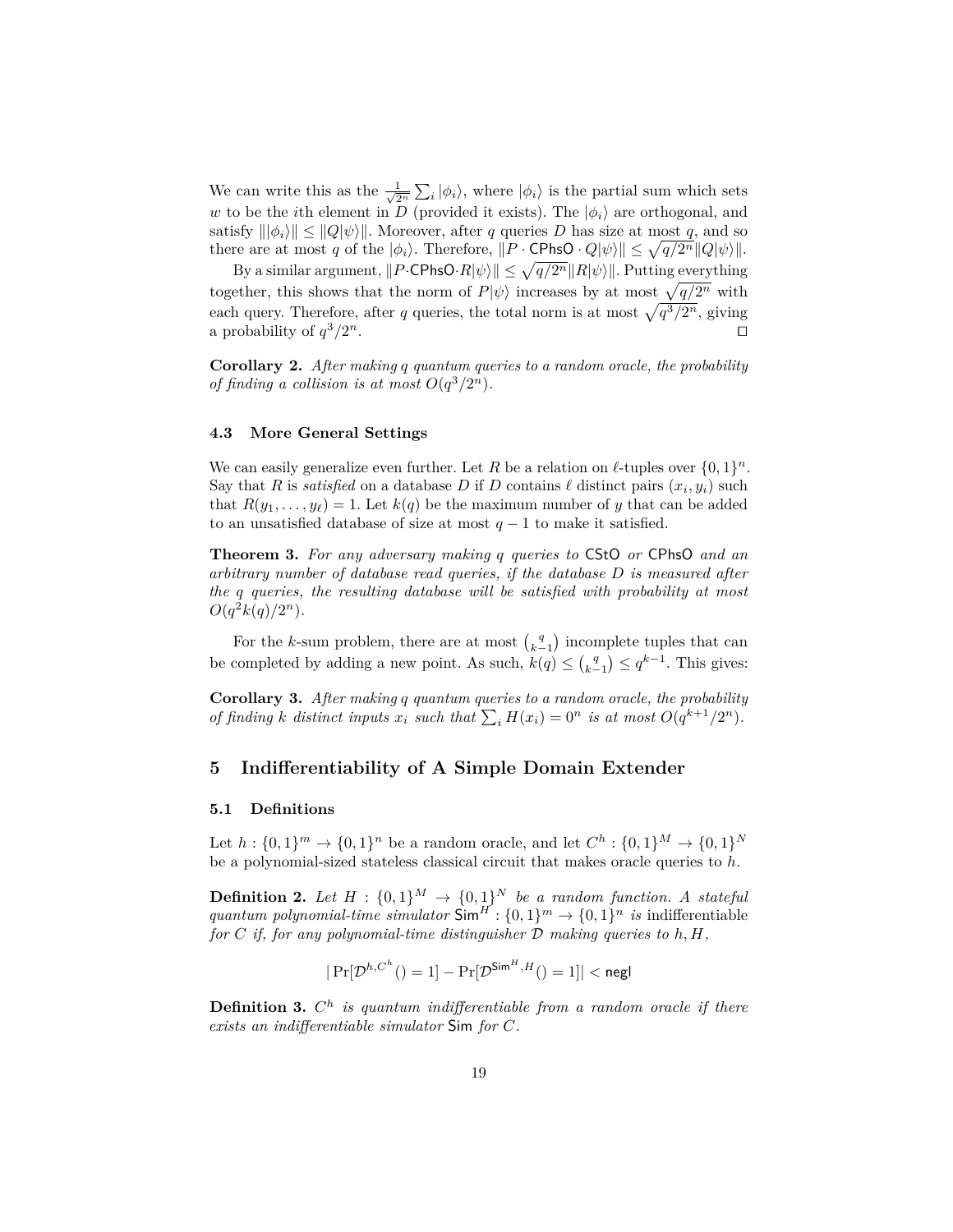We can write this as the $\frac{1}{\sqrt{2^n}}\sum_i |\phi_i\rangle$, where $|\phi_i\rangle$ is the partial sum which sets $w$ to be the $i$th element in $D$ (provided it exists). The $|\phi_i\rangle$ are orthogonal, and satisfy $\||\phi_i\rangle\| \leq \|Q|\psi\rangle\|$. Moreover, after $q$ queries $D$ has size at most $q$, and so there are at most $q$ of the $|\phi_i\rangle$. Therefore, $\|P \cdot \mathsf{CPhsO} \cdot Q|\psi\rangle\| \leq \sqrt{q/2^n}\|Q|\psi\rangle\|$.

By a similar argument, $\|P \cdot \mathsf{CPhsO} \cdot R|\psi\rangle\| \leq \sqrt{q/2^n}\|R|\psi\rangle\|$. Putting everything together, this shows that the norm of $P|\psi\rangle$ increases by at most $\sqrt{q/2^n}$ with each query. Therefore, after $q$ queries, the total norm is at most $\sqrt{q^3/2^n}$, giving a probability of $q^3/2^n$. ◻

**Corollary 2.** *After making $q$ quantum queries to a random oracle, the probability of finding a collision is at most $O(q^3/2^n)$.*

### 4.3 More General Settings

We can easily generalize even further. Let $R$ be a relation on $\ell$-tuples over $\{0,1\}^n$. Say that $R$ is *satisfied* on a database $D$ if $D$ contains $\ell$ distinct pairs $(x_i, y_i)$ such that $R(y_1, \dots, y_\ell) = 1$. Let $k(q)$ be the maximum number of $y$ that can be added to an unsatisfied database of size at most $q-1$ to make it satisfied.

**Theorem 3.** *For any adversary making $q$ queries to $\mathsf{CStO}$ or $\mathsf{CPhsO}$ and an arbitrary number of database read queries, if the database $D$ is measured after the $q$ queries, the resulting database will be satisfied with probability at most $O(q^2 k(q)/2^n)$.*

For the $k$-sum problem, there are at most $\binom{q}{k-1}$ incomplete tuples that can be completed by adding a new point. As such, $k(q) \leq \binom{q}{k-1} \leq q^{k-1}$. This gives:

**Corollary 3.** *After making $q$ quantum queries to a random oracle, the probability of finding $k$ distinct inputs $x_i$ such that $\sum_i H(x_i) = 0^n$ is at most $O(q^{k+1}/2^n)$.*

## 5 Indifferentiability of A Simple Domain Extender

### 5.1 Definitions

Let $h : \{0,1\}^m \to \{0,1\}^n$ be a random oracle, and let $C^h : \{0,1\}^M \to \{0,1\}^N$ be a polynomial-sized stateless classical circuit that makes oracle queries to $h$.

**Definition 2.** *Let $H : \{0,1\}^M \to \{0,1\}^N$ be a random function. A stateful quantum polynomial-time simulator $\mathsf{Sim}^H : \{0,1\}^m \to \{0,1\}^n$ is* indifferentiable *for $C$ if, for any polynomial-time distinguisher $\mathcal{D}$ making queries to $h, H$,*

$$|\Pr[\mathcal{D}^{h,C^h}() = 1] - \Pr[\mathcal{D}^{\mathsf{Sim}^H,H}() = 1]| < \mathsf{negl}$$

**Definition 3.** *$C^h$ is quantum indifferentiable from a random oracle if there exists an indifferentiable simulator $\mathsf{Sim}$ for $C$.*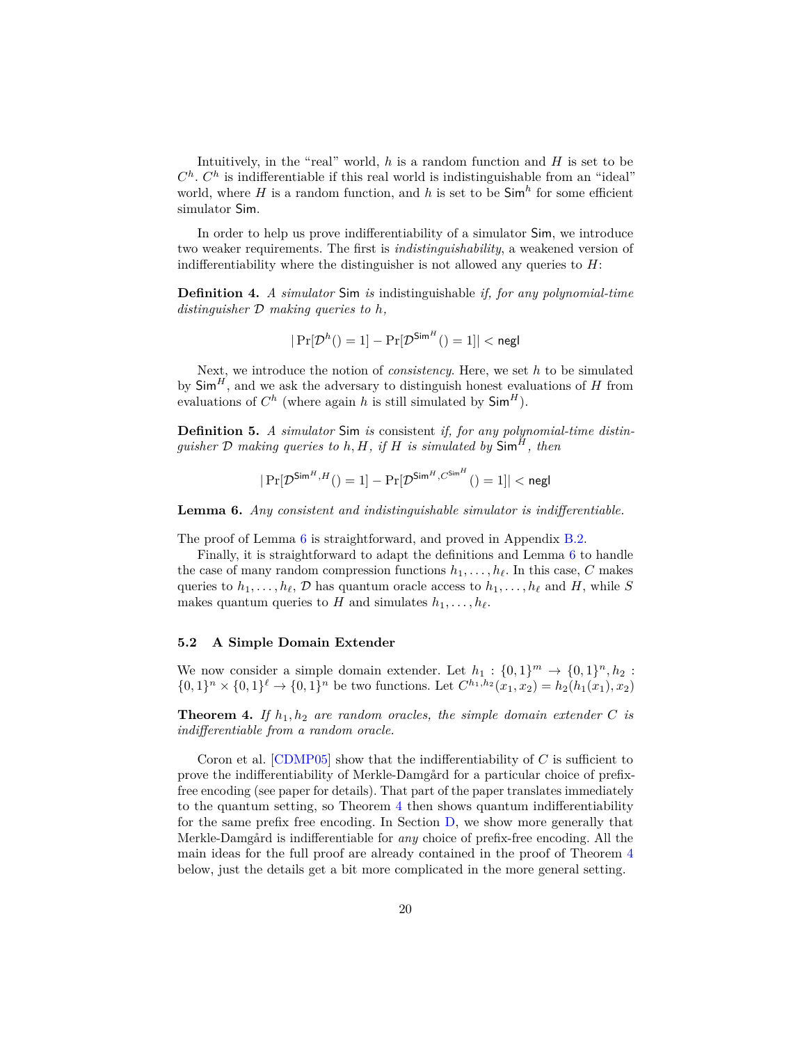Intuitively, in the "real" world, $h$ is a random function and $H$ is set to be $C^h$. $C^h$ is indifferentiable if this real world is indistinguishable from an "ideal" world, where $H$ is a random function, and $h$ is set to be $\mathsf{Sim}^h$ for some efficient simulator $\mathsf{Sim}$.

In order to help us prove indifferentiability of a simulator $\mathsf{Sim}$, we introduce two weaker requirements. The first is *indistinguishability*, a weakened version of indifferentiability where the distinguisher is not allowed any queries to $H$:

**Definition 4.** *A simulator* $\mathsf{Sim}$ *is* indistinguishable *if, for any polynomial-time distinguisher* $\mathcal{D}$ *making queries to* $h$*,*

$$|\Pr[\mathcal{D}^h() = 1] - \Pr[\mathcal{D}^{\mathsf{Sim}^H}() = 1]| < \mathsf{negl}$$

Next, we introduce the notion of *consistency*. Here, we set $h$ to be simulated by $\mathsf{Sim}^H$, and we ask the adversary to distinguish honest evaluations of $H$ from evaluations of $C^h$ (where again $h$ is still simulated by $\mathsf{Sim}^H$).

**Definition 5.** *A simulator* $\mathsf{Sim}$ *is* consistent *if, for any polynomial-time distinguisher* $\mathcal{D}$ *making queries to* $h, H$*, if* $H$ *is simulated by* $\mathsf{Sim}^H$*, then*

$$|\Pr[\mathcal{D}^{\mathsf{Sim}^H, H}() = 1] - \Pr[\mathcal{D}^{\mathsf{Sim}^H, C^{\mathsf{Sim}^H}}() = 1]| < \mathsf{negl}$$

**Lemma 6.** *Any consistent and indistinguishable simulator is indifferentiable.*

The proof of Lemma 6 is straightforward, and proved in Appendix B.2.

Finally, it is straightforward to adapt the definitions and Lemma 6 to handle the case of many random compression functions $h_1, \dots, h_\ell$. In this case, $C$ makes queries to $h_1, \dots, h_\ell$, $\mathcal{D}$ has quantum oracle access to $h_1, \dots, h_\ell$ and $H$, while $S$ makes quantum queries to $H$ and simulates $h_1, \dots, h_\ell$.

### 5.2 A Simple Domain Extender

We now consider a simple domain extender. Let $h_1 : \{0,1\}^m \to \{0,1\}^n, h_2 : \{0,1\}^n \times \{0,1\}^\ell \to \{0,1\}^n$ be two functions. Let $C^{h_1,h_2}(x_1, x_2) = h_2(h_1(x_1), x_2)$

**Theorem 4.** *If* $h_1, h_2$ *are random oracles, the simple domain extender* $C$ *is indifferentiable from a random oracle.*

Coron et al. [CDMP05] show that the indifferentiability of $C$ is sufficient to prove the indifferentiability of Merkle-Damgård for a particular choice of prefix-free encoding (see paper for details). That part of the paper translates immediately to the quantum setting, so Theorem 4 then shows quantum indifferentiability for the same prefix free encoding. In Section D, we show more generally that Merkle-Damgård is indifferentiable for *any* choice of prefix-free encoding. All the main ideas for the full proof are already contained in the proof of Theorem 4 below, just the details get a bit more complicated in the more general setting.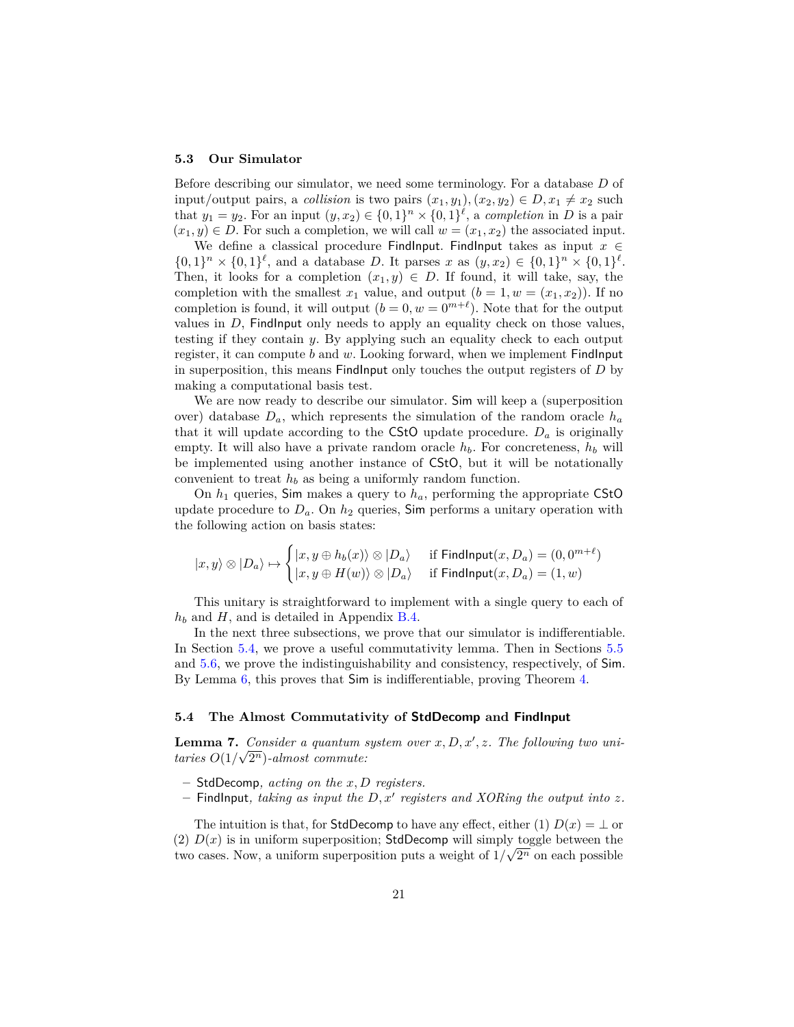### 5.3 Our Simulator

Before describing our simulator, we need some terminology. For a database $D$ of input/output pairs, a *collision* is two pairs $(x_1, y_1), (x_2, y_2) \in D, x_1 \neq x_2$ such that $y_1 = y_2$. For an input $(y, x_2) \in \{0,1\}^n \times \{0,1\}^\ell$, a *completion* in $D$ is a pair $(x_1, y) \in D$. For such a completion, we will call $w = (x_1, x_2)$ the associated input.

We define a classical procedure FindInput. FindInput takes as input $x \in \{0,1\}^n \times \{0,1\}^\ell$, and a database $D$. It parses $x$ as $(y, x_2) \in \{0,1\}^n \times \{0,1\}^\ell$. Then, it looks for a completion $(x_1, y) \in D$. If found, it will take, say, the completion with the smallest $x_1$ value, and output $(b = 1, w = (x_1, x_2))$. If no completion is found, it will output $(b = 0, w = 0^{m+\ell})$. Note that for the output values in $D$, FindInput only needs to apply an equality check on those values, testing if they contain $y$. By applying such an equality check to each output register, it can compute $b$ and $w$. Looking forward, when we implement FindInput in superposition, this means FindInput only touches the output registers of $D$ by making a computational basis test.

We are now ready to describe our simulator. Sim will keep a (superposition over) database $D_a$, which represents the simulation of the random oracle $h_a$ that it will update according to the CStO update procedure. $D_a$ is originally empty. It will also have a private random oracle $h_b$. For concreteness, $h_b$ will be implemented using another instance of CStO, but it will be notationally convenient to treat $h_b$ as being a uniformly random function.

On $h_1$ queries, Sim makes a query to $h_a$, performing the appropriate CStO update procedure to $D_a$. On $h_2$ queries, Sim performs a unitary operation with the following action on basis states:

$$|x, y\rangle \otimes |D_a\rangle \mapsto \begin{cases} |x, y \oplus h_b(x)\rangle \otimes |D_a\rangle & \text{if } \mathsf{FindInput}(x, D_a) = (0, 0^{m+\ell}) \\ |x, y \oplus H(w)\rangle \otimes |D_a\rangle & \text{if } \mathsf{FindInput}(x, D_a) = (1, w) \end{cases}$$

This unitary is straightforward to implement with a single query to each of $h_b$ and $H$, and is detailed in Appendix B.4.

In the next three subsections, we prove that our simulator is indifferentiable. In Section 5.4, we prove a useful commutativity lemma. Then in Sections 5.5 and 5.6, we prove the indistinguishability and consistency, respectively, of Sim. By Lemma 6, this proves that Sim is indifferentiable, proving Theorem 4.

### 5.4 The Almost Commutativity of StdDecomp and FindInput

**Lemma 7.** *Consider a quantum system over $x, D, x', z$. The following two unitaries $O(1/\sqrt{2^n})$-almost commute:*

- StdDecomp*, acting on the $x, D$ registers.*
- FindInput*, taking as input the $D, x'$ registers and XORing the output into $z$.*

The intuition is that, for StdDecomp to have any effect, either (1) $D(x) = \bot$ or (2) $D(x)$ is in uniform superposition; StdDecomp will simply toggle between the two cases. Now, a uniform superposition puts a weight of $1/\sqrt{2^n}$ on each possible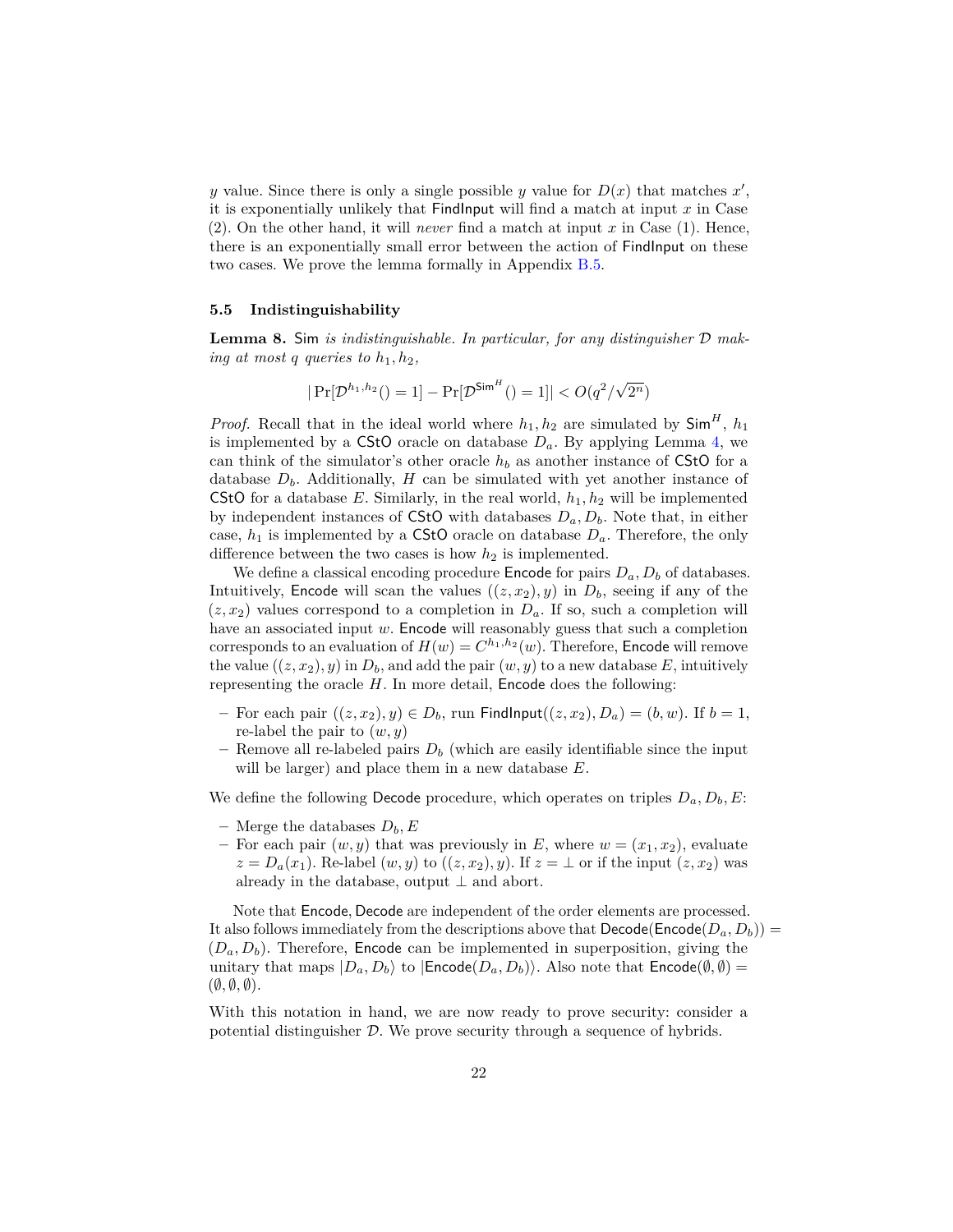$y$ value. Since there is only a single possible $y$ value for $D(x)$ that matches $x'$, it is exponentially unlikely that $\mathsf{FindInput}$ will find a match at input $x$ in Case (2). On the other hand, it will *never* find a match at input $x$ in Case (1). Hence, there is an exponentially small error between the action of $\mathsf{FindInput}$ on these two cases. We prove the lemma formally in Appendix B.5.

### 5.5 Indistinguishability

**Lemma 8.** $\mathsf{Sim}$ *is indistinguishable. In particular, for any distinguisher $\mathcal{D}$ making at most $q$ queries to $h_1, h_2$,*

$$|\Pr[\mathcal{D}^{h_1,h_2}() = 1] - \Pr[\mathcal{D}^{\mathsf{Sim}^H}() = 1]| < O(q^2/\sqrt{2^n})$$

*Proof.* Recall that in the ideal world where $h_1, h_2$ are simulated by $\mathsf{Sim}^H$, $h_1$ is implemented by a $\mathsf{CStO}$ oracle on database $D_a$. By applying Lemma 4, we can think of the simulator's other oracle $h_b$ as another instance of $\mathsf{CStO}$ for a database $D_b$. Additionally, $H$ can be simulated with yet another instance of $\mathsf{CStO}$ for a database $E$. Similarly, in the real world, $h_1, h_2$ will be implemented by independent instances of $\mathsf{CStO}$ with databases $D_a, D_b$. Note that, in either case, $h_1$ is implemented by a $\mathsf{CStO}$ oracle on database $D_a$. Therefore, the only difference between the two cases is how $h_2$ is implemented.

We define a classical encoding procedure $\mathsf{Encode}$ for pairs $D_a, D_b$ of databases. Intuitively, $\mathsf{Encode}$ will scan the values $((z, x_2), y)$ in $D_b$, seeing if any of the $(z, x_2)$ values correspond to a completion in $D_a$. If so, such a completion will have an associated input $w$. $\mathsf{Encode}$ will reasonably guess that such a completion corresponds to an evaluation of $H(w) = C^{h_1,h_2}(w)$. Therefore, $\mathsf{Encode}$ will remove the value $((z, x_2), y)$ in $D_b$, and add the pair $(w, y)$ to a new database $E$, intuitively representing the oracle $H$. In more detail, $\mathsf{Encode}$ does the following:

- For each pair $((z, x_2), y) \in D_b$, run $\mathsf{FindInput}((z, x_2), D_a) = (b, w)$. If $b = 1$, re-label the pair to $(w, y)$
- Remove all re-labeled pairs $D_b$ (which are easily identifiable since the input will be larger) and place them in a new database $E$.

We define the following $\mathsf{Decode}$ procedure, which operates on triples $D_a, D_b, E$:

- Merge the databases $D_b, E$
- For each pair $(w, y)$ that was previously in $E$, where $w = (x_1, x_2)$, evaluate $z = D_a(x_1)$. Re-label $(w, y)$ to $((z, x_2), y)$. If $z = \bot$ or if the input $(z, x_2)$ was already in the database, output $\bot$ and abort.

Note that $\mathsf{Encode}, \mathsf{Decode}$ are independent of the order elements are processed. It also follows immediately from the descriptions above that $\mathsf{Decode}(\mathsf{Encode}(D_a, D_b)) = (D_a, D_b)$. Therefore, $\mathsf{Encode}$ can be implemented in superposition, giving the unitary that maps $|D_a, D_b\rangle$ to $|\mathsf{Encode}(D_a, D_b)\rangle$. Also note that $\mathsf{Encode}(\emptyset, \emptyset) = (\emptyset, \emptyset, \emptyset)$.

With this notation in hand, we are now ready to prove security: consider a potential distinguisher $\mathcal{D}$. We prove security through a sequence of hybrids.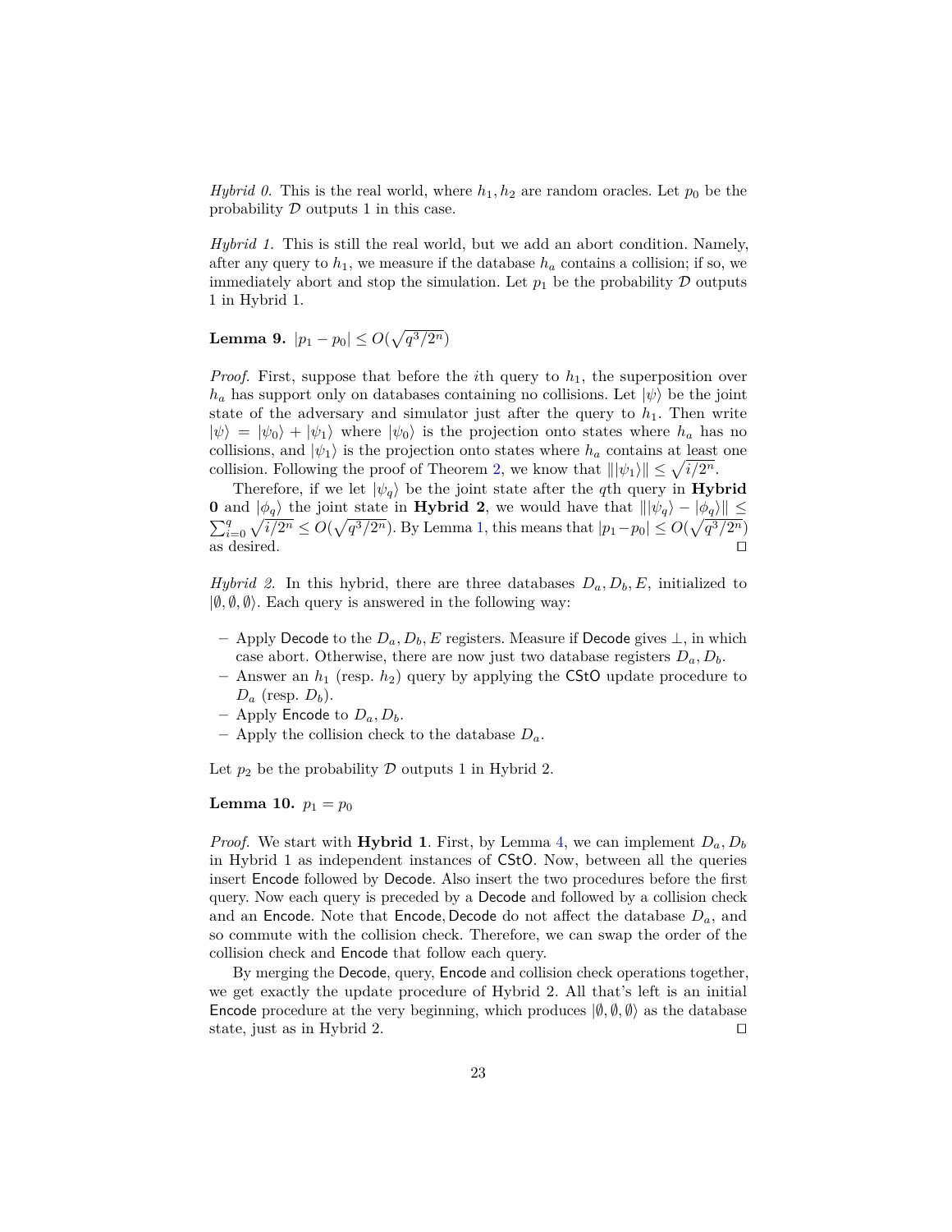*Hybrid 0.* This is the real world, where $h_1, h_2$ are random oracles. Let $p_0$ be the probability $\mathcal{D}$ outputs 1 in this case.

*Hybrid 1.* This is still the real world, but we add an abort condition. Namely, after any query to $h_1$, we measure if the database $h_a$ contains a collision; if so, we immediately abort and stop the simulation. Let $p_1$ be the probability $\mathcal{D}$ outputs 1 in Hybrid 1.

**Lemma 9.** $|p_1 - p_0| \leq O(\sqrt{q^3/2^n})$

*Proof.* First, suppose that before the $i$th query to $h_1$, the superposition over $h_a$ has support only on databases containing no collisions. Let $|\psi\rangle$ be the joint state of the adversary and simulator just after the query to $h_1$. Then write $|\psi\rangle = |\psi_0\rangle + |\psi_1\rangle$ where $|\psi_0\rangle$ is the projection onto states where $h_a$ has no collisions, and $|\psi_1\rangle$ is the projection onto states where $h_a$ contains at least one collision. Following the proof of Theorem 2, we know that $\||\psi_1\rangle\| \leq \sqrt{i/2^n}$.

Therefore, if we let $|\psi_q\rangle$ be the joint state after the $q$th query in **Hybrid 0** and $|\phi_q\rangle$ the joint state in **Hybrid 2**, we would have that $\||\psi_q\rangle - |\phi_q\rangle\| \leq \sum_{i=0}^{q} \sqrt{i/2^n} \leq O(\sqrt{q^3/2^n})$. By Lemma 1, this means that $|p_1 - p_0| \leq O(\sqrt{q^3/2^n})$ as desired. ◻

*Hybrid 2.* In this hybrid, there are three databases $D_a, D_b, E$, initialized to $|\emptyset, \emptyset, \emptyset\rangle$. Each query is answered in the following way:

- Apply Decode to the $D_a, D_b, E$ registers. Measure if Decode gives $\perp$, in which case abort. Otherwise, there are now just two database registers $D_a, D_b$.
- Answer an $h_1$ (resp. $h_2$) query by applying the CStO update procedure to $D_a$ (resp. $D_b$).
- Apply Encode to $D_a, D_b$.
- Apply the collision check to the database $D_a$.

Let $p_2$ be the probability $\mathcal{D}$ outputs 1 in Hybrid 2.

**Lemma 10.** $p_1 = p_0$

*Proof.* We start with **Hybrid 1**. First, by Lemma 4, we can implement $D_a, D_b$ in Hybrid 1 as independent instances of CStO. Now, between all the queries insert Encode followed by Decode. Also insert the two procedures before the first query. Now each query is preceded by a Decode and followed by a collision check and an Encode. Note that Encode, Decode do not affect the database $D_a$, and so commute with the collision check. Therefore, we can swap the order of the collision check and Encode that follow each query.

By merging the Decode, query, Encode and collision check operations together, we get exactly the update procedure of Hybrid 2. All that's left is an initial Encode procedure at the very beginning, which produces $|\emptyset, \emptyset, \emptyset\rangle$ as the database state, just as in Hybrid 2. ◻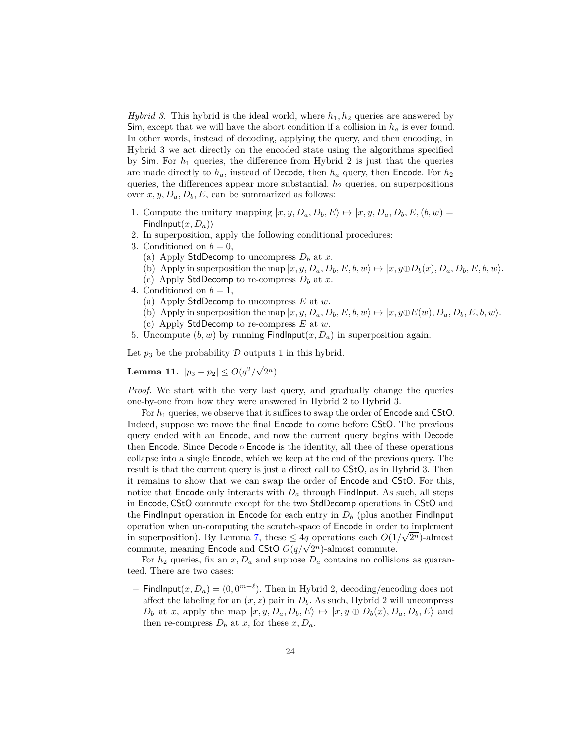*Hybrid 3.* This hybrid is the ideal world, where $h_1, h_2$ queries are answered by Sim, except that we will have the abort condition if a collision in $h_a$ is ever found. In other words, instead of decoding, applying the query, and then encoding, in Hybrid 3 we act directly on the encoded state using the algorithms specified by Sim. For $h_1$ queries, the difference from Hybrid 2 is just that the queries are made directly to $h_a$, instead of Decode, then $h_a$ query, then Encode. For $h_2$ queries, the differences appear more substantial. $h_2$ queries, on superpositions over $x, y, D_a, D_b, E$, can be summarized as follows:

1. Compute the unitary mapping $|x, y, D_a, D_b, E\rangle \mapsto |x, y, D_a, D_b, E, (b, w) = \mathsf{FindInput}(x, D_a)\rangle$
2. In superposition, apply the following conditional procedures:
3. Conditioned on $b = 0$,
   (a) Apply StdDecomp to uncompress $D_b$ at $x$.
   (b) Apply in superposition the map $|x, y, D_a, D_b, E, b, w\rangle \mapsto |x, y \oplus D_b(x), D_a, D_b, E, b, w\rangle$.
   (c) Apply StdDecomp to re-compress $D_b$ at $x$.
4. Conditioned on $b = 1$,
   (a) Apply StdDecomp to uncompress $E$ at $w$.
   (b) Apply in superposition the map $|x, y, D_a, D_b, E, b, w\rangle \mapsto |x, y \oplus E(w), D_a, D_b, E, b, w\rangle$.
   (c) Apply StdDecomp to re-compress $E$ at $w$.
5. Uncompute $(b, w)$ by running $\mathsf{FindInput}(x, D_a)$ in superposition again.

Let $p_3$ be the probability $\mathcal{D}$ outputs 1 in this hybrid.

**Lemma 11.** $|p_3 - p_2| \leq O(q^2/\sqrt{2^n})$.

*Proof.* We start with the very last query, and gradually change the queries one-by-one from how they were answered in Hybrid 2 to Hybrid 3.

For $h_1$ queries, we observe that it suffices to swap the order of Encode and CStO. Indeed, suppose we move the final Encode to come before CStO. The previous query ended with an Encode, and now the current query begins with Decode then Encode. Since Decode $\circ$ Encode is the identity, all thee of these operations collapse into a single Encode, which we keep at the end of the previous query. The result is that the current query is just a direct call to CStO, as in Hybrid 3. Then it remains to show that we can swap the order of Encode and CStO. For this, notice that Encode only interacts with $D_a$ through FindInput. As such, all steps in Encode, CStO commute except for the two StdDecomp operations in CStO and the FindInput operation in Encode for each entry in $D_b$ (plus another FindInput operation when un-computing the scratch-space of Encode in order to implement in superposition). By Lemma 7, these $\leq 4q$ operations each $O(1/\sqrt{2^n})$-almost commute, meaning Encode and CStO $O(q/\sqrt{2^n})$-almost commute.

For $h_2$ queries, fix an $x, D_a$ and suppose $D_a$ contains no collisions as guaranteed. There are two cases:

– $\mathsf{FindInput}(x, D_a) = (0, 0^{m+\ell})$. Then in Hybrid 2, decoding/encoding does not affect the labeling for an $(x, z)$ pair in $D_b$. As such, Hybrid 2 will uncompress $D_b$ at $x$, apply the map $|x, y, D_a, D_b, E\rangle \mapsto |x, y \oplus D_b(x), D_a, D_b, E\rangle$ and then re-compress $D_b$ at $x$, for these $x, D_a$.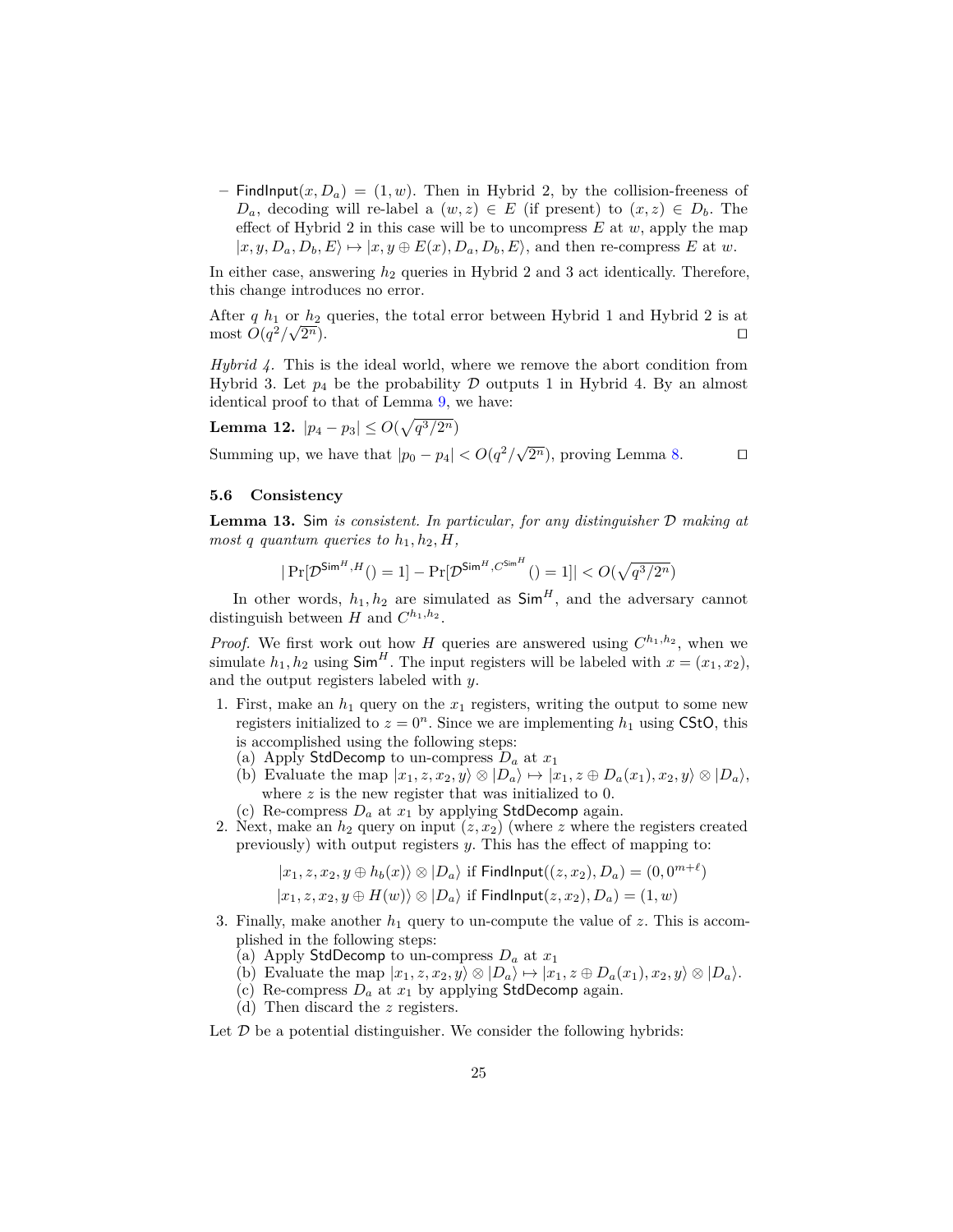– $\mathsf{FindInput}(x, D_a) = (1, w)$. Then in Hybrid 2, by the collision-freeness of $D_a$, decoding will re-label a $(w, z) \in E$ (if present) to $(x, z) \in D_b$. The effect of Hybrid 2 in this case will be to uncompress $E$ at $w$, apply the map $|x, y, D_a, D_b, E\rangle \mapsto |x, y \oplus E(x), D_a, D_b, E\rangle$, and then re-compress $E$ at $w$.

In either case, answering $h_2$ queries in Hybrid 2 and 3 act identically. Therefore, this change introduces no error.

After $q$ $h_1$ or $h_2$ queries, the total error between Hybrid 1 and Hybrid 2 is at most $O(q^2/\sqrt{2^n})$. ◻

*Hybrid 4.* This is the ideal world, where we remove the abort condition from Hybrid 3. Let $p_4$ be the probability $\mathcal{D}$ outputs 1 in Hybrid 4. By an almost identical proof to that of Lemma 9, we have:

**Lemma 12.** $|p_4 - p_3| \leq O(\sqrt{q^3/2^n})$

Summing up, we have that $|p_0 - p_4| < O(q^2/\sqrt{2^n})$, proving Lemma 8. ◻

### 5.6 Consistency

**Lemma 13.** *$\mathsf{Sim}$ is consistent. In particular, for any distinguisher $\mathcal{D}$ making at most $q$ quantum queries to $h_1, h_2, H$,*

$$|\Pr[\mathcal{D}^{\mathsf{Sim}^H, H}() = 1] - \Pr[\mathcal{D}^{\mathsf{Sim}^H, C^{\mathsf{Sim}^H}}() = 1]| < O(\sqrt{q^3/2^n})$$

In other words, $h_1, h_2$ are simulated as $\mathsf{Sim}^H$, and the adversary cannot distinguish between $H$ and $C^{h_1,h_2}$.

*Proof.* We first work out how $H$ queries are answered using $C^{h_1,h_2}$, when we simulate $h_1, h_2$ using $\mathsf{Sim}^H$. The input registers will be labeled with $x = (x_1, x_2)$, and the output registers labeled with $y$.

1. First, make an $h_1$ query on the $x_1$ registers, writing the output to some new registers initialized to $z = 0^n$. Since we are implementing $h_1$ using $\mathsf{CStO}$, this is accomplished using the following steps:
   (a) Apply $\mathsf{StdDecomp}$ to un-compress $D_a$ at $x_1$
   (b) Evaluate the map $|x_1, z, x_2, y\rangle \otimes |D_a\rangle \mapsto |x_1, z \oplus D_a(x_1), x_2, y\rangle \otimes |D_a\rangle$, where $z$ is the new register that was initialized to 0.
   (c) Re-compress $D_a$ at $x_1$ by applying $\mathsf{StdDecomp}$ again.
2. Next, make an $h_2$ query on input $(z, x_2)$ (where $z$ where the registers created previously) with output registers $y$. This has the effect of mapping to:
$$|x_1, z, x_2, y \oplus h_b(x)\rangle \otimes |D_a\rangle \text{ if } \mathsf{FindInput}((z, x_2), D_a) = (0, 0^{m+\ell})$$
$$|x_1, z, x_2, y \oplus H(w)\rangle \otimes |D_a\rangle \text{ if } \mathsf{FindInput}(z, x_2), D_a) = (1, w)$$
3. Finally, make another $h_1$ query to un-compute the value of $z$. This is accomplished in the following steps:
   (a) Apply $\mathsf{StdDecomp}$ to un-compress $D_a$ at $x_1$
   (b) Evaluate the map $|x_1, z, x_2, y\rangle \otimes |D_a\rangle \mapsto |x_1, z \oplus D_a(x_1), x_2, y\rangle \otimes |D_a\rangle$.
   (c) Re-compress $D_a$ at $x_1$ by applying $\mathsf{StdDecomp}$ again.
   (d) Then discard the $z$ registers.

Let $\mathcal{D}$ be a potential distinguisher. We consider the following hybrids: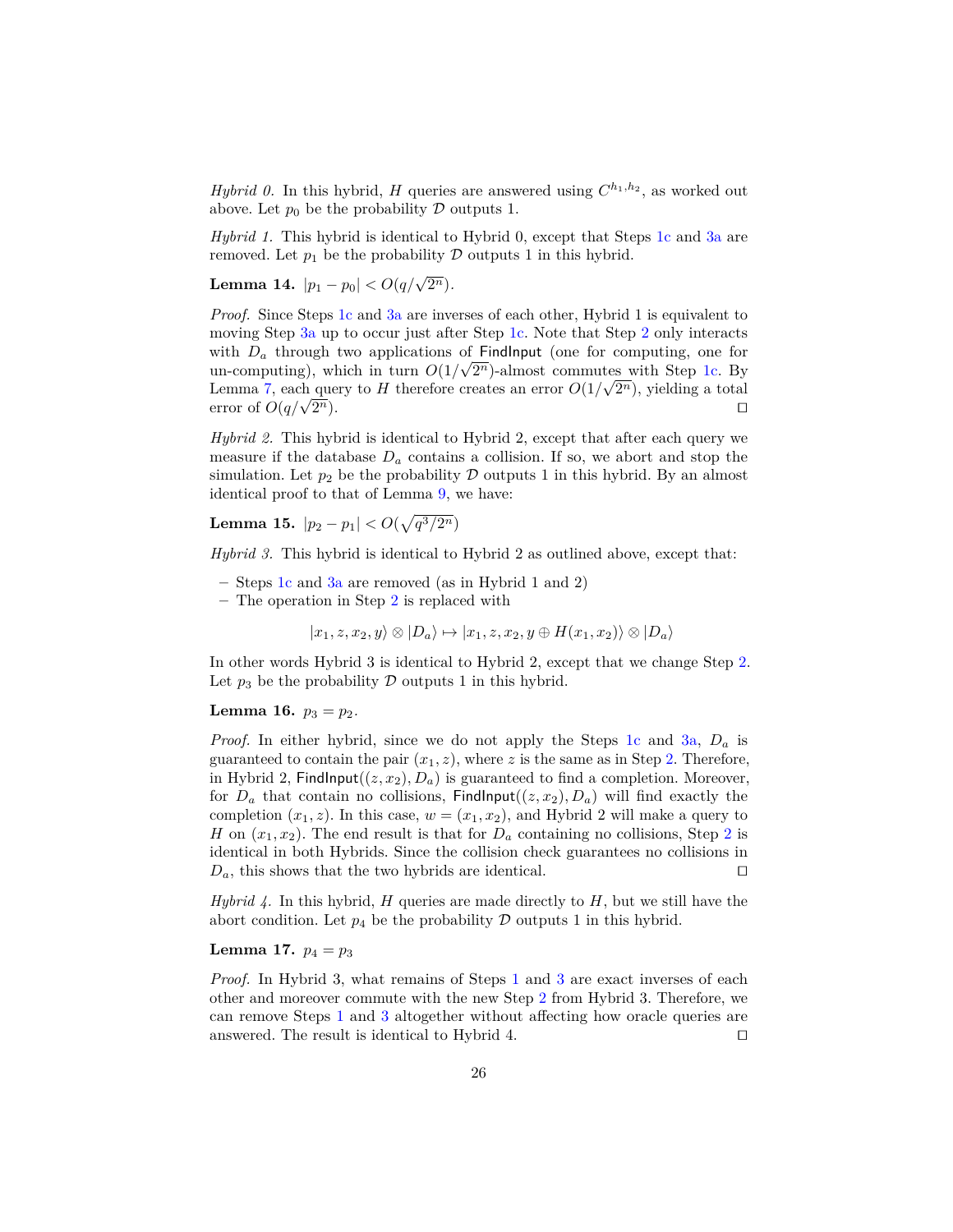*Hybrid 0.* In this hybrid, $H$ queries are answered using $C^{h_1,h_2}$, as worked out above. Let $p_0$ be the probability $\mathcal{D}$ outputs 1.

*Hybrid 1.* This hybrid is identical to Hybrid 0, except that Steps 1c and 3a are removed. Let $p_1$ be the probability $\mathcal{D}$ outputs 1 in this hybrid.

**Lemma 14.** $|p_1 - p_0| < O(q/\sqrt{2^n})$.

*Proof.* Since Steps 1c and 3a are inverses of each other, Hybrid 1 is equivalent to moving Step 3a up to occur just after Step 1c. Note that Step 2 only interacts with $D_a$ through two applications of $\mathsf{FindInput}$ (one for computing, one for un-computing), which in turn $O(1/\sqrt{2^n})$-almost commutes with Step 1c. By Lemma 7, each query to $H$ therefore creates an error $O(1/\sqrt{2^n})$, yielding a total error of $O(q/\sqrt{2^n})$. ◻

*Hybrid 2.* This hybrid is identical to Hybrid 2, except that after each query we measure if the database $D_a$ contains a collision. If so, we abort and stop the simulation. Let $p_2$ be the probability $\mathcal{D}$ outputs 1 in this hybrid. By an almost identical proof to that of Lemma 9, we have:

**Lemma 15.** $|p_2 - p_1| < O(\sqrt{q^3/2^n})$

*Hybrid 3.* This hybrid is identical to Hybrid 2 as outlined above, except that:

- Steps 1c and 3a are removed (as in Hybrid 1 and 2)
- The operation in Step 2 is replaced with

$$|x_1, z, x_2, y\rangle \otimes |D_a\rangle \mapsto |x_1, z, x_2, y \oplus H(x_1, x_2)\rangle \otimes |D_a\rangle$$

In other words Hybrid 3 is identical to Hybrid 2, except that we change Step 2. Let $p_3$ be the probability $\mathcal{D}$ outputs 1 in this hybrid.

**Lemma 16.** $p_3 = p_2$.

*Proof.* In either hybrid, since we do not apply the Steps 1c and 3a, $D_a$ is guaranteed to contain the pair $(x_1, z)$, where $z$ is the same as in Step 2. Therefore, in Hybrid 2, $\mathsf{FindInput}((z, x_2), D_a)$ is guaranteed to find a completion. Moreover, for $D_a$ that contain no collisions, $\mathsf{FindInput}((z, x_2), D_a)$ will find exactly the completion $(x_1, z)$. In this case, $w = (x_1, x_2)$, and Hybrid 2 will make a query to $H$ on $(x_1, x_2)$. The end result is that for $D_a$ containing no collisions, Step 2 is identical in both Hybrids. Since the collision check guarantees no collisions in $D_a$, this shows that the two hybrids are identical. ◻

*Hybrid 4.* In this hybrid, $H$ queries are made directly to $H$, but we still have the abort condition. Let $p_4$ be the probability $\mathcal{D}$ outputs 1 in this hybrid.

**Lemma 17.** $p_4 = p_3$

*Proof.* In Hybrid 3, what remains of Steps 1 and 3 are exact inverses of each other and moreover commute with the new Step 2 from Hybrid 3. Therefore, we can remove Steps 1 and 3 altogether without affecting how oracle queries are answered. The result is identical to Hybrid 4. ◻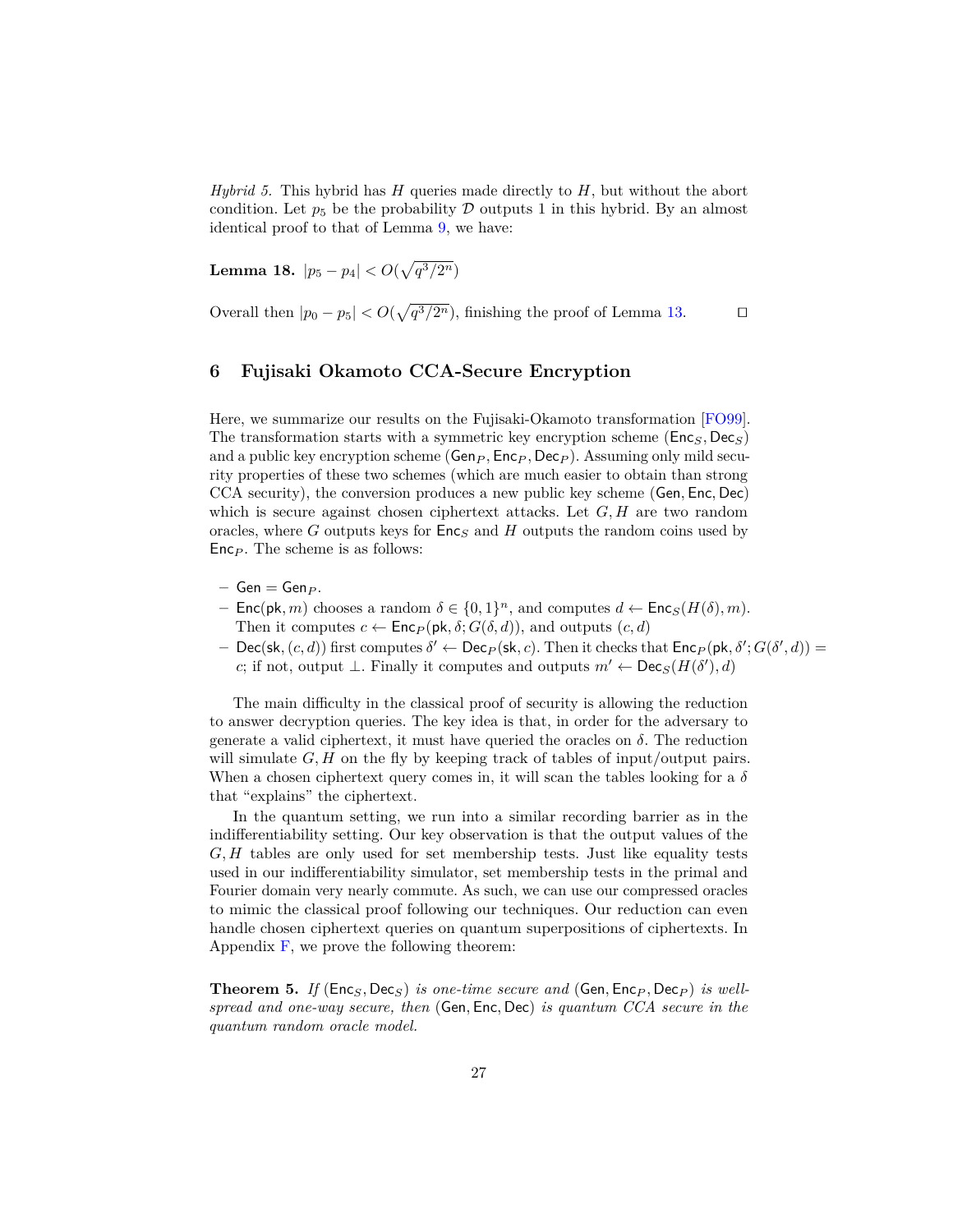*Hybrid 5.* This hybrid has $H$ queries made directly to $H$, but without the abort condition. Let $p_5$ be the probability $\mathcal{D}$ outputs 1 in this hybrid. By an almost identical proof to that of Lemma 9, we have:

**Lemma 18.** $|p_5 - p_4| < O(\sqrt{q^3/2^n})$

Overall then $|p_0 - p_5| < O(\sqrt{q^3/2^n})$, finishing the proof of Lemma 13. $\square$

## 6 Fujisaki Okamoto CCA-Secure Encryption

Here, we summarize our results on the Fujisaki-Okamoto transformation [FO99]. The transformation starts with a symmetric key encryption scheme $(\mathsf{Enc}_S, \mathsf{Dec}_S)$ and a public key encryption scheme $(\mathsf{Gen}_P, \mathsf{Enc}_P, \mathsf{Dec}_P)$. Assuming only mild security properties of these two schemes (which are much easier to obtain than strong CCA security), the conversion produces a new public key scheme $(\mathsf{Gen}, \mathsf{Enc}, \mathsf{Dec})$ which is secure against chosen ciphertext attacks. Let $G, H$ are two random oracles, where $G$ outputs keys for $\mathsf{Enc}_S$ and $H$ outputs the random coins used by $\mathsf{Enc}_P$. The scheme is as follows:

- $\mathsf{Gen} = \mathsf{Gen}_P$.
- $\mathsf{Enc}(\mathsf{pk}, m)$ chooses a random $\delta \in \{0,1\}^n$, and computes $d \leftarrow \mathsf{Enc}_S(H(\delta), m)$. Then it computes $c \leftarrow \mathsf{Enc}_P(\mathsf{pk}, \delta; G(\delta, d))$, and outputs $(c, d)$
- $\mathsf{Dec}(\mathsf{sk}, (c, d))$ first computes $\delta' \leftarrow \mathsf{Dec}_P(\mathsf{sk}, c)$. Then it checks that $\mathsf{Enc}_P(\mathsf{pk}, \delta'; G(\delta', d)) = c$; if not, output $\bot$. Finally it computes and outputs $m' \leftarrow \mathsf{Dec}_S(H(\delta'), d)$

The main difficulty in the classical proof of security is allowing the reduction to answer decryption queries. The key idea is that, in order for the adversary to generate a valid ciphertext, it must have queried the oracles on $\delta$. The reduction will simulate $G, H$ on the fly by keeping track of tables of input/output pairs. When a chosen ciphertext query comes in, it will scan the tables looking for a $\delta$ that "explains" the ciphertext.

In the quantum setting, we run into a similar recording barrier as in the indifferentiability setting. Our key observation is that the output values of the $G, H$ tables are only used for set membership tests. Just like equality tests used in our indifferentiability simulator, set membership tests in the primal and Fourier domain very nearly commute. As such, we can use our compressed oracles to mimic the classical proof following our techniques. Our reduction can even handle chosen ciphertext queries on quantum superpositions of ciphertexts. In Appendix F, we prove the following theorem:

**Theorem 5.** *If* $(\mathsf{Enc}_S, \mathsf{Dec}_S)$ *is one-time secure and* $(\mathsf{Gen}, \mathsf{Enc}_P, \mathsf{Dec}_P)$ *is well-spread and one-way secure, then* $(\mathsf{Gen}, \mathsf{Enc}, \mathsf{Dec})$ *is quantum CCA secure in the quantum random oracle model.*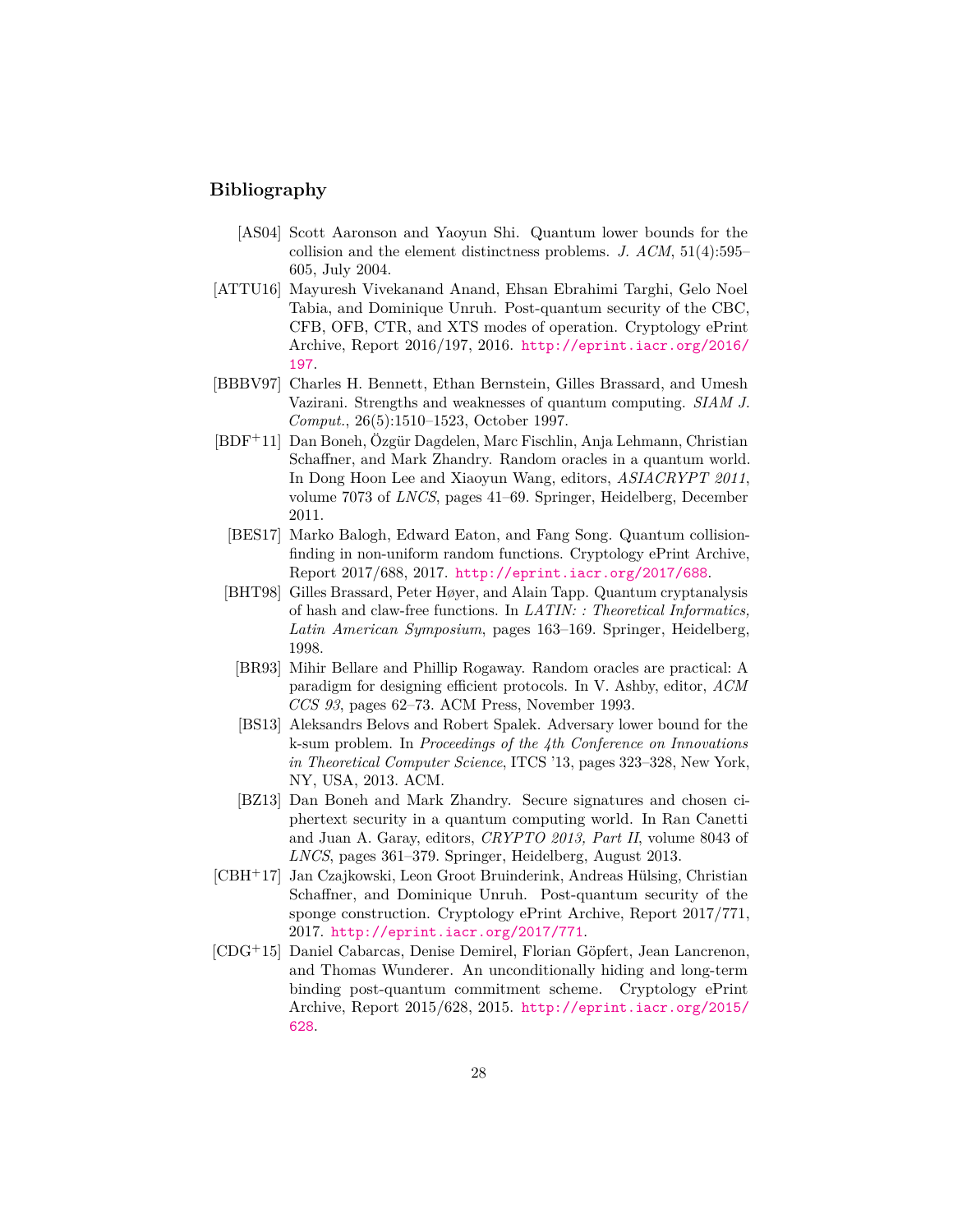## Bibliography

[AS04] Scott Aaronson and Yaoyun Shi. Quantum lower bounds for the collision and the element distinctness problems. *J. ACM*, 51(4):595–605, July 2004.

[ATTU16] Mayuresh Vivekanand Anand, Ehsan Ebrahimi Targhi, Gelo Noel Tabia, and Dominique Unruh. Post-quantum security of the CBC, CFB, OFB, CTR, and XTS modes of operation. Cryptology ePrint Archive, Report 2016/197, 2016. http://eprint.iacr.org/2016/197.

[BBBV97] Charles H. Bennett, Ethan Bernstein, Gilles Brassard, and Umesh Vazirani. Strengths and weaknesses of quantum computing. *SIAM J. Comput.*, 26(5):1510–1523, October 1997.

[BDF+11] Dan Boneh, Özgür Dagdelen, Marc Fischlin, Anja Lehmann, Christian Schaffner, and Mark Zhandry. Random oracles in a quantum world. In Dong Hoon Lee and Xiaoyun Wang, editors, *ASIACRYPT 2011*, volume 7073 of *LNCS*, pages 41–69. Springer, Heidelberg, December 2011.

[BES17] Marko Balogh, Edward Eaton, and Fang Song. Quantum collision-finding in non-uniform random functions. Cryptology ePrint Archive, Report 2017/688, 2017. http://eprint.iacr.org/2017/688.

[BHT98] Gilles Brassard, Peter Høyer, and Alain Tapp. Quantum cryptanalysis of hash and claw-free functions. In *LATIN: : Theoretical Informatics, Latin American Symposium*, pages 163–169. Springer, Heidelberg, 1998.

[BR93] Mihir Bellare and Phillip Rogaway. Random oracles are practical: A paradigm for designing efficient protocols. In V. Ashby, editor, *ACM CCS 93*, pages 62–73. ACM Press, November 1993.

[BS13] Aleksandrs Belovs and Robert Spalek. Adversary lower bound for the k-sum problem. In *Proceedings of the 4th Conference on Innovations in Theoretical Computer Science*, ITCS '13, pages 323–328, New York, NY, USA, 2013. ACM.

[BZ13] Dan Boneh and Mark Zhandry. Secure signatures and chosen ciphertext security in a quantum computing world. In Ran Canetti and Juan A. Garay, editors, *CRYPTO 2013, Part II*, volume 8043 of *LNCS*, pages 361–379. Springer, Heidelberg, August 2013.

[CBH+17] Jan Czajkowski, Leon Groot Bruinderink, Andreas Hülsing, Christian Schaffner, and Dominique Unruh. Post-quantum security of the sponge construction. Cryptology ePrint Archive, Report 2017/771, 2017. http://eprint.iacr.org/2017/771.

[CDG+15] Daniel Cabarcas, Denise Demirel, Florian Göpfert, Jean Lancrenon, and Thomas Wunderer. An unconditionally hiding and long-term binding post-quantum commitment scheme. Cryptology ePrint Archive, Report 2015/628, 2015. http://eprint.iacr.org/2015/628.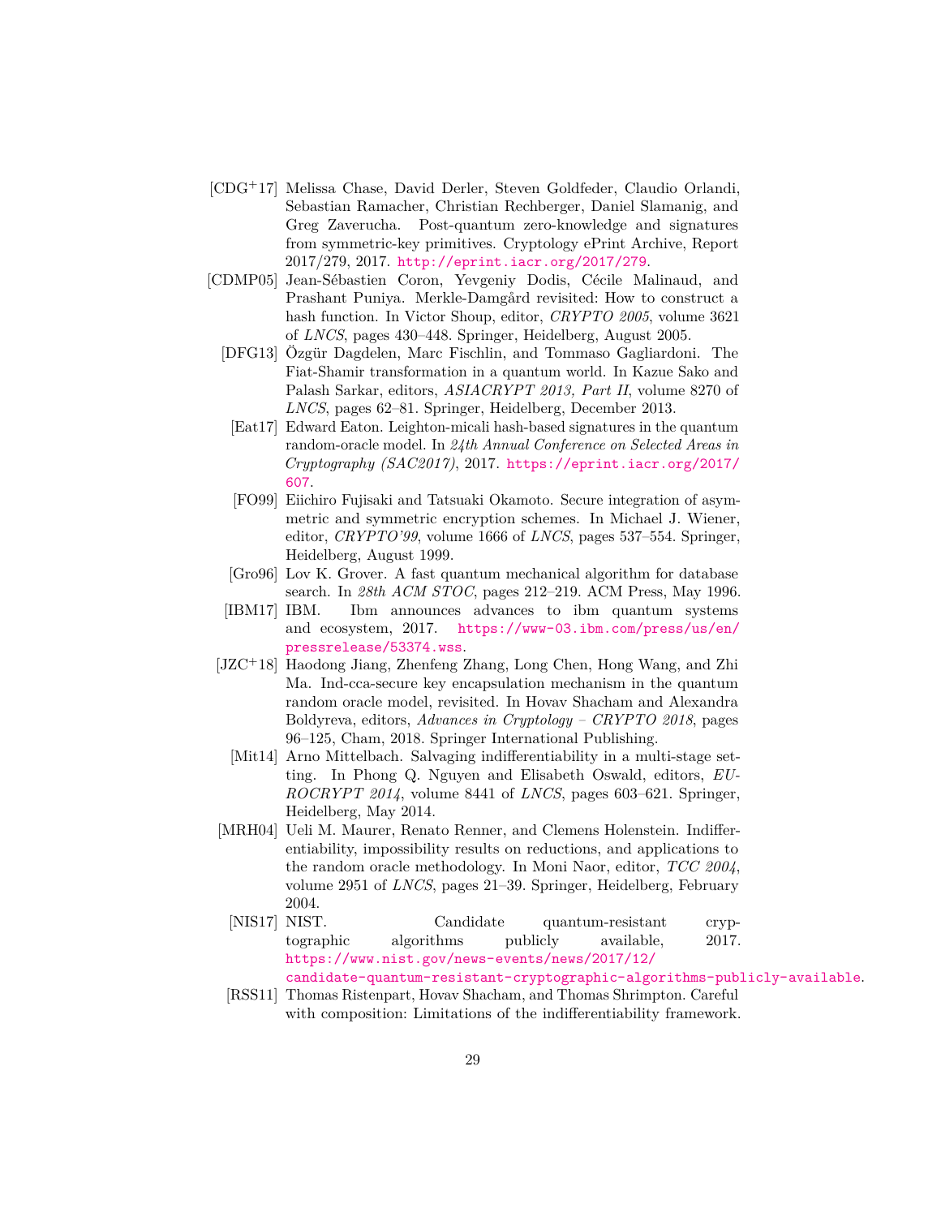[CDG+17] Melissa Chase, David Derler, Steven Goldfeder, Claudio Orlandi, Sebastian Ramacher, Christian Rechberger, Daniel Slamanig, and Greg Zaverucha. Post-quantum zero-knowledge and signatures from symmetric-key primitives. Cryptology ePrint Archive, Report 2017/279, 2017. http://eprint.iacr.org/2017/279.

[CDMP05] Jean-Sébastien Coron, Yevgeniy Dodis, Cécile Malinaud, and Prashant Puniya. Merkle-Damgård revisited: How to construct a hash function. In Victor Shoup, editor, *CRYPTO 2005*, volume 3621 of *LNCS*, pages 430–448. Springer, Heidelberg, August 2005.

[DFG13] Özgür Dagdelen, Marc Fischlin, and Tommaso Gagliardoni. The Fiat-Shamir transformation in a quantum world. In Kazue Sako and Palash Sarkar, editors, *ASIACRYPT 2013, Part II*, volume 8270 of *LNCS*, pages 62–81. Springer, Heidelberg, December 2013.

[Eat17] Edward Eaton. Leighton-micali hash-based signatures in the quantum random-oracle model. In *24th Annual Conference on Selected Areas in Cryptography (SAC2017)*, 2017. https://eprint.iacr.org/2017/607.

[FO99] Eiichiro Fujisaki and Tatsuaki Okamoto. Secure integration of asymmetric and symmetric encryption schemes. In Michael J. Wiener, editor, *CRYPTO'99*, volume 1666 of *LNCS*, pages 537–554. Springer, Heidelberg, August 1999.

[Gro96] Lov K. Grover. A fast quantum mechanical algorithm for database search. In *28th ACM STOC*, pages 212–219. ACM Press, May 1996.

[IBM17] IBM. Ibm announces advances to ibm quantum systems and ecosystem, 2017. https://www-03.ibm.com/press/us/en/pressrelease/53374.wss.

[JZC+18] Haodong Jiang, Zhenfeng Zhang, Long Chen, Hong Wang, and Zhi Ma. Ind-cca-secure key encapsulation mechanism in the quantum random oracle model, revisited. In Hovav Shacham and Alexandra Boldyreva, editors, *Advances in Cryptology – CRYPTO 2018*, pages 96–125, Cham, 2018. Springer International Publishing.

[Mit14] Arno Mittelbach. Salvaging indifferentiability in a multi-stage setting. In Phong Q. Nguyen and Elisabeth Oswald, editors, *EUROCRYPT 2014*, volume 8441 of *LNCS*, pages 603–621. Springer, Heidelberg, May 2014.

[MRH04] Ueli M. Maurer, Renato Renner, and Clemens Holenstein. Indifferentiability, impossibility results on reductions, and applications to the random oracle methodology. In Moni Naor, editor, *TCC 2004*, volume 2951 of *LNCS*, pages 21–39. Springer, Heidelberg, February 2004.

[NIS17] NIST. Candidate quantum-resistant cryptographic algorithms publicly available, 2017. https://www.nist.gov/news-events/news/2017/12/candidate-quantum-resistant-cryptographic-algorithms-publicly-available.

[RSS11] Thomas Ristenpart, Hovav Shacham, and Thomas Shrimpton. Careful with composition: Limitations of the indifferentiability framework.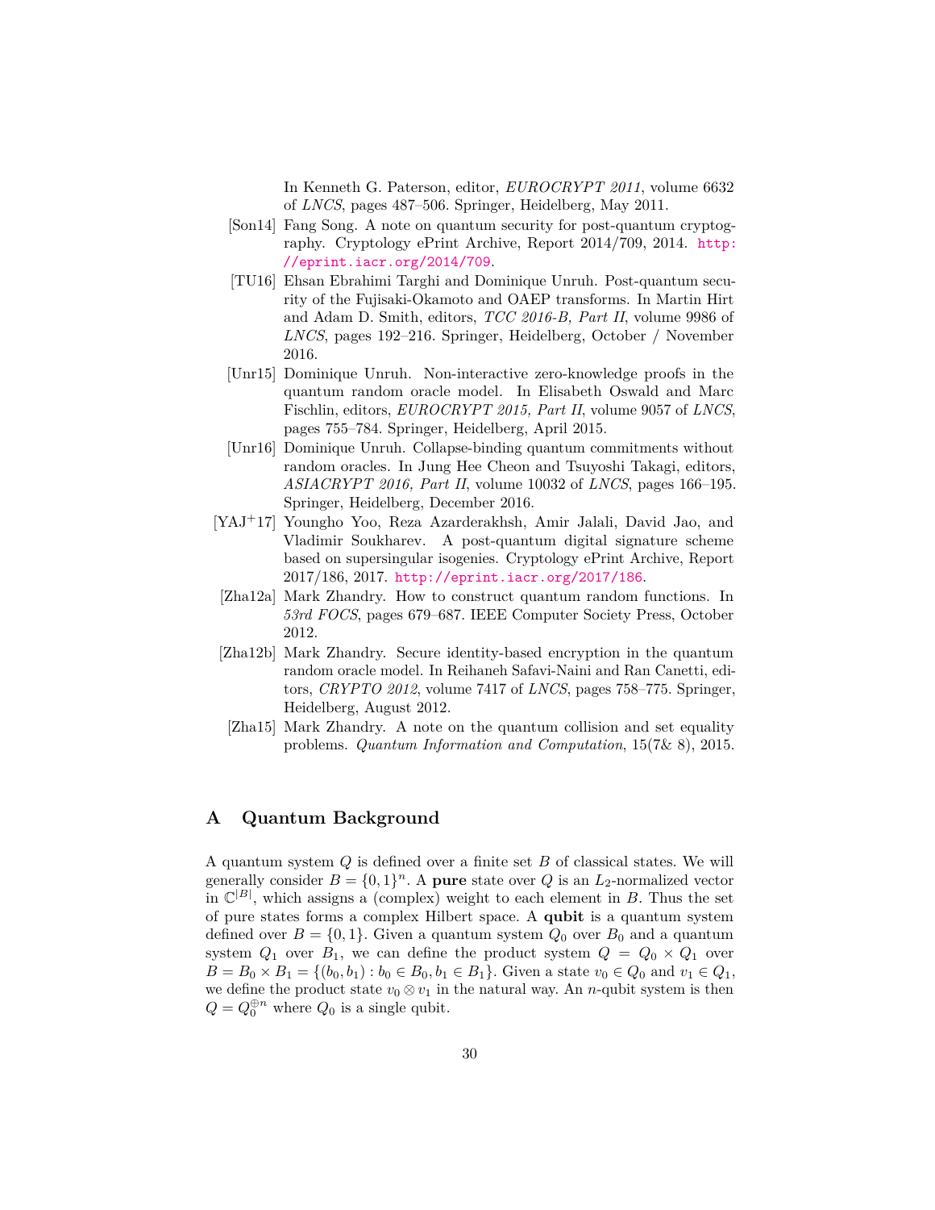In Kenneth G. Paterson, editor, *EUROCRYPT 2011*, volume 6632 of *LNCS*, pages 487–506. Springer, Heidelberg, May 2011.

[Son14] Fang Song. A note on quantum security for post-quantum cryptography. Cryptology ePrint Archive, Report 2014/709, 2014. http://eprint.iacr.org/2014/709.

[TU16] Ehsan Ebrahimi Targhi and Dominique Unruh. Post-quantum security of the Fujisaki-Okamoto and OAEP transforms. In Martin Hirt and Adam D. Smith, editors, *TCC 2016-B, Part II*, volume 9986 of *LNCS*, pages 192–216. Springer, Heidelberg, October / November 2016.

[Unr15] Dominique Unruh. Non-interactive zero-knowledge proofs in the quantum random oracle model. In Elisabeth Oswald and Marc Fischlin, editors, *EUROCRYPT 2015, Part II*, volume 9057 of *LNCS*, pages 755–784. Springer, Heidelberg, April 2015.

[Unr16] Dominique Unruh. Collapse-binding quantum commitments without random oracles. In Jung Hee Cheon and Tsuyoshi Takagi, editors, *ASIACRYPT 2016, Part II*, volume 10032 of *LNCS*, pages 166–195. Springer, Heidelberg, December 2016.

[YAJ+17] Youngho Yoo, Reza Azarderakhsh, Amir Jalali, David Jao, and Vladimir Soukharev. A post-quantum digital signature scheme based on supersingular isogenies. Cryptology ePrint Archive, Report 2017/186, 2017. http://eprint.iacr.org/2017/186.

[Zha12a] Mark Zhandry. How to construct quantum random functions. In *53rd FOCS*, pages 679–687. IEEE Computer Society Press, October 2012.

[Zha12b] Mark Zhandry. Secure identity-based encryption in the quantum random oracle model. In Reihaneh Safavi-Naini and Ran Canetti, editors, *CRYPTO 2012*, volume 7417 of *LNCS*, pages 758–775. Springer, Heidelberg, August 2012.

[Zha15] Mark Zhandry. A note on the quantum collision and set equality problems. *Quantum Information and Computation*, 15(7& 8), 2015.

# A Quantum Background

A quantum system $Q$ is defined over a finite set $B$ of classical states. We will generally consider $B = \{0,1\}^n$. A **pure** state over $Q$ is an $L_2$-normalized vector in $\mathbb{C}^{|B|}$, which assigns a (complex) weight to each element in $B$. Thus the set of pure states forms a complex Hilbert space. A **qubit** is a quantum system defined over $B = \{0,1\}$. Given a quantum system $Q_0$ over $B_0$ and a quantum system $Q_1$ over $B_1$, we can define the product system $Q = Q_0 \times Q_1$ over $B = B_0 \times B_1 = \{(b_0, b_1) : b_0 \in B_0, b_1 \in B_1\}$. Given a state $v_0 \in Q_0$ and $v_1 \in Q_1$, we define the product state $v_0 \otimes v_1$ in the natural way. An $n$-qubit system is then $Q = Q_0^{\oplus n}$ where $Q_0$ is a single qubit.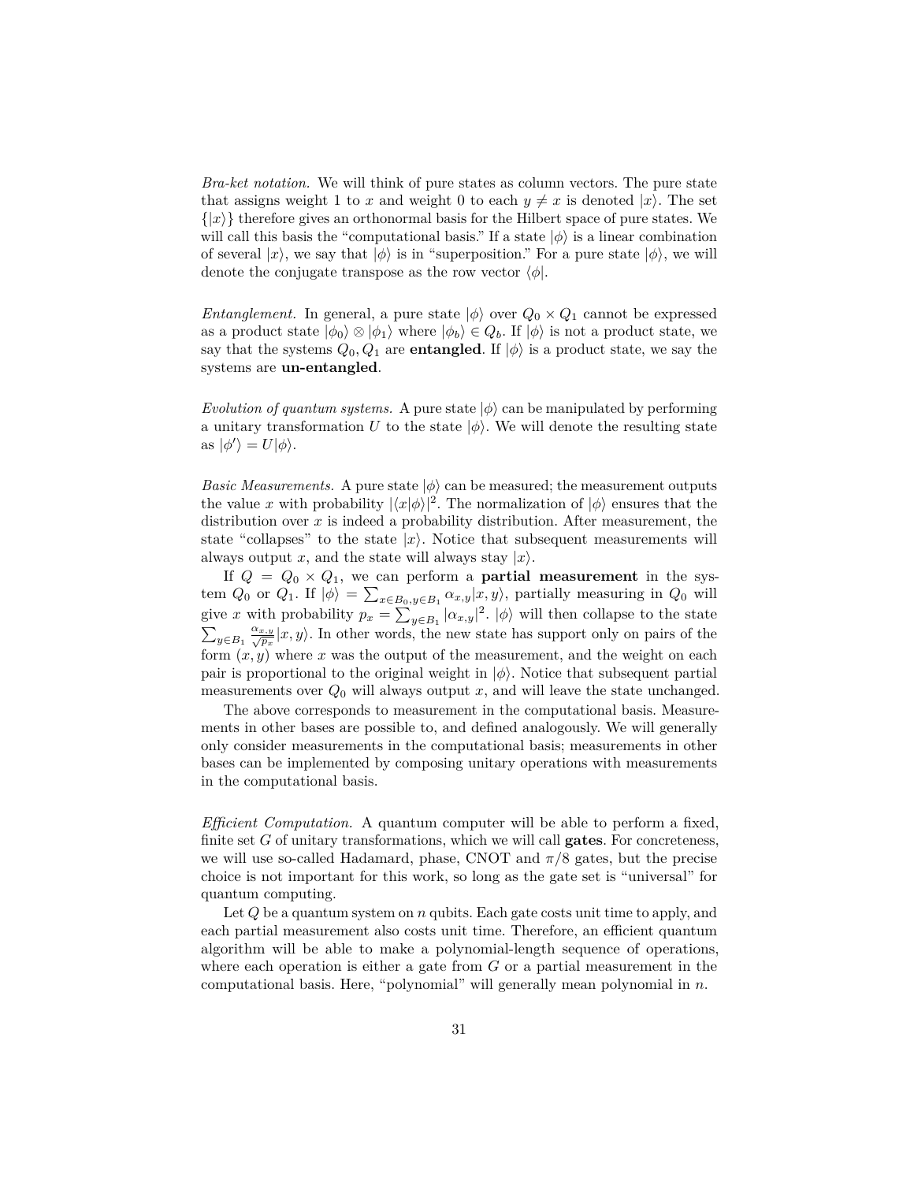*Bra-ket notation.* We will think of pure states as column vectors. The pure state that assigns weight 1 to $x$ and weight 0 to each $y \neq x$ is denoted $|x\rangle$. The set $\{|x\rangle\}$ therefore gives an orthonormal basis for the Hilbert space of pure states. We will call this basis the "computational basis." If a state $|\phi\rangle$ is a linear combination of several $|x\rangle$, we say that $|\phi\rangle$ is in "superposition." For a pure state $|\phi\rangle$, we will denote the conjugate transpose as the row vector $\langle\phi|$.

*Entanglement.* In general, a pure state $|\phi\rangle$ over $Q_0 \times Q_1$ cannot be expressed as a product state $|\phi_0\rangle \otimes |\phi_1\rangle$ where $|\phi_b\rangle \in Q_b$. If $|\phi\rangle$ is not a product state, we say that the systems $Q_0, Q_1$ are **entangled**. If $|\phi\rangle$ is a product state, we say the systems are **un-entangled**.

*Evolution of quantum systems.* A pure state $|\phi\rangle$ can be manipulated by performing a unitary transformation $U$ to the state $|\phi\rangle$. We will denote the resulting state as $|\phi'\rangle = U|\phi\rangle$.

*Basic Measurements.* A pure state $|\phi\rangle$ can be measured; the measurement outputs the value $x$ with probability $|\langle x|\phi\rangle|^2$. The normalization of $|\phi\rangle$ ensures that the distribution over $x$ is indeed a probability distribution. After measurement, the state "collapses" to the state $|x\rangle$. Notice that subsequent measurements will always output $x$, and the state will always stay $|x\rangle$.

If $Q = Q_0 \times Q_1$, we can perform a **partial measurement** in the system $Q_0$ or $Q_1$. If $|\phi\rangle = \sum_{x \in B_0, y \in B_1} \alpha_{x,y}|x, y\rangle$, partially measuring in $Q_0$ will give $x$ with probability $p_x = \sum_{y \in B_1} |\alpha_{x,y}|^2$. $|\phi\rangle$ will then collapse to the state $\sum_{y \in B_1} \frac{\alpha_{x,y}}{\sqrt{p_x}}|x, y\rangle$. In other words, the new state has support only on pairs of the form $(x, y)$ where $x$ was the output of the measurement, and the weight on each pair is proportional to the original weight in $|\phi\rangle$. Notice that subsequent partial measurements over $Q_0$ will always output $x$, and will leave the state unchanged.

The above corresponds to measurement in the computational basis. Measurements in other bases are possible to, and defined analogously. We will generally only consider measurements in the computational basis; measurements in other bases can be implemented by composing unitary operations with measurements in the computational basis.

*Efficient Computation.* A quantum computer will be able to perform a fixed, finite set $G$ of unitary transformations, which we will call **gates**. For concreteness, we will use so-called Hadamard, phase, CNOT and $\pi/8$ gates, but the precise choice is not important for this work, so long as the gate set is "universal" for quantum computing.

Let $Q$ be a quantum system on $n$ qubits. Each gate costs unit time to apply, and each partial measurement also costs unit time. Therefore, an efficient quantum algorithm will be able to make a polynomial-length sequence of operations, where each operation is either a gate from $G$ or a partial measurement in the computational basis. Here, "polynomial" will generally mean polynomial in $n$.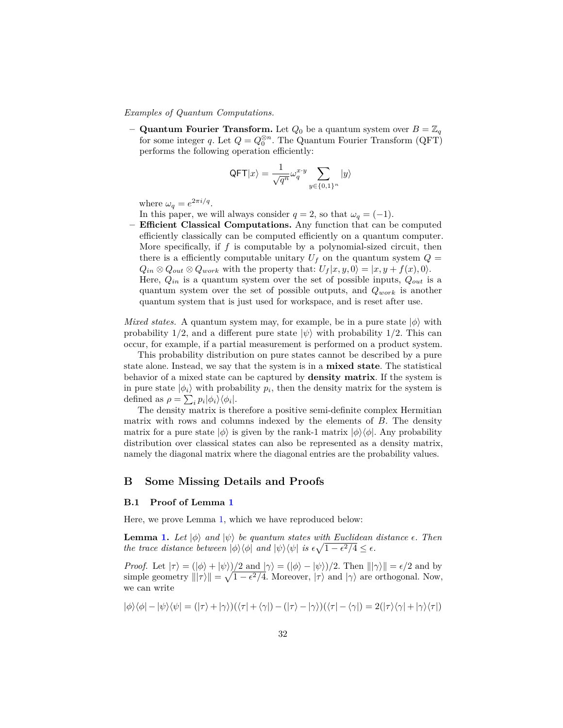*Examples of Quantum Computations.*

- **Quantum Fourier Transform.** Let $Q_0$ be a quantum system over $B = \mathbb{Z}_q$ for some integer $q$. Let $Q = Q_0^{\otimes n}$. The Quantum Fourier Transform (QFT) performs the following operation efficiently:

$$\mathsf{QFT}|x\rangle = \frac{1}{\sqrt{q^n}} \omega_q^{x \cdot y} \sum_{y \in \{0,1\}^n} |y\rangle$$

  where $\omega_q = e^{2\pi i/q}$.
  In this paper, we will always consider $q = 2$, so that $\omega_q = (-1)$.
- **Efficient Classical Computations.** Any function that can be computed efficiently classically can be computed efficiently on a quantum computer. More specifically, if $f$ is computable by a polynomial-sized circuit, then there is a efficiently computable unitary $U_f$ on the quantum system $Q = Q_{in} \otimes Q_{out} \otimes Q_{work}$ with the property that: $U_f|x, y, 0\rangle = |x, y + f(x), 0\rangle$. Here, $Q_{in}$ is a quantum system over the set of possible inputs, $Q_{out}$ is a quantum system over the set of possible outputs, and $Q_{work}$ is another quantum system that is just used for workspace, and is reset after use.

*Mixed states.* A quantum system may, for example, be in a pure state $|\phi\rangle$ with probability 1/2, and a different pure state $|\psi\rangle$ with probability 1/2. This can occur, for example, if a partial measurement is performed on a product system.

This probability distribution on pure states cannot be described by a pure state alone. Instead, we say that the system is in a **mixed state**. The statistical behavior of a mixed state can be captured by **density matrix**. If the system is in pure state $|\phi_i\rangle$ with probability $p_i$, then the density matrix for the system is defined as $\rho = \sum_i p_i |\phi_i\rangle\langle\phi_i|$.

The density matrix is therefore a positive semi-definite complex Hermitian matrix with rows and columns indexed by the elements of $B$. The density matrix for a pure state $|\phi\rangle$ is given by the rank-1 matrix $|\phi\rangle\langle\phi|$. Any probability distribution over classical states can also be represented as a density matrix, namely the diagonal matrix where the diagonal entries are the probability values.

## B Some Missing Details and Proofs

### B.1 Proof of Lemma 1

Here, we prove Lemma 1, which we have reproduced below:

**Lemma 1.** *Let $|\phi\rangle$ and $|\psi\rangle$ be quantum states with Euclidean distance $\epsilon$. Then the trace distance between $|\phi\rangle\langle\phi|$ and $|\psi\rangle\langle\psi|$ is $\epsilon\sqrt{1 - \epsilon^2/4} \leq \epsilon$.*

*Proof.* Let $|\tau\rangle = (|\phi\rangle + |\psi\rangle)/2$ and $|\gamma\rangle = (|\phi\rangle - |\psi\rangle)/2$. Then $\||\gamma\rangle\| = \epsilon/2$ and by simple geometry $\||\tau\rangle\| = \sqrt{1 - \epsilon^2/4}$. Moreover, $|\tau\rangle$ and $|\gamma\rangle$ are orthogonal. Now, we can write

$$|\phi\rangle\langle\phi| - |\psi\rangle\langle\psi| = (|\tau\rangle + |\gamma\rangle)(\langle\tau| + \langle\gamma|) - (|\tau\rangle - |\gamma\rangle)(\langle\tau| - \langle\gamma|) = 2(|\tau\rangle\langle\gamma| + |\gamma\rangle\langle\tau|)$$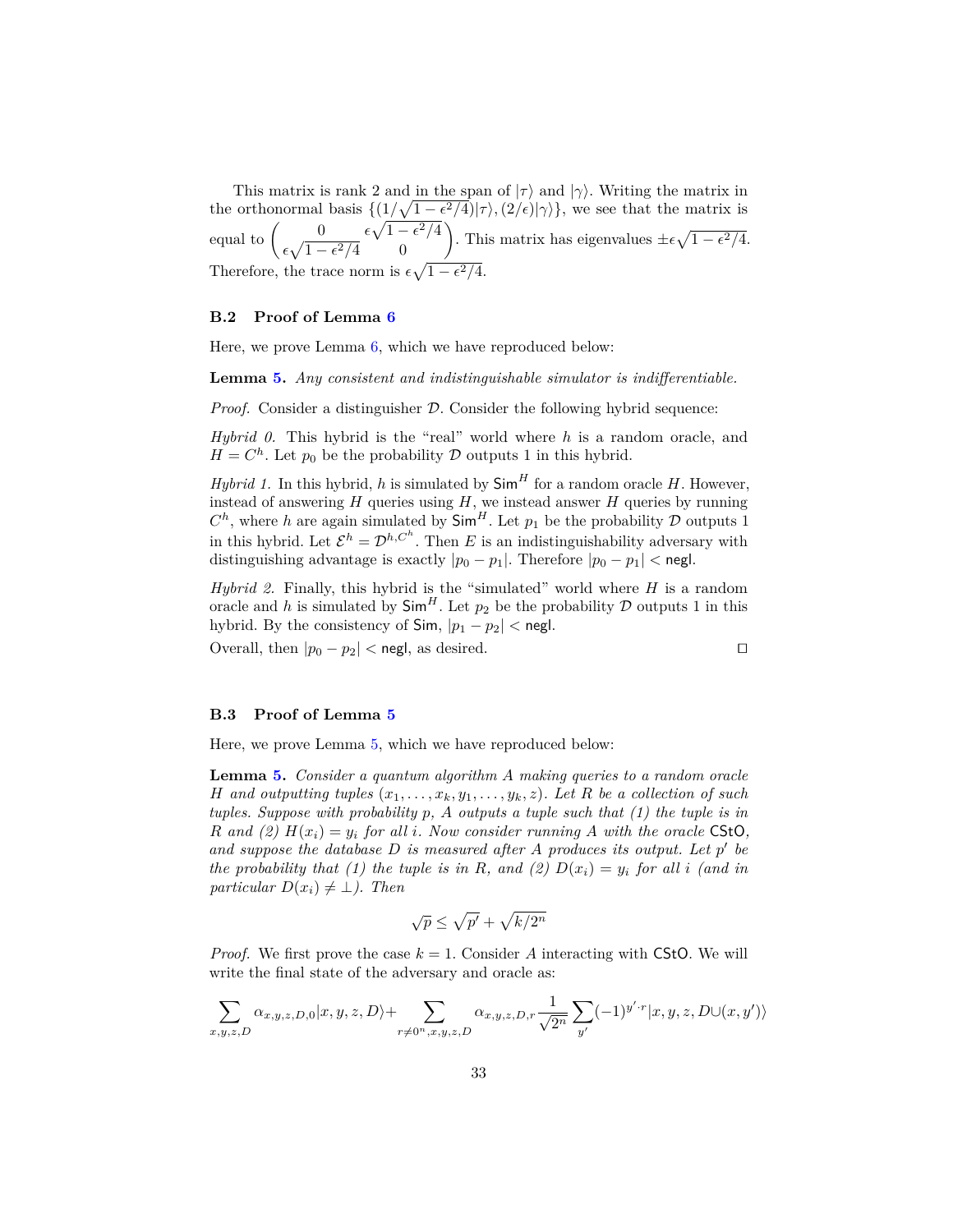This matrix is rank 2 and in the span of $|\tau\rangle$ and $|\gamma\rangle$. Writing the matrix in the orthonormal basis $\{(1/\sqrt{1-\epsilon^2/4})|\tau\rangle, (2/\epsilon)|\gamma\rangle\}$, we see that the matrix is equal to $\begin{pmatrix} 0 & \epsilon\sqrt{1-\epsilon^2/4} \\ \epsilon\sqrt{1-\epsilon^2/4} & 0 \end{pmatrix}$. This matrix has eigenvalues $\pm\epsilon\sqrt{1-\epsilon^2/4}$. Therefore, the trace norm is $\epsilon\sqrt{1-\epsilon^2/4}$.

### B.2 Proof of Lemma 6

Here, we prove Lemma 6, which we have reproduced below:

**Lemma 5.** *Any consistent and indistinguishable simulator is indifferentiable.*

*Proof.* Consider a distinguisher $\mathcal{D}$. Consider the following hybrid sequence:

*Hybrid 0.* This hybrid is the "real" world where $h$ is a random oracle, and $H = C^h$. Let $p_0$ be the probability $\mathcal{D}$ outputs 1 in this hybrid.

*Hybrid 1.* In this hybrid, $h$ is simulated by $\mathsf{Sim}^H$ for a random oracle $H$. However, instead of answering $H$ queries using $H$, we instead answer $H$ queries by running $C^h$, where $h$ are again simulated by $\mathsf{Sim}^H$. Let $p_1$ be the probability $\mathcal{D}$ outputs 1 in this hybrid. Let $\mathcal{E}^h = \mathcal{D}^{h,C^h}$. Then $E$ is an indistinguishability adversary with distinguishing advantage is exactly $|p_0 - p_1|$. Therefore $|p_0 - p_1| < \mathsf{negl}$.

*Hybrid 2.* Finally, this hybrid is the "simulated" world where $H$ is a random oracle and $h$ is simulated by $\mathsf{Sim}^H$. Let $p_2$ be the probability $\mathcal{D}$ outputs 1 in this hybrid. By the consistency of $\mathsf{Sim}$, $|p_1 - p_2| < \mathsf{negl}$.

Overall, then $|p_0 - p_2| < \mathsf{negl}$, as desired. $\square$

### B.3 Proof of Lemma 5

Here, we prove Lemma 5, which we have reproduced below:

**Lemma 5.** *Consider a quantum algorithm $A$ making queries to a random oracle $H$ and outputting tuples $(x_1, \dots, x_k, y_1, \dots, y_k, z)$. Let $R$ be a collection of such tuples. Suppose with probability $p$, $A$ outputs a tuple such that (1) the tuple is in $R$ and (2) $H(x_i) = y_i$ for all $i$. Now consider running $A$ with the oracle $\mathsf{CStO}$, and suppose the database $D$ is measured after $A$ produces its output. Let $p'$ be the probability that (1) the tuple is in $R$, and (2) $D(x_i) = y_i$ for all $i$ (and in particular $D(x_i) \neq \bot$). Then*

$$\sqrt{p} \leq \sqrt{p'} + \sqrt{k/2^n}$$

*Proof.* We first prove the case $k = 1$. Consider $A$ interacting with $\mathsf{CStO}$. We will write the final state of the adversary and oracle as:

$$\sum_{x,y,z,D} \alpha_{x,y,z,D,0}|x,y,z,D\rangle + \sum_{r \neq 0^n, x,y,z,D} \alpha_{x,y,z,D,r} \frac{1}{\sqrt{2^n}} \sum_{y'} (-1)^{y' \cdot r} |x,y,z,D \cup (x,y')\rangle$$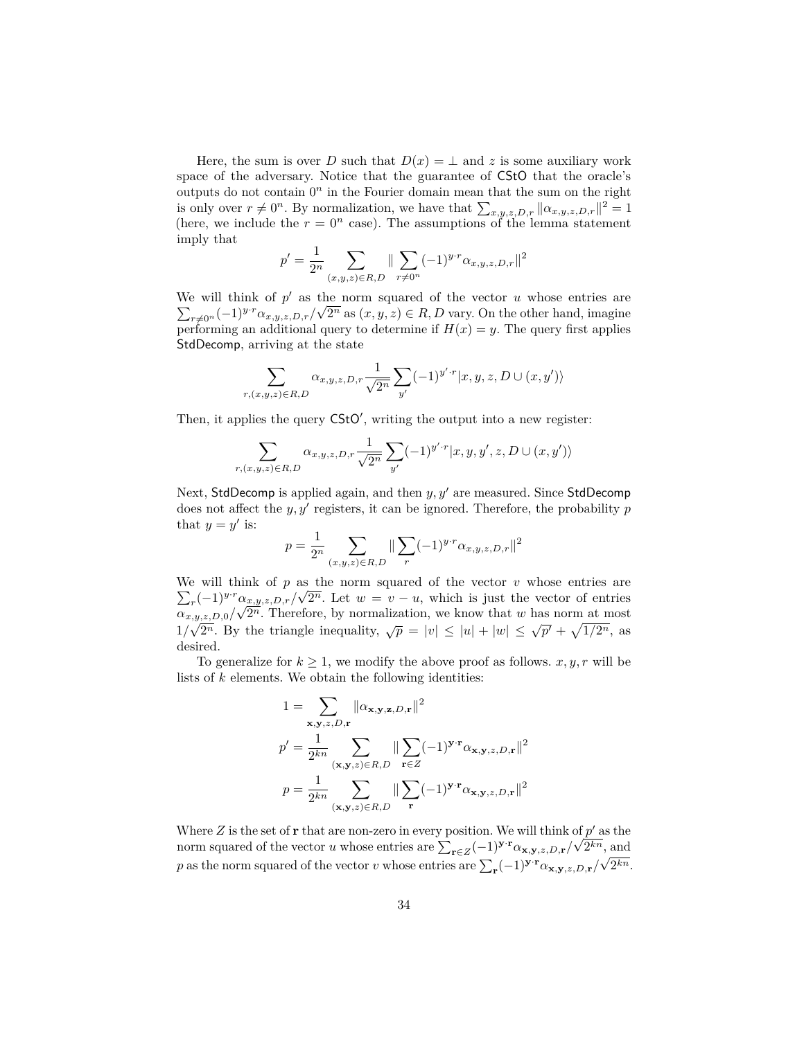Here, the sum is over $D$ such that $D(x) = \bot$ and $z$ is some auxiliary work space of the adversary. Notice that the guarantee of $\mathsf{CStO}$ that the oracle's outputs do not contain $0^n$ in the Fourier domain mean that the sum on the right is only over $r \neq 0^n$. By normalization, we have that $\sum_{x,y,z,D,r} \|\alpha_{x,y,z,D,r}\|^2 = 1$ (here, we include the $r = 0^n$ case). The assumptions of the lemma statement imply that

$$p' = \frac{1}{2^n} \sum_{(x,y,z)\in R,D} \|\sum_{r\neq 0^n} (-1)^{y\cdot r}\alpha_{x,y,z,D,r}\|^2$$

We will think of $p'$ as the norm squared of the vector $u$ whose entries are $\sum_{r\neq 0^n}(-1)^{y\cdot r}\alpha_{x,y,z,D,r}/\sqrt{2^n}$ as $(x,y,z) \in R, D$ vary. On the other hand, imagine performing an additional query to determine if $H(x) = y$. The query first applies $\mathsf{StdDecomp}$, arriving at the state

$$\sum_{r,(x,y,z)\in R,D} \alpha_{x,y,z,D,r} \frac{1}{\sqrt{2^n}} \sum_{y'} (-1)^{y'\cdot r} |x, y, z, D \cup (x, y')\rangle$$

Then, it applies the query $\mathsf{CStO}'$, writing the output into a new register:

$$\sum_{r,(x,y,z)\in R,D} \alpha_{x,y,z,D,r} \frac{1}{\sqrt{2^n}} \sum_{y'} (-1)^{y'\cdot r} |x, y, y', z, D \cup (x, y')\rangle$$

Next, $\mathsf{StdDecomp}$ is applied again, and then $y, y'$ are measured. Since $\mathsf{StdDecomp}$ does not affect the $y, y'$ registers, it can be ignored. Therefore, the probability $p$ that $y = y'$ is:

$$p = \frac{1}{2^n} \sum_{(x,y,z)\in R,D} \|\sum_{r} (-1)^{y\cdot r}\alpha_{x,y,z,D,r}\|^2$$

We will think of $p$ as the norm squared of the vector $v$ whose entries are $\sum_r (-1)^{y\cdot r}\alpha_{x,y,z,D,r}/\sqrt{2^n}$. Let $w = v - u$, which is just the vector of entries $\alpha_{x,y,z,D,0}/\sqrt{2^n}$. Therefore, by normalization, we know that $w$ has norm at most $1/\sqrt{2^n}$. By the triangle inequality, $\sqrt{p} = |v| \leq |u| + |w| \leq \sqrt{p'} + \sqrt{1/2^n}$, as desired.

To generalize for $k \geq 1$, we modify the above proof as follows. $x, y, r$ will be lists of $k$ elements. We obtain the following identities:

$$1 = \sum_{\mathbf{x},\mathbf{y},z,D,\mathbf{r}} \|\alpha_{\mathbf{x},\mathbf{y},\mathbf{z},D,\mathbf{r}}\|^2$$

$$p' = \frac{1}{2^{kn}} \sum_{(\mathbf{x},\mathbf{y},z)\in R,D} \|\sum_{\mathbf{r}\in Z} (-1)^{\mathbf{y}\cdot\mathbf{r}}\alpha_{\mathbf{x},\mathbf{y},z,D,\mathbf{r}}\|^2$$

$$p = \frac{1}{2^{kn}} \sum_{(\mathbf{x},\mathbf{y},z)\in R,D} \|\sum_{\mathbf{r}} (-1)^{\mathbf{y}\cdot\mathbf{r}}\alpha_{\mathbf{x},\mathbf{y},z,D,\mathbf{r}}\|^2$$

Where $Z$ is the set of $\mathbf{r}$ that are non-zero in every position. We will think of $p'$ as the norm squared of the vector $u$ whose entries are $\sum_{\mathbf{r}\in Z}(-1)^{\mathbf{y}\cdot\mathbf{r}}\alpha_{\mathbf{x},\mathbf{y},z,D,\mathbf{r}}/\sqrt{2^{kn}}$, and $p$ as the norm squared of the vector $v$ whose entries are $\sum_{\mathbf{r}}(-1)^{\mathbf{y}\cdot\mathbf{r}}\alpha_{\mathbf{x},\mathbf{y},z,D,\mathbf{r}}/\sqrt{2^{kn}}$.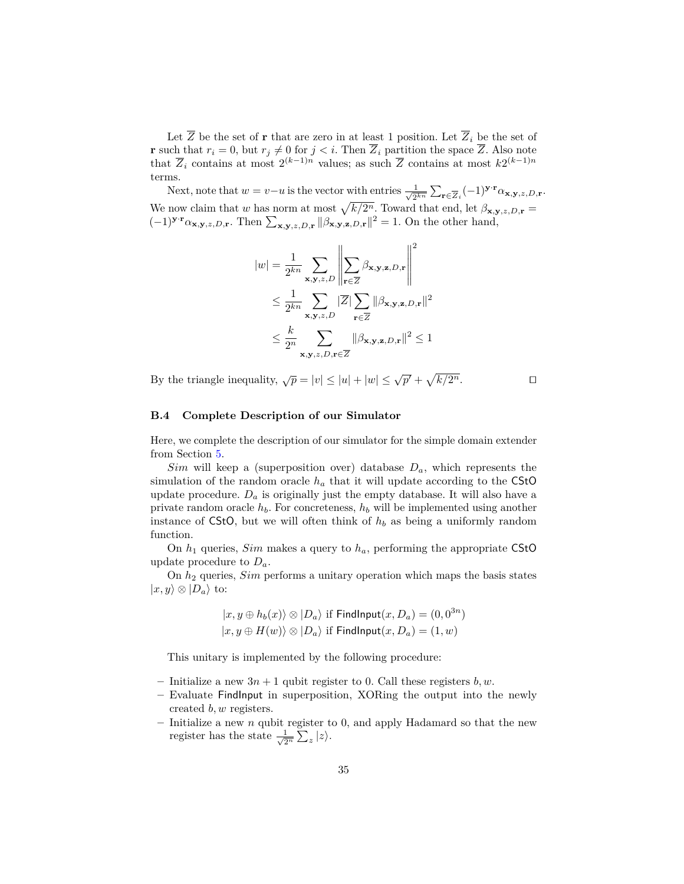Let $\overline{Z}$ be the set of $\mathbf{r}$ that are zero in at least 1 position. Let $\overline{Z}_i$ be the set of $\mathbf{r}$ such that $r_i = 0$, but $r_j \neq 0$ for $j < i$. Then $\overline{Z}_i$ partition the space $\overline{Z}$. Also note that $\overline{Z}_i$ contains at most $2^{(k-1)n}$ values; as such $\overline{Z}$ contains at most $k2^{(k-1)n}$ terms.

Next, note that $w = v - u$ is the vector with entries $\frac{1}{\sqrt{2^{kn}}} \sum_{\mathbf{r} \in \overline{Z}_i} (-1)^{\mathbf{y} \cdot \mathbf{r}} \alpha_{\mathbf{x},\mathbf{y},z,D,\mathbf{r}}$. We now claim that $w$ has norm at most $\sqrt{k/2^n}$. Toward that end, let $\beta_{\mathbf{x},\mathbf{y},z,D,\mathbf{r}} = (-1)^{\mathbf{y} \cdot \mathbf{r}} \alpha_{\mathbf{x},\mathbf{y},z,D,\mathbf{r}}$. Then $\sum_{\mathbf{x},\mathbf{y},z,D,\mathbf{r}} \|\beta_{\mathbf{x},\mathbf{y},\mathbf{z},D,\mathbf{r}}\|^2 = 1$. On the other hand,

$$
\begin{aligned}
|w| &= \frac{1}{2^{kn}} \sum_{\mathbf{x},\mathbf{y},z,D} \left\| \sum_{\mathbf{r} \in \overline{Z}} \beta_{\mathbf{x},\mathbf{y},\mathbf{z},D,\mathbf{r}} \right\|^2 \\
&\leq \frac{1}{2^{kn}} \sum_{\mathbf{x},\mathbf{y},z,D} |\overline{Z}| \sum_{\mathbf{r} \in \overline{Z}} \|\beta_{\mathbf{x},\mathbf{y},\mathbf{z},D,\mathbf{r}}\|^2 \\
&\leq \frac{k}{2^n} \sum_{\mathbf{x},\mathbf{y},z,D,\mathbf{r} \in \overline{Z}} \|\beta_{\mathbf{x},\mathbf{y},\mathbf{z},D,\mathbf{r}}\|^2 \leq 1
\end{aligned}
$$

By the triangle inequality, $\sqrt{p} = |v| \leq |u| + |w| \leq \sqrt{p'} + \sqrt{k/2^n}$. $\square$

### B.4 Complete Description of our Simulator

Here, we complete the description of our simulator for the simple domain extender from Section 5.

*Sim* will keep a (superposition over) database $D_a$, which represents the simulation of the random oracle $h_a$ that it will update according to the CStO update procedure. $D_a$ is originally just the empty database. It will also have a private random oracle $h_b$. For concreteness, $h_b$ will be implemented using another instance of CStO, but we will often think of $h_b$ as being a uniformly random function.

On $h_1$ queries, *Sim* makes a query to $h_a$, performing the appropriate CStO update procedure to $D_a$.

On $h_2$ queries, *Sim* performs a unitary operation which maps the basis states $|x, y\rangle \otimes |D_a\rangle$ to:

$$
\begin{aligned}
&|x, y \oplus h_b(x)\rangle \otimes |D_a\rangle \text{ if } \mathsf{FindInput}(x, D_a) = (0, 0^{3n}) \\
&|x, y \oplus H(w)\rangle \otimes |D_a\rangle \text{ if } \mathsf{FindInput}(x, D_a) = (1, w)
\end{aligned}
$$

This unitary is implemented by the following procedure:

- Initialize a new $3n + 1$ qubit register to 0. Call these registers $b, w$.
- Evaluate FindInput in superposition, XORing the output into the newly created $b, w$ registers.
- Initialize a new $n$ qubit register to 0, and apply Hadamard so that the new register has the state $\frac{1}{\sqrt{2^n}} \sum_z |z\rangle$.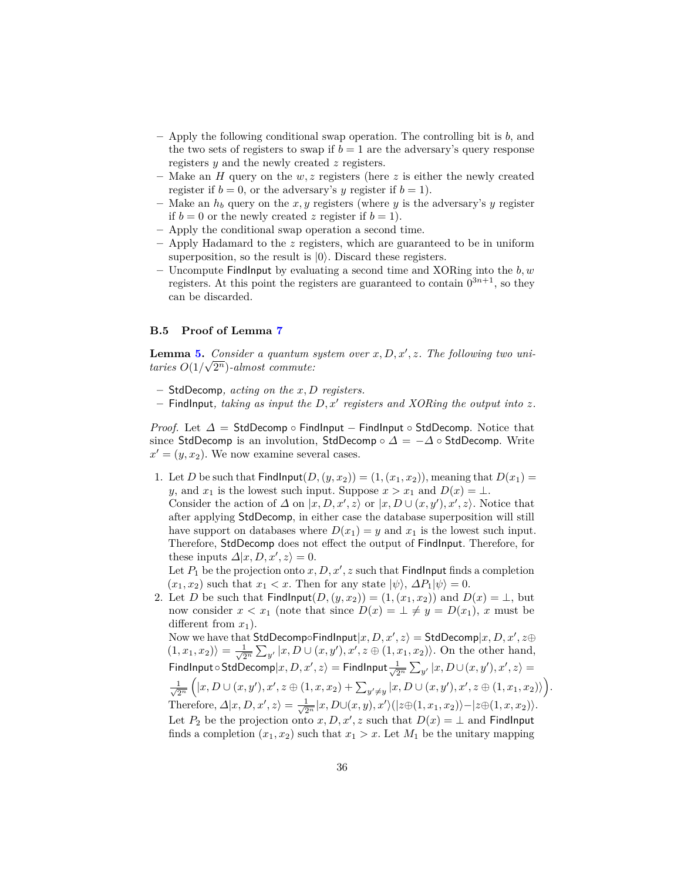- Apply the following conditional swap operation. The controlling bit is $b$, and the two sets of registers to swap if $b = 1$ are the adversary's query response registers $y$ and the newly created $z$ registers.
- Make an $H$ query on the $w, z$ registers (here $z$ is either the newly created register if $b = 0$, or the adversary's $y$ register if $b = 1$).
- Make an $h_b$ query on the $x, y$ registers (where $y$ is the adversary's $y$ register if $b = 0$ or the newly created $z$ register if $b = 1$).
- Apply the conditional swap operation a second time.
- Apply Hadamard to the $z$ registers, which are guaranteed to be in uniform superposition, so the result is $|0\rangle$. Discard these registers.
- Uncompute FindInput by evaluating a second time and XORing into the $b, w$ registers. At this point the registers are guaranteed to contain $0^{3n+1}$, so they can be discarded.

### B.5 Proof of Lemma 7

**Lemma 5.** *Consider a quantum system over $x, D, x', z$. The following two unitaries $O(1/\sqrt{2^n})$-almost commute:*

- StdDecomp*, acting on the $x, D$ registers.*
- FindInput*, taking as input the $D, x'$ registers and XORing the output into $z$.*

*Proof.* Let $\Delta = \mathsf{StdDecomp} \circ \mathsf{FindInput} - \mathsf{FindInput} \circ \mathsf{StdDecomp}$. Notice that since StdDecomp is an involution, $\mathsf{StdDecomp} \circ \Delta = -\Delta \circ \mathsf{StdDecomp}$. Write $x' = (y, x_2)$. We now examine several cases.

1. Let $D$ be such that $\mathsf{FindInput}(D, (y, x_2)) = (1, (x_1, x_2))$, meaning that $D(x_1) = y$, and $x_1$ is the lowest such input. Suppose $x > x_1$ and $D(x) = \bot$.
   Consider the action of $\Delta$ on $|x, D, x', z\rangle$ or $|x, D \cup (x, y'), x', z\rangle$. Notice that after applying StdDecomp, in either case the database superposition will still have support on databases where $D(x_1) = y$ and $x_1$ is the lowest such input. Therefore, StdDecomp does not effect the output of FindInput. Therefore, for these inputs $\Delta|x, D, x', z\rangle = 0$.
   Let $P_1$ be the projection onto $x, D, x', z$ such that FindInput finds a completion $(x_1, x_2)$ such that $x_1 < x$. Then for any state $|\psi\rangle$, $\Delta P_1 |\psi\rangle = 0$.
2. Let $D$ be such that $\mathsf{FindInput}(D, (y, x_2)) = (1, (x_1, x_2))$ and $D(x) = \bot$, but now consider $x < x_1$ (note that since $D(x) = \bot \neq y = D(x_1)$, $x$ must be different from $x_1$).
   Now we have that $\mathsf{StdDecomp} \circ \mathsf{FindInput}|x, D, x', z\rangle = \mathsf{StdDecomp}|x, D, x', z \oplus (1, x_1, x_2)\rangle = \frac{1}{\sqrt{2^n}} \sum_{y'} |x, D \cup (x, y'), x', z \oplus (1, x_1, x_2)\rangle$. On the other hand, $\mathsf{FindInput} \circ \mathsf{StdDecomp}|x, D, x', z\rangle = \mathsf{FindInput} \frac{1}{\sqrt{2^n}} \sum_{y'} |x, D \cup (x, y'), x', z\rangle = \frac{1}{\sqrt{2^n}} \Big( |x, D \cup (x, y'), x', z \oplus (1, x, x_2) + \sum_{y' \neq y} |x, D \cup (x, y'), x', z \oplus (1, x_1, x_2)\rangle \Big)$.
   Therefore, $\Delta|x, D, x', z\rangle = \frac{1}{\sqrt{2^n}} |x, D \cup (x, y), x'\rangle (|z \oplus (1, x_1, x_2)\rangle - |z \oplus (1, x, x_2)\rangle$.
   Let $P_2$ be the projection onto $x, D, x', z$ such that $D(x) = \bot$ and FindInput finds a completion $(x_1, x_2)$ such that $x_1 > x$. Let $M_1$ be the unitary mapping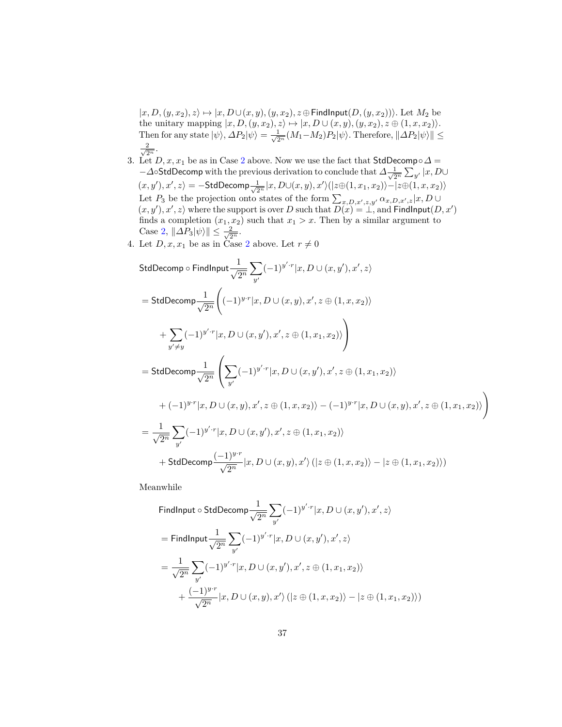$|x, D, (y, x_2), z\rangle \mapsto |x, D \cup (x, y), (y, x_2), z \oplus \mathsf{FindInput}(D, (y, x_2))\rangle$. Let $M_2$ be the unitary mapping $|x, D, (y, x_2), z\rangle \mapsto |x, D \cup (x, y), (y, x_2), z \oplus (1, x, x_2)\rangle$. Then for any state $|\psi\rangle$, $\Delta P_2|\psi\rangle = \frac{1}{\sqrt{2^n}}(M_1 - M_2)P_2|\psi\rangle$. Therefore, $\|\Delta P_2|\psi\rangle\| \leq \frac{2}{\sqrt{2^n}}$.

3. Let $D, x, x_1$ be as in Case 2 above. Now we use the fact that $\mathsf{StdDecomp} \circ \Delta = -\Delta \circ \mathsf{StdDecomp}$ with the previous derivation to conclude that $\Delta \frac{1}{\sqrt{2^n}} \sum_{y'} |x, D \cup (x, y'), x', z\rangle = -\mathsf{StdDecomp} \frac{1}{\sqrt{2^n}} |x, D \cup (x, y), x'\rangle(|z \oplus (1, x_1, x_2)\rangle - |z \oplus (1, x, x_2)\rangle)$ Let $P_3$ be the projection onto states of the form $\sum_{x, D, x', z, y'} \alpha_{x, D, x', z} |x, D \cup (x, y'), x', z\rangle$ where the support is over $D$ such that $D(x) = \perp$, and $\mathsf{FindInput}(D, x')$ finds a completion $(x_1, x_2)$ such that $x_1 > x$. Then by a similar argument to Case 2, $\|\Delta P_3|\psi\rangle\| \leq \frac{2}{\sqrt{2^n}}$.

4. Let $D, x, x_1$ be as in Case 2 above. Let $r \neq 0$

$$
\begin{aligned}
&\mathsf{StdDecomp} \circ \mathsf{FindInput} \frac{1}{\sqrt{2^n}} \sum_{y'} (-1)^{y' \cdot r} |x, D \cup (x, y'), x', z\rangle \\
&= \mathsf{StdDecomp} \frac{1}{\sqrt{2^n}} \Bigg( (-1)^{y \cdot r} |x, D \cup (x, y), x', z \oplus (1, x, x_2)\rangle \\
&\quad + \sum_{y' \neq y} (-1)^{y' \cdot r} |x, D \cup (x, y'), x', z \oplus (1, x_1, x_2)\rangle \Bigg) \\
&= \mathsf{StdDecomp} \frac{1}{\sqrt{2^n}} \Bigg( \sum_{y'} (-1)^{y' \cdot r} |x, D \cup (x, y'), x', z \oplus (1, x_1, x_2)\rangle \\
&\quad + (-1)^{y \cdot r} |x, D \cup (x, y), x', z \oplus (1, x, x_2)\rangle - (-1)^{y \cdot r} |x, D \cup (x, y), x', z \oplus (1, x_1, x_2)\rangle \Bigg) \\
&= \frac{1}{\sqrt{2^n}} \sum_{y'} (-1)^{y' \cdot r} |x, D \cup (x, y'), x', z \oplus (1, x_1, x_2)\rangle \\
&\quad + \mathsf{StdDecomp} \frac{(-1)^{y \cdot r}}{\sqrt{2^n}} |x, D \cup (x, y), x'\rangle \left( |z \oplus (1, x, x_2)\rangle - |z \oplus (1, x_1, x_2)\rangle \right)
\end{aligned}
$$

Meanwhile

$$
\begin{aligned}
&\mathsf{FindInput} \circ \mathsf{StdDecomp} \frac{1}{\sqrt{2^n}} \sum_{y'} (-1)^{y' \cdot r} |x, D \cup (x, y'), x', z\rangle \\
&= \mathsf{FindInput} \frac{1}{\sqrt{2^n}} \sum_{y'} (-1)^{y' \cdot r} |x, D \cup (x, y'), x', z\rangle \\
&= \frac{1}{\sqrt{2^n}} \sum_{y'} (-1)^{y' \cdot r} |x, D \cup (x, y'), x', z \oplus (1, x_1, x_2)\rangle \\
&\quad + \frac{(-1)^{y \cdot r}}{\sqrt{2^n}} |x, D \cup (x, y), x'\rangle \left( |z \oplus (1, x, x_2)\rangle - |z \oplus (1, x_1, x_2)\rangle \right)
\end{aligned}
$$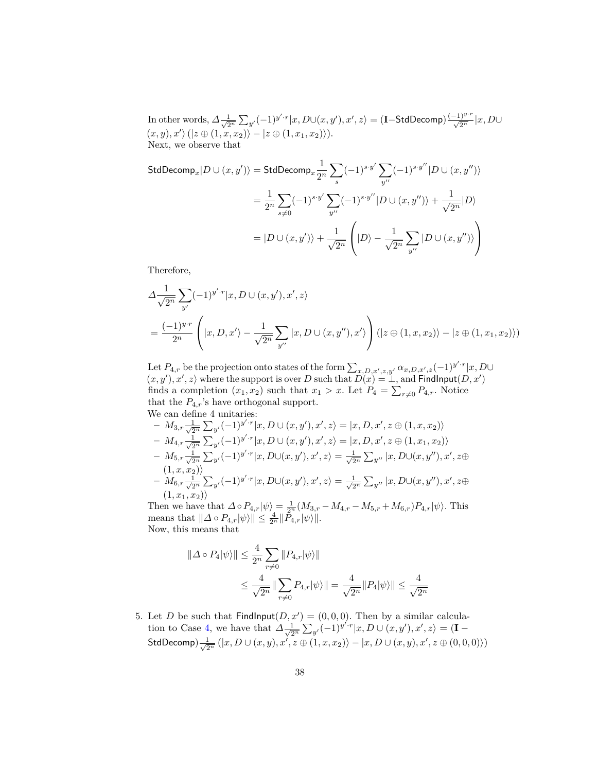In other words, $\Delta \frac{1}{\sqrt{2^n}} \sum_{y'} (-1)^{y' \cdot r} |x, D \cup (x, y'), x', z\rangle = (\mathbf{I} - \mathsf{StdDecomp}) \frac{(-1)^{y \cdot r}}{\sqrt{2^n}} |x, D \cup (x, y), x'\rangle \left( |z \oplus (1, x, x_2)\rangle - |z \oplus (1, x_1, x_2)\rangle \right)$.
Next, we observe that

$$
\begin{aligned}
\mathsf{StdDecomp}_x |D \cup (x, y')\rangle &= \mathsf{StdDecomp}_x \frac{1}{2^n} \sum_s (-1)^{s \cdot y'} \sum_{y''} (-1)^{s \cdot y''} |D \cup (x, y'')\rangle \\
&= \frac{1}{2^n} \sum_{s \neq 0} (-1)^{s \cdot y'} \sum_{y''} (-1)^{s \cdot y''} |D \cup (x, y'')\rangle + \frac{1}{\sqrt{2^n}} |D\rangle \\
&= |D \cup (x, y')\rangle + \frac{1}{\sqrt{2^n}} \left( |D\rangle - \frac{1}{\sqrt{2^n}} \sum_{y''} |D \cup (x, y'')\rangle \right)
\end{aligned}
$$

Therefore,

$$
\begin{aligned}
&\Delta \frac{1}{\sqrt{2^n}} \sum_{y'} (-1)^{y' \cdot r} |x, D \cup (x, y'), x', z\rangle \\
&= \frac{(-1)^{y \cdot r}}{2^n} \left( |x, D, x'\rangle - \frac{1}{\sqrt{2^n}} \sum_{y''} |x, D \cup (x, y''), x'\rangle \right) \left( |z \oplus (1, x, x_2)\rangle - |z \oplus (1, x_1, x_2)\rangle \right)
\end{aligned}
$$

Let $P_{4,r}$ be the projection onto states of the form $\sum_{x, D, x', z, y'} \alpha_{x, D, x', z} (-1)^{y' \cdot r} |x, D \cup (x, y'), x', z\rangle$ where the support is over $D$ such that $D(x) = \bot$, and $\mathsf{FindInput}(D, x')$ finds a completion $(x_1, x_2)$ such that $x_1 > x$. Let $P_4 = \sum_{r \neq 0} P_{4,r}$. Notice that the $P_{4,r}$'s have orthogonal support.
We can define 4 unitaries:

- $M_{3,r} \frac{1}{\sqrt{2^n}} \sum_{y'} (-1)^{y' \cdot r} |x, D \cup (x, y'), x', z\rangle = |x, D, x', z \oplus (1, x, x_2)\rangle$
- $M_{4,r} \frac{1}{\sqrt{2^n}} \sum_{y'} (-1)^{y' \cdot r} |x, D \cup (x, y'), x', z\rangle = |x, D, x', z \oplus (1, x_1, x_2)\rangle$
- $M_{5,r} \frac{1}{\sqrt{2^n}} \sum_{y'} (-1)^{y' \cdot r} |x, D \cup (x, y'), x', z\rangle = \frac{1}{\sqrt{2^n}} \sum_{y''} |x, D \cup (x, y''), x', z \oplus (1, x, x_2)\rangle$
- $M_{6,r} \frac{1}{\sqrt{2^n}} \sum_{y'} (-1)^{y' \cdot r} |x, D \cup (x, y'), x', z\rangle = \frac{1}{\sqrt{2^n}} \sum_{y''} |x, D \cup (x, y''), x', z \oplus (1, x_1, x_2)\rangle$

Then we have that $\Delta \circ P_{4,r} |\psi\rangle = \frac{1}{2^n} (M_{3,r} - M_{4,r} - M_{5,r} + M_{6,r}) P_{4,r} |\psi\rangle$. This means that $\|\Delta \circ P_{4,r} |\psi\rangle\| \leq \frac{4}{2^n} \|P_{4,r} |\psi\rangle\|$.
Now, this means that

$$
\begin{aligned}
\|\Delta \circ P_4 |\psi\rangle\| &\leq \frac{4}{2^n} \sum_{r \neq 0} \|P_{4,r} |\psi\rangle\| \\
&\leq \frac{4}{\sqrt{2^n}} \|\sum_{r \neq 0} P_{4,r} |\psi\rangle\| = \frac{4}{\sqrt{2^n}} \|P_4 |\psi\rangle\| \leq \frac{4}{\sqrt{2^n}}
\end{aligned}
$$

5. Let $D$ be such that $\mathsf{FindInput}(D, x') = (0, 0, 0)$. Then by a similar calculation to Case 4, we have that $\Delta \frac{1}{\sqrt{2^n}} \sum_{y'} (-1)^{y' \cdot r} |x, D \cup (x, y'), x', z\rangle = (\mathbf{I} - \mathsf{StdDecomp}) \frac{1}{\sqrt{2^n}} \left( |x, D \cup (x, y), x', z \oplus (1, x, x_2)\rangle - |x, D \cup (x, y), x', z \oplus (0, 0, 0)\rangle \right)$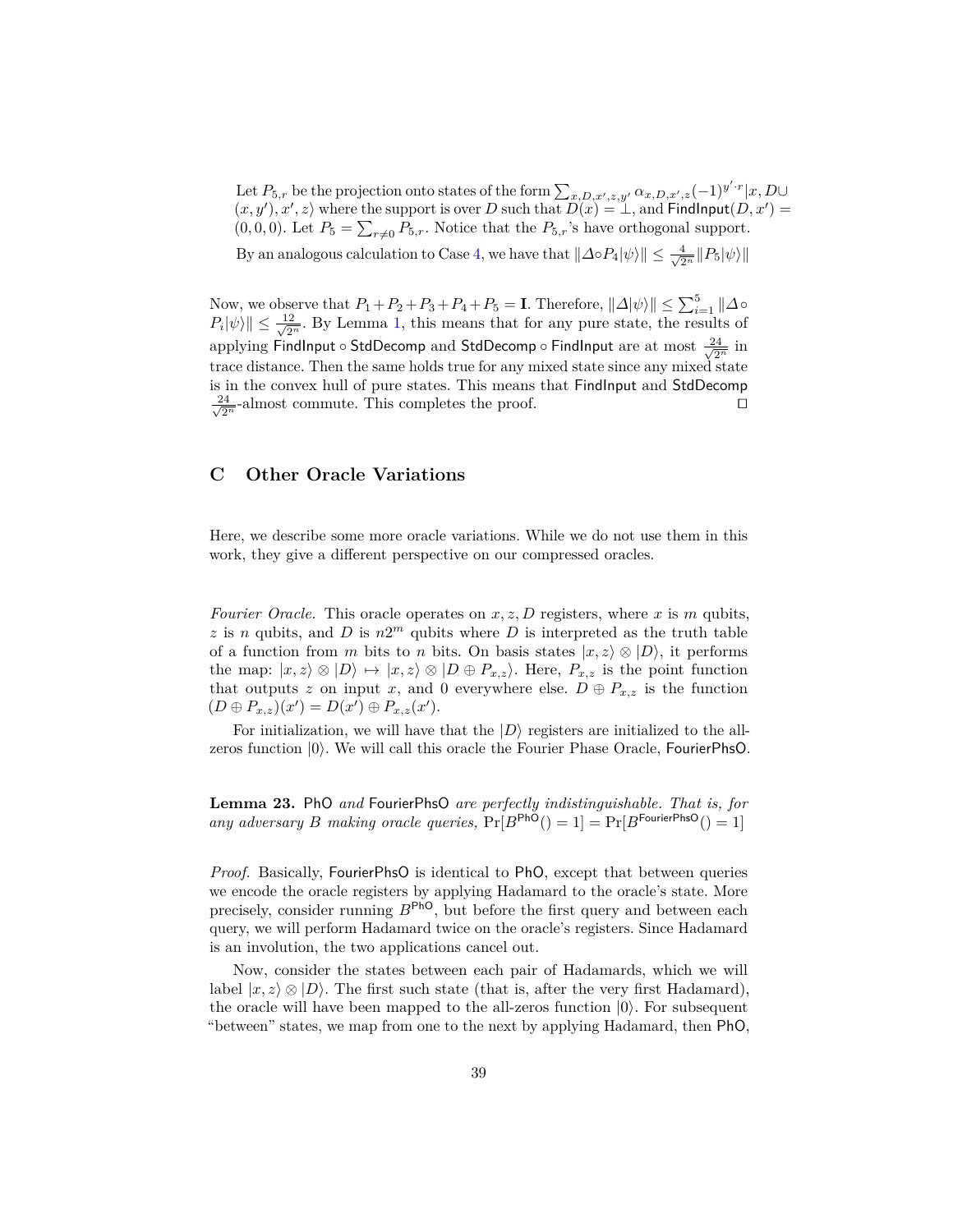Let $P_{5,r}$ be the projection onto states of the form $\sum_{x,D,x',z,y'} \alpha_{x,D,x',z}(-1)^{y' \cdot r}|x, D \cup (x, y'), x', z\rangle$ where the support is over $D$ such that $D(x) = \bot$, and $\mathsf{FindInput}(D, x') = (0, 0, 0)$. Let $P_5 = \sum_{r \neq 0} P_{5,r}$. Notice that the $P_{5,r}$'s have orthogonal support.

By an analogous calculation to Case 4, we have that $\|\Delta \circ P_4|\psi\rangle\| \leq \frac{4}{\sqrt{2^n}}\|P_5|\psi\rangle\|$

Now, we observe that $P_1 + P_2 + P_3 + P_4 + P_5 = \mathbf{I}$. Therefore, $\|\Delta|\psi\rangle\| \leq \sum_{i=1}^{5} \|\Delta \circ P_i|\psi\rangle\| \leq \frac{12}{\sqrt{2^n}}$. By Lemma 1, this means that for any pure state, the results of applying $\mathsf{FindInput} \circ \mathsf{StdDecomp}$ and $\mathsf{StdDecomp} \circ \mathsf{FindInput}$ are at most $\frac{24}{\sqrt{2^n}}$ in trace distance. Then the same holds true for any mixed state since any mixed state is in the convex hull of pure states. This means that $\mathsf{FindInput}$ and $\mathsf{StdDecomp}$ $\frac{24}{\sqrt{2^n}}$-almost commute. This completes the proof. ◻

## C Other Oracle Variations

Here, we describe some more oracle variations. While we do not use them in this work, they give a different perspective on our compressed oracles.

*Fourier Oracle.* This oracle operates on $x, z, D$ registers, where $x$ is $m$ qubits, $z$ is $n$ qubits, and $D$ is $n2^m$ qubits where $D$ is interpreted as the truth table of a function from $m$ bits to $n$ bits. On basis states $|x, z\rangle \otimes |D\rangle$, it performs the map: $|x, z\rangle \otimes |D\rangle \mapsto |x, z\rangle \otimes |D \oplus P_{x,z}\rangle$. Here, $P_{x,z}$ is the point function that outputs $z$ on input $x$, and 0 everywhere else. $D \oplus P_{x,z}$ is the function $(D \oplus P_{x,z})(x') = D(x') \oplus P_{x,z}(x')$.

For initialization, we will have that the $|D\rangle$ registers are initialized to the all-zeros function $|0\rangle$. We will call this oracle the Fourier Phase Oracle, $\mathsf{FourierPhsO}$.

**Lemma 23.** *$\mathsf{PhO}$ and $\mathsf{FourierPhsO}$ are perfectly indistinguishable. That is, for any adversary $B$ making oracle queries,* $\Pr[B^{\mathsf{PhO}}() = 1] = \Pr[B^{\mathsf{FourierPhsO}}() = 1]$

*Proof.* Basically, $\mathsf{FourierPhsO}$ is identical to $\mathsf{PhO}$, except that between queries we encode the oracle registers by applying Hadamard to the oracle's state. More precisely, consider running $B^{\mathsf{PhO}}$, but before the first query and between each query, we will perform Hadamard twice on the oracle's registers. Since Hadamard is an involution, the two applications cancel out.

Now, consider the states between each pair of Hadamards, which we will label $|x, z\rangle \otimes |D\rangle$. The first such state (that is, after the very first Hadamard), the oracle will have been mapped to the all-zeros function $|0\rangle$. For subsequent "between" states, we map from one to the next by applying Hadamard, then $\mathsf{PhO}$,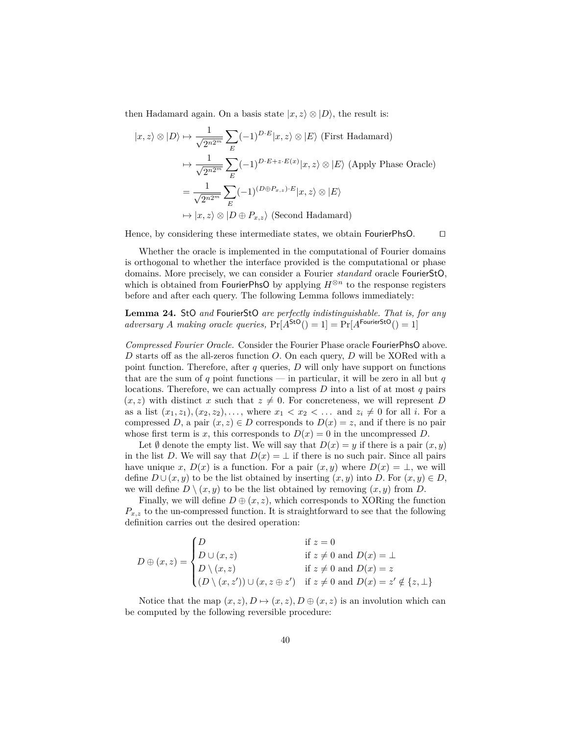then Hadamard again. On a basis state $|x, z\rangle \otimes |D\rangle$, the result is:

$$
\begin{aligned}
|x, z\rangle \otimes |D\rangle &\mapsto \frac{1}{\sqrt{2^{n2^m}}} \sum_E (-1)^{D \cdot E} |x, z\rangle \otimes |E\rangle \text{ (First Hadamard)} \\
&\mapsto \frac{1}{\sqrt{2^{n2^m}}} \sum_E (-1)^{D \cdot E + z \cdot E(x)} |x, z\rangle \otimes |E\rangle \text{ (Apply Phase Oracle)} \\
&= \frac{1}{\sqrt{2^{n2^m}}} \sum_E (-1)^{(D \oplus P_{x,z}) \cdot E} |x, z\rangle \otimes |E\rangle \\
&\mapsto |x, z\rangle \otimes |D \oplus P_{x,z}\rangle \text{ (Second Hadamard)}
\end{aligned}
$$

Hence, by considering these intermediate states, we obtain $\mathsf{FourierPhsO}$. □

Whether the oracle is implemented in the computational of Fourier domains is orthogonal to whether the interface provided is the computational or phase domains. More precisely, we can consider a Fourier *standard* oracle $\mathsf{FourierStO}$, which is obtained from $\mathsf{FourierPhsO}$ by applying $H^{\otimes n}$ to the response registers before and after each query. The following Lemma follows immediately:

**Lemma 24.** *$\mathsf{StO}$ and $\mathsf{FourierStO}$ are perfectly indistinguishable. That is, for any adversary $A$ making oracle queries,* $\Pr[A^{\mathsf{StO}}() = 1] = \Pr[A^{\mathsf{FourierStO}}() = 1]$

*Compressed Fourier Oracle.* Consider the Fourier Phase oracle $\mathsf{FourierPhsO}$ above. $D$ starts off as the all-zeros function $O$. On each query, $D$ will be XORed with a point function. Therefore, after $q$ queries, $D$ will only have support on functions that are the sum of $q$ point functions — in particular, it will be zero in all but $q$ locations. Therefore, we can actually compress $D$ into a list of at most $q$ pairs $(x, z)$ with distinct $x$ such that $z \neq 0$. For concreteness, we will represent $D$ as a list $(x_1, z_1), (x_2, z_2), \dots$, where $x_1 < x_2 < \dots$ and $z_i \neq 0$ for all $i$. For a compressed $D$, a pair $(x, z) \in D$ corresponds to $D(x) = z$, and if there is no pair whose first term is $x$, this corresponds to $D(x) = 0$ in the uncompressed $D$.

Let $\emptyset$ denote the empty list. We will say that $D(x) = y$ if there is a pair $(x, y)$ in the list $D$. We will say that $D(x) = \bot$ if there is no such pair. Since all pairs have unique $x$, $D(x)$ is a function. For a pair $(x, y)$ where $D(x) = \bot$, we will define $D \cup (x, y)$ to be the list obtained by inserting $(x, y)$ into $D$. For $(x, y) \in D$, we will define $D \setminus (x, y)$ to be the list obtained by removing $(x, y)$ from $D$.

Finally, we will define $D \oplus (x, z)$, which corresponds to XORing the function $P_{x,z}$ to the un-compressed function. It is straightforward to see that the following definition carries out the desired operation:

$$
D \oplus (x, z) = \begin{cases} D & \text{if } z = 0 \\ D \cup (x, z) & \text{if } z \neq 0 \text{ and } D(x) = \bot \\ D \setminus (x, z) & \text{if } z \neq 0 \text{ and } D(x) = z \\ (D \setminus (x, z')) \cup (x, z \oplus z') & \text{if } z \neq 0 \text{ and } D(x) = z' \notin \{z, \bot\} \end{cases}
$$

Notice that the map $(x, z), D \mapsto (x, z), D \oplus (x, z)$ is an involution which can be computed by the following reversible procedure: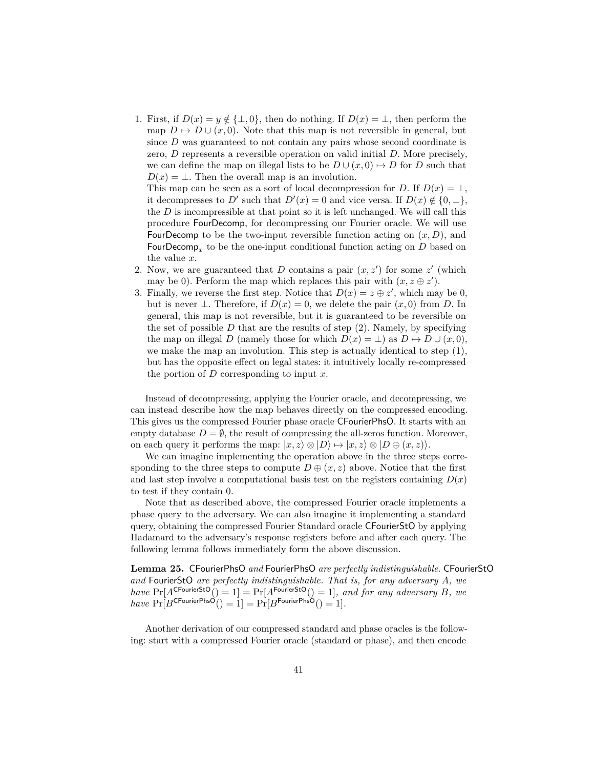1. First, if $D(x) = y \notin \{\bot, 0\}$, then do nothing. If $D(x) = \bot$, then perform the map $D \mapsto D \cup (x, 0)$. Note that this map is not reversible in general, but since $D$ was guaranteed to not contain any pairs whose second coordinate is zero, $D$ represents a reversible operation on valid initial $D$. More precisely, we can define the map on illegal lists to be $D \cup (x, 0) \mapsto D$ for $D$ such that $D(x) = \bot$. Then the overall map is an involution.
   This map can be seen as a sort of local decompression for $D$. If $D(x) = \bot$, it decompresses to $D'$ such that $D'(x) = 0$ and vice versa. If $D(x) \notin \{0, \bot\}$, the $D$ is incompressible at that point so it is left unchanged. We will call this procedure FourDecomp, for decompressing our Fourier oracle. We will use FourDecomp to be the two-input reversible function acting on $(x, D)$, and $\mathsf{FourDecomp}_x$ to be the one-input conditional function acting on $D$ based on the value $x$.
2. Now, we are guaranteed that $D$ contains a pair $(x, z')$ for some $z'$ (which may be 0). Perform the map which replaces this pair with $(x, z \oplus z')$.
3. Finally, we reverse the first step. Notice that $D(x) = z \oplus z'$, which may be 0, but is never $\bot$. Therefore, if $D(x) = 0$, we delete the pair $(x, 0)$ from $D$. In general, this map is not reversible, but it is guaranteed to be reversible on the set of possible $D$ that are the results of step (2). Namely, by specifying the map on illegal $D$ (namely those for which $D(x) = \bot$) as $D \mapsto D \cup (x, 0)$, we make the map an involution. This step is actually identical to step (1), but has the opposite effect on legal states: it intuitively locally re-compressed the portion of $D$ corresponding to input $x$.

Instead of decompressing, applying the Fourier oracle, and decompressing, we can instead describe how the map behaves directly on the compressed encoding. This gives us the compressed Fourier phase oracle CFourierPhsO. It starts with an empty database $D = \emptyset$, the result of compressing the all-zeros function. Moreover, on each query it performs the map: $|x, z\rangle \otimes |D\rangle \mapsto |x, z\rangle \otimes |D \oplus (x, z)\rangle$.

We can imagine implementing the operation above in the three steps corresponding to the three steps to compute $D \oplus (x, z)$ above. Notice that the first and last step involve a computational basis test on the registers containing $D(x)$ to test if they contain 0.

Note that as described above, the compressed Fourier oracle implements a phase query to the adversary. We can also imagine it implementing a standard query, obtaining the compressed Fourier Standard oracle CFourierStO by applying Hadamard to the adversary's response registers before and after each query. The following lemma follows immediately form the above discussion.

**Lemma 25.** *CFourierPhsO and FourierPhsO are perfectly indistinguishable. CFourierStO and FourierStO are perfectly indistinguishable. That is, for any adversary $A$, we have $\Pr[A^{\mathsf{CFourierStO}}() = 1] = \Pr[A^{\mathsf{FourierStO}}() = 1]$, and for any adversary $B$, we have $\Pr[B^{\mathsf{CFourierPhsO}}() = 1] = \Pr[B^{\mathsf{FourierPhsO}}() = 1]$.*

Another derivation of our compressed standard and phase oracles is the following: start with a compressed Fourier oracle (standard or phase), and then encode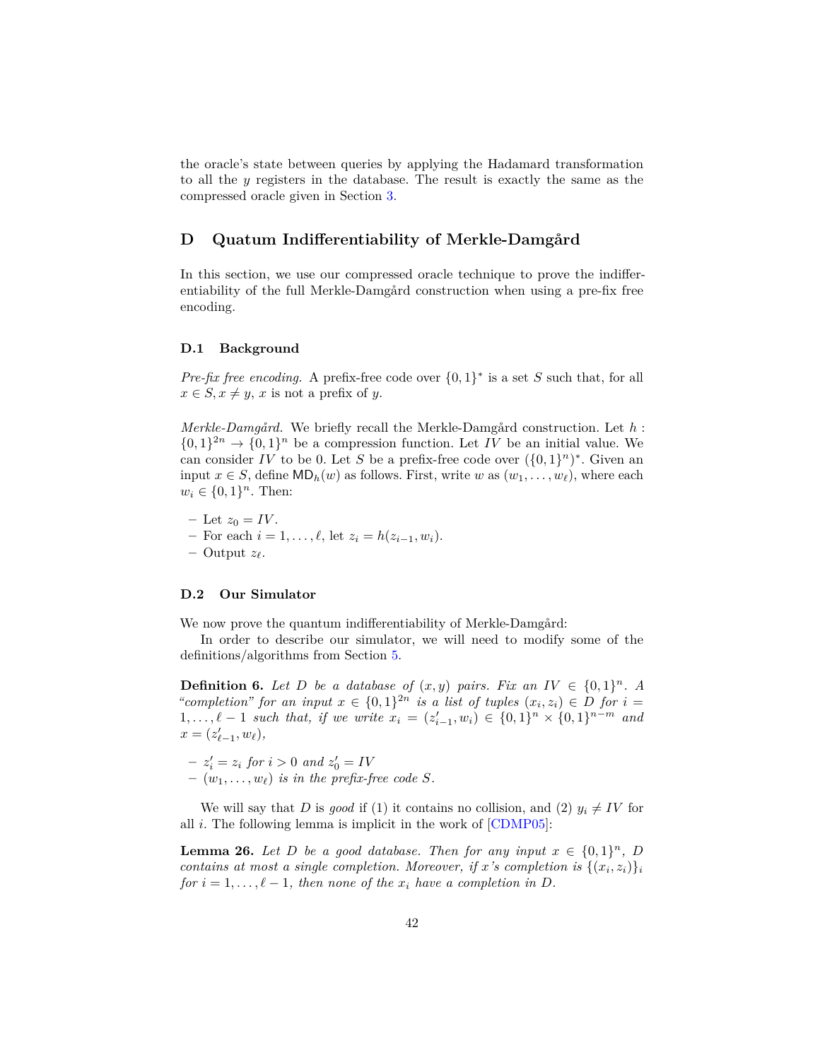the oracle's state between queries by applying the Hadamard transformation to all the $y$ registers in the database. The result is exactly the same as the compressed oracle given in Section 3.

# D Quatum Indifferentiability of Merkle-Damgård

In this section, we use our compressed oracle technique to prove the indifferentiability of the full Merkle-Damgård construction when using a pre-fix free encoding.

## D.1 Background

*Pre-fix free encoding.* A prefix-free code over $\{0,1\}^*$ is a set $S$ such that, for all $x \in S, x \neq y$, $x$ is not a prefix of $y$.

*Merkle-Damgård.* We briefly recall the Merkle-Damgård construction. Let $h : \{0,1\}^{2n} \to \{0,1\}^n$ be a compression function. Let $IV$ be an initial value. We can consider $IV$ to be 0. Let $S$ be a prefix-free code over $(\{0,1\}^n)^*$. Given an input $x \in S$, define $\mathsf{MD}_h(w)$ as follows. First, write $w$ as $(w_1, \dots, w_\ell)$, where each $w_i \in \{0,1\}^n$. Then:

- Let $z_0 = IV$.
- For each $i = 1, \dots, \ell$, let $z_i = h(z_{i-1}, w_i)$.
- Output $z_\ell$.

## D.2 Our Simulator

We now prove the quantum indifferentiability of Merkle-Damgård:

In order to describe our simulator, we will need to modify some of the definitions/algorithms from Section 5.

**Definition 6.** *Let $D$ be a database of $(x, y)$ pairs. Fix an $IV \in \{0,1\}^n$. A "completion" for an input $x \in \{0,1\}^{2n}$ is a list of tuples $(x_i, z_i) \in D$ for $i = 1, \dots, \ell-1$ such that, if we write $x_i = (z'_{i-1}, w_i) \in \{0,1\}^n \times \{0,1\}^{n-m}$ and $x = (z'_{\ell-1}, w_\ell)$,*

- *$z'_i = z_i$ for $i > 0$ and $z'_0 = IV$*
- *$(w_1, \dots, w_\ell)$ is in the prefix-free code $S$.*

We will say that $D$ is *good* if (1) it contains no collision, and (2) $y_i \neq IV$ for all $i$. The following lemma is implicit in the work of [CDMP05]:

**Lemma 26.** *Let $D$ be a good database. Then for any input $x \in \{0,1\}^n$, $D$ contains at most a single completion. Moreover, if $x$'s completion is $\{(x_i, z_i)\}_i$ for $i = 1, \dots, \ell-1$, then none of the $x_i$ have a completion in $D$.*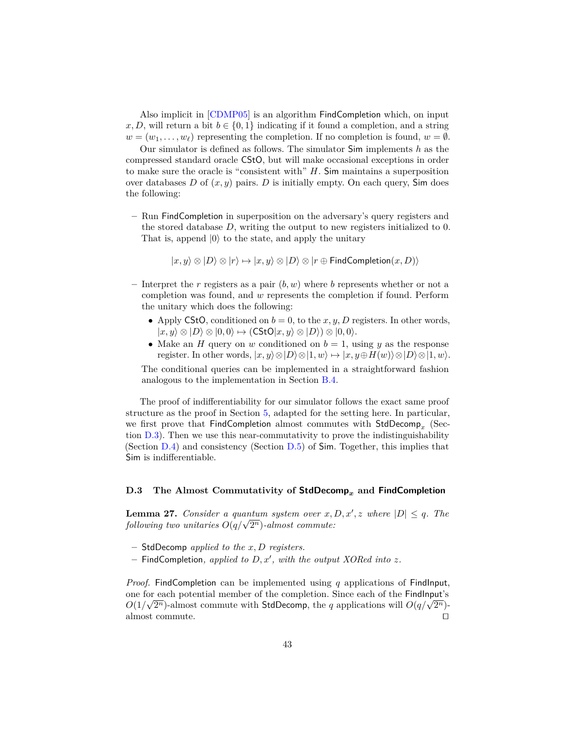Also implicit in [CDMP05] is an algorithm FindCompletion which, on input $x, D$, will return a bit $b \in \{0,1\}$ indicating if it found a completion, and a string $w = (w_1, \ldots, w_\ell)$ representing the completion. If no completion is found, $w = \emptyset$.

Our simulator is defined as follows. The simulator Sim implements $h$ as the compressed standard oracle CStO, but will make occasional exceptions in order to make sure the oracle is "consistent with" $H$. Sim maintains a superposition over databases $D$ of $(x, y)$ pairs. $D$ is initially empty. On each query, Sim does the following:

- Run FindCompletion in superposition on the adversary's query registers and the stored database $D$, writing the output to new registers initialized to 0. That is, append $|0\rangle$ to the state, and apply the unitary

$$|x, y\rangle \otimes |D\rangle \otimes |r\rangle \mapsto |x, y\rangle \otimes |D\rangle \otimes |r \oplus \mathsf{FindCompletion}(x, D)\rangle$$

- Interpret the $r$ registers as a pair $(b, w)$ where $b$ represents whether or not a completion was found, and $w$ represents the completion if found. Perform the unitary which does the following:
  - Apply CStO, conditioned on $b = 0$, to the $x, y, D$ registers. In other words, $|x, y\rangle \otimes |D\rangle \otimes |0, 0\rangle \mapsto (\mathsf{CStO}|x, y\rangle \otimes |D\rangle) \otimes |0, 0\rangle$.
  - Make an $H$ query on $w$ conditioned on $b = 1$, using $y$ as the response register. In other words, $|x, y\rangle \otimes |D\rangle \otimes |1, w\rangle \mapsto |x, y \oplus H(w)\rangle \otimes |D\rangle \otimes |1, w\rangle$.

  The conditional queries can be implemented in a straightforward fashion analogous to the implementation in Section B.4.

The proof of indifferentiability for our simulator follows the exact same proof structure as the proof in Section 5, adapted for the setting here. In particular, we first prove that FindCompletion almost commutes with $\mathsf{StdDecomp}_x$ (Section D.3). Then we use this near-commutativity to prove the indistinguishability (Section D.4) and consistency (Section D.5) of Sim. Together, this implies that Sim is indifferentiable.

### D.3 The Almost Commutativity of $\mathsf{StdDecomp}_x$ and FindCompletion

**Lemma 27.** *Consider a quantum system over $x, D, x', z$ where $|D| \leq q$. The following two unitaries $O(q/\sqrt{2^n})$-almost commute:*

- StdDecomp *applied to the $x, D$ registers.*
- FindCompletion*, applied to $D, x'$, with the output XORed into $z$.*

*Proof.* FindCompletion can be implemented using $q$ applications of FindInput, one for each potential member of the completion. Since each of the FindInput's $O(1/\sqrt{2^n})$-almost commute with StdDecomp, the $q$ applications will $O(q/\sqrt{2^n})$-almost commute. ◻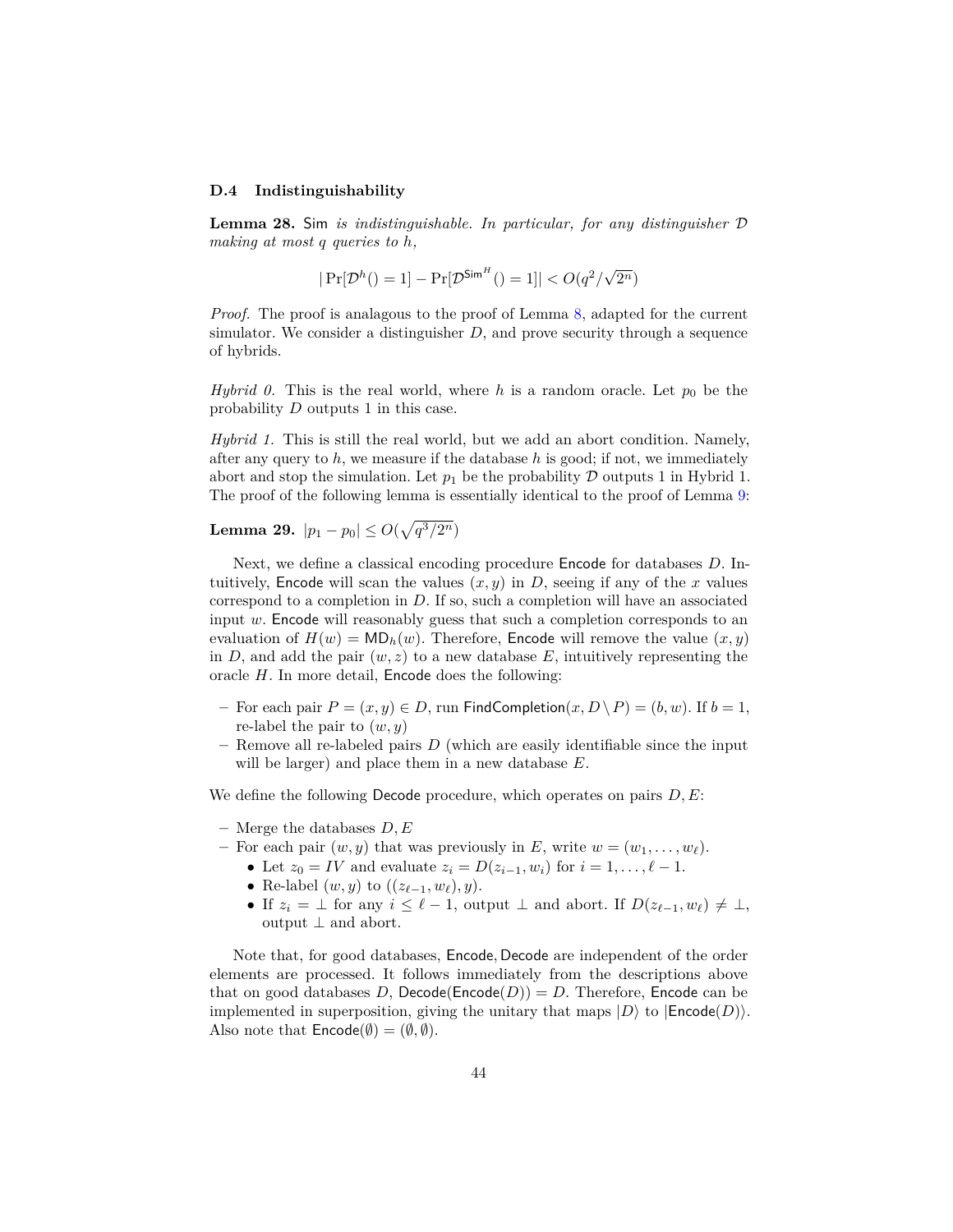### D.4 Indistinguishability

**Lemma 28.** Sim *is indistinguishable. In particular, for any distinguisher* $\mathcal{D}$ *making at most* $q$ *queries to* $h$*,*

$$|\Pr[\mathcal{D}^h() = 1] - \Pr[\mathcal{D}^{\mathsf{Sim}^H}() = 1]| < O(q^2/\sqrt{2^n})$$

*Proof.* The proof is analagous to the proof of Lemma 8, adapted for the current simulator. We consider a distinguisher $D$, and prove security through a sequence of hybrids.

*Hybrid 0.* This is the real world, where $h$ is a random oracle. Let $p_0$ be the probability $D$ outputs 1 in this case.

*Hybrid 1.* This is still the real world, but we add an abort condition. Namely, after any query to $h$, we measure if the database $h$ is good; if not, we immediately abort and stop the simulation. Let $p_1$ be the probability $\mathcal{D}$ outputs 1 in Hybrid 1. The proof of the following lemma is essentially identical to the proof of Lemma 9:

**Lemma 29.** $|p_1 - p_0| \leq O(\sqrt{q^3/2^n})$

Next, we define a classical encoding procedure Encode for databases $D$. Intuitively, Encode will scan the values $(x, y)$ in $D$, seeing if any of the $x$ values correspond to a completion in $D$. If so, such a completion will have an associated input $w$. Encode will reasonably guess that such a completion corresponds to an evaluation of $H(w) = \mathsf{MD}_h(w)$. Therefore, Encode will remove the value $(x, y)$ in $D$, and add the pair $(w, z)$ to a new database $E$, intuitively representing the oracle $H$. In more detail, Encode does the following:

- For each pair $P = (x, y) \in D$, run $\mathsf{FindCompletion}(x, D \setminus P) = (b, w)$. If $b = 1$, re-label the pair to $(w, y)$
- Remove all re-labeled pairs $D$ (which are easily identifiable since the input will be larger) and place them in a new database $E$.

We define the following Decode procedure, which operates on pairs $D, E$:

- Merge the databases $D, E$
- For each pair $(w, y)$ that was previously in $E$, write $w = (w_1, \dots, w_\ell)$.
  - Let $z_0 = IV$ and evaluate $z_i = D(z_{i-1}, w_i)$ for $i = 1, \dots, \ell - 1$.
  - Re-label $(w, y)$ to $((z_{\ell-1}, w_\ell), y)$.
  - If $z_i = \perp$ for any $i \leq \ell - 1$, output $\perp$ and abort. If $D(z_{\ell-1}, w_\ell) \neq \perp$, output $\perp$ and abort.

Note that, for good databases, Encode, Decode are independent of the order elements are processed. It follows immediately from the descriptions above that on good databases $D$, $\mathsf{Decode}(\mathsf{Encode}(D)) = D$. Therefore, Encode can be implemented in superposition, giving the unitary that maps $|D\rangle$ to $|\mathsf{Encode}(D)\rangle$. Also note that $\mathsf{Encode}(\emptyset) = (\emptyset, \emptyset)$.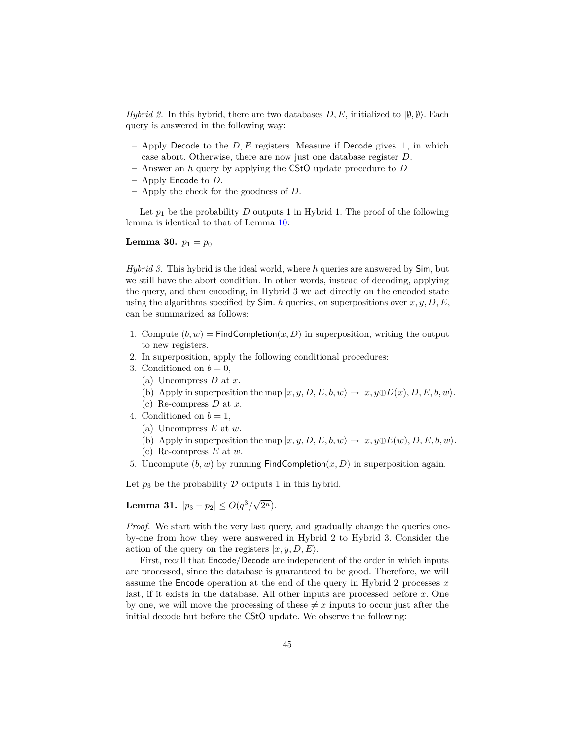*Hybrid 2.* In this hybrid, there are two databases $D, E$, initialized to $|\emptyset, \emptyset\rangle$. Each query is answered in the following way:

- Apply Decode to the $D, E$ registers. Measure if Decode gives $\bot$, in which case abort. Otherwise, there are now just one database register $D$.
- Answer an $h$ query by applying the CStO update procedure to $D$
- Apply Encode to $D$.
- Apply the check for the goodness of $D$.

Let $p_1$ be the probability $D$ outputs 1 in Hybrid 1. The proof of the following lemma is identical to that of Lemma 10:

**Lemma 30.** $p_1 = p_0$

*Hybrid 3.* This hybrid is the ideal world, where $h$ queries are answered by Sim, but we still have the abort condition. In other words, instead of decoding, applying the query, and then encoding, in Hybrid 3 we act directly on the encoded state using the algorithms specified by Sim. $h$ queries, on superpositions over $x, y, D, E$, can be summarized as follows:

1. Compute $(b, w) = \mathsf{FindCompletion}(x, D)$ in superposition, writing the output to new registers.
2. In superposition, apply the following conditional procedures:
3. Conditioned on $b = 0$,
   (a) Uncompress $D$ at $x$.
   (b) Apply in superposition the map $|x, y, D, E, b, w\rangle \mapsto |x, y \oplus D(x), D, E, b, w\rangle$.
   (c) Re-compress $D$ at $x$.
4. Conditioned on $b = 1$,
   (a) Uncompress $E$ at $w$.
   (b) Apply in superposition the map $|x, y, D, E, b, w\rangle \mapsto |x, y \oplus E(w), D, E, b, w\rangle$.
   (c) Re-compress $E$ at $w$.
5. Uncompute $(b, w)$ by running $\mathsf{FindCompletion}(x, D)$ in superposition again.

Let $p_3$ be the probability $\mathcal{D}$ outputs 1 in this hybrid.

**Lemma 31.** $|p_3 - p_2| \leq O(q^3/\sqrt{2^n})$.

*Proof.* We start with the very last query, and gradually change the queries one-by-one from how they were answered in Hybrid 2 to Hybrid 3. Consider the action of the query on the registers $|x, y, D, E\rangle$.

First, recall that Encode/Decode are independent of the order in which inputs are processed, since the database is guaranteed to be good. Therefore, we will assume the Encode operation at the end of the query in Hybrid 2 processes $x$ last, if it exists in the database. All other inputs are processed before $x$. One by one, we will move the processing of these $\neq x$ inputs to occur just after the initial decode but before the CStO update. We observe the following: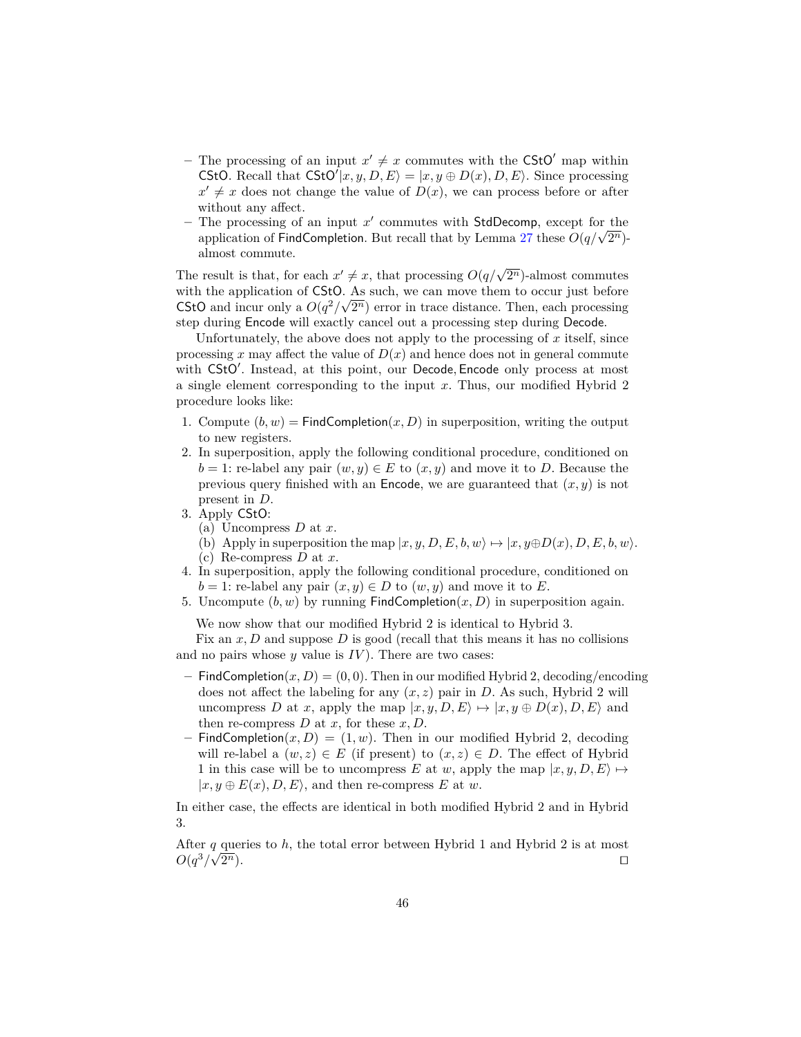- The processing of an input $x' \neq x$ commutes with the $\mathsf{CStO}'$ map within $\mathsf{CStO}$. Recall that $\mathsf{CStO}'|x, y, D, E\rangle = |x, y \oplus D(x), D, E\rangle$. Since processing $x' \neq x$ does not change the value of $D(x)$, we can process before or after without any affect.
- The processing of an input $x'$ commutes with $\mathsf{StdDecomp}$, except for the application of $\mathsf{FindCompletion}$. But recall that by Lemma 27 these $O(q/\sqrt{2^n})$-almost commute.

The result is that, for each $x' \neq x$, that processing $O(q/\sqrt{2^n})$-almost commutes with the application of $\mathsf{CStO}$. As such, we can move them to occur just before $\mathsf{CStO}$ and incur only a $O(q^2/\sqrt{2^n})$ error in trace distance. Then, each processing step during $\mathsf{Encode}$ will exactly cancel out a processing step during $\mathsf{Decode}$.

Unfortunately, the above does not apply to the processing of $x$ itself, since processing $x$ may affect the value of $D(x)$ and hence does not in general commute with $\mathsf{CStO}'$. Instead, at this point, our $\mathsf{Decode}, \mathsf{Encode}$ only process at most a single element corresponding to the input $x$. Thus, our modified Hybrid 2 procedure looks like:

1. Compute $(b, w) = \mathsf{FindCompletion}(x, D)$ in superposition, writing the output to new registers.
2. In superposition, apply the following conditional procedure, conditioned on $b = 1$: re-label any pair $(w, y) \in E$ to $(x, y)$ and move it to $D$. Because the previous query finished with an $\mathsf{Encode}$, we are guaranteed that $(x, y)$ is not present in $D$.
3. Apply $\mathsf{CStO}$:
   (a) Uncompress $D$ at $x$.
   (b) Apply in superposition the map $|x, y, D, E, b, w\rangle \mapsto |x, y \oplus D(x), D, E, b, w\rangle$.
   (c) Re-compress $D$ at $x$.
4. In superposition, apply the following conditional procedure, conditioned on $b = 1$: re-label any pair $(x, y) \in D$ to $(w, y)$ and move it to $E$.
5. Uncompute $(b, w)$ by running $\mathsf{FindCompletion}(x, D)$ in superposition again.

We now show that our modified Hybrid 2 is identical to Hybrid 3.

Fix an $x, D$ and suppose $D$ is good (recall that this means it has no collisions and no pairs whose $y$ value is $IV$). There are two cases:

- $\mathsf{FindCompletion}(x, D) = (0, 0)$. Then in our modified Hybrid 2, decoding/encoding does not affect the labeling for any $(x, z)$ pair in $D$. As such, Hybrid 2 will uncompress $D$ at $x$, apply the map $|x, y, D, E\rangle \mapsto |x, y \oplus D(x), D, E\rangle$ and then re-compress $D$ at $x$, for these $x, D$.
- $\mathsf{FindCompletion}(x, D) = (1, w)$. Then in our modified Hybrid 2, decoding will re-label a $(w, z) \in E$ (if present) to $(x, z) \in D$. The effect of Hybrid 1 in this case will be to uncompress $E$ at $w$, apply the map $|x, y, D, E\rangle \mapsto |x, y \oplus E(x), D, E\rangle$, and then re-compress $E$ at $w$.

In either case, the effects are identical in both modified Hybrid 2 and in Hybrid 3.

After $q$ queries to $h$, the total error between Hybrid 1 and Hybrid 2 is at most $O(q^3/\sqrt{2^n})$. ◻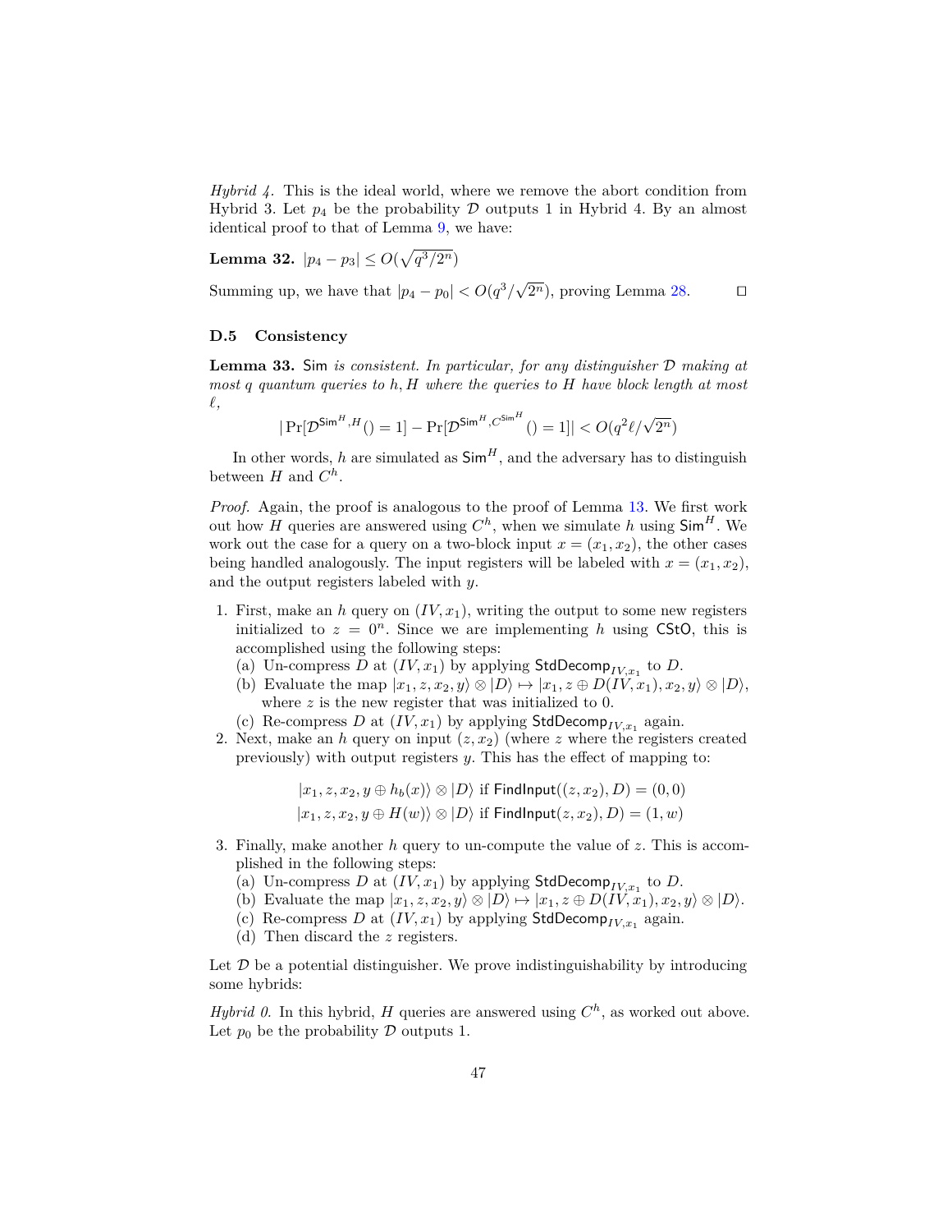*Hybrid 4.* This is the ideal world, where we remove the abort condition from Hybrid 3. Let $p_4$ be the probability $\mathcal{D}$ outputs 1 in Hybrid 4. By an almost identical proof to that of Lemma 9, we have:

**Lemma 32.** $|p_4 - p_3| \leq O(\sqrt{q^3/2^n})$

Summing up, we have that $|p_4 - p_0| < O(q^3/\sqrt{2^n})$, proving Lemma 28. ◻

### D.5 Consistency

**Lemma 33.** Sim *is consistent. In particular, for any distinguisher $\mathcal{D}$ making at most $q$ quantum queries to $h, H$ where the queries to $H$ have block length at most $\ell$,*

$$|\Pr[\mathcal{D}^{\mathsf{Sim}^H, H}() = 1] - \Pr[\mathcal{D}^{\mathsf{Sim}^H, C^{\mathsf{Sim}^H}}() = 1]| < O(q^2\ell/\sqrt{2^n})$$

In other words, $h$ are simulated as $\mathsf{Sim}^H$, and the adversary has to distinguish between $H$ and $C^h$.

*Proof.* Again, the proof is analogous to the proof of Lemma 13. We first work out how $H$ queries are answered using $C^h$, when we simulate $h$ using $\mathsf{Sim}^H$. We work out the case for a query on a two-block input $x = (x_1, x_2)$, the other cases being handled analogously. The input registers will be labeled with $x = (x_1, x_2)$, and the output registers labeled with $y$.

1. First, make an $h$ query on $(IV, x_1)$, writing the output to some new registers initialized to $z = 0^n$. Since we are implementing $h$ using $\mathsf{CStO}$, this is accomplished using the following steps:
   (a) Un-compress $D$ at $(IV, x_1)$ by applying $\mathsf{StdDecomp}_{IV,x_1}$ to $D$.
   (b) Evaluate the map $|x_1, z, x_2, y\rangle \otimes |D\rangle \mapsto |x_1, z \oplus D(IV, x_1), x_2, y\rangle \otimes |D\rangle$, where $z$ is the new register that was initialized to 0.
   (c) Re-compress $D$ at $(IV, x_1)$ by applying $\mathsf{StdDecomp}_{IV,x_1}$ again.
2. Next, make an $h$ query on input $(z, x_2)$ (where $z$ where the registers created previously) with output registers $y$. This has the effect of mapping to:

$$|x_1, z, x_2, y \oplus h_b(x)\rangle \otimes |D\rangle \text{ if } \mathsf{FindInput}((z, x_2), D) = (0, 0)$$
$$|x_1, z, x_2, y \oplus H(w)\rangle \otimes |D\rangle \text{ if } \mathsf{FindInput}(z, x_2), D) = (1, w)$$

3. Finally, make another $h$ query to un-compute the value of $z$. This is accomplished in the following steps:
   (a) Un-compress $D$ at $(IV, x_1)$ by applying $\mathsf{StdDecomp}_{IV,x_1}$ to $D$.
   (b) Evaluate the map $|x_1, z, x_2, y\rangle \otimes |D\rangle \mapsto |x_1, z \oplus D(IV, x_1), x_2, y\rangle \otimes |D\rangle$.
   (c) Re-compress $D$ at $(IV, x_1)$ by applying $\mathsf{StdDecomp}_{IV,x_1}$ again.
   (d) Then discard the $z$ registers.

Let $\mathcal{D}$ be a potential distinguisher. We prove indistinguishability by introducing some hybrids:

*Hybrid 0.* In this hybrid, $H$ queries are answered using $C^h$, as worked out above. Let $p_0$ be the probability $\mathcal{D}$ outputs 1.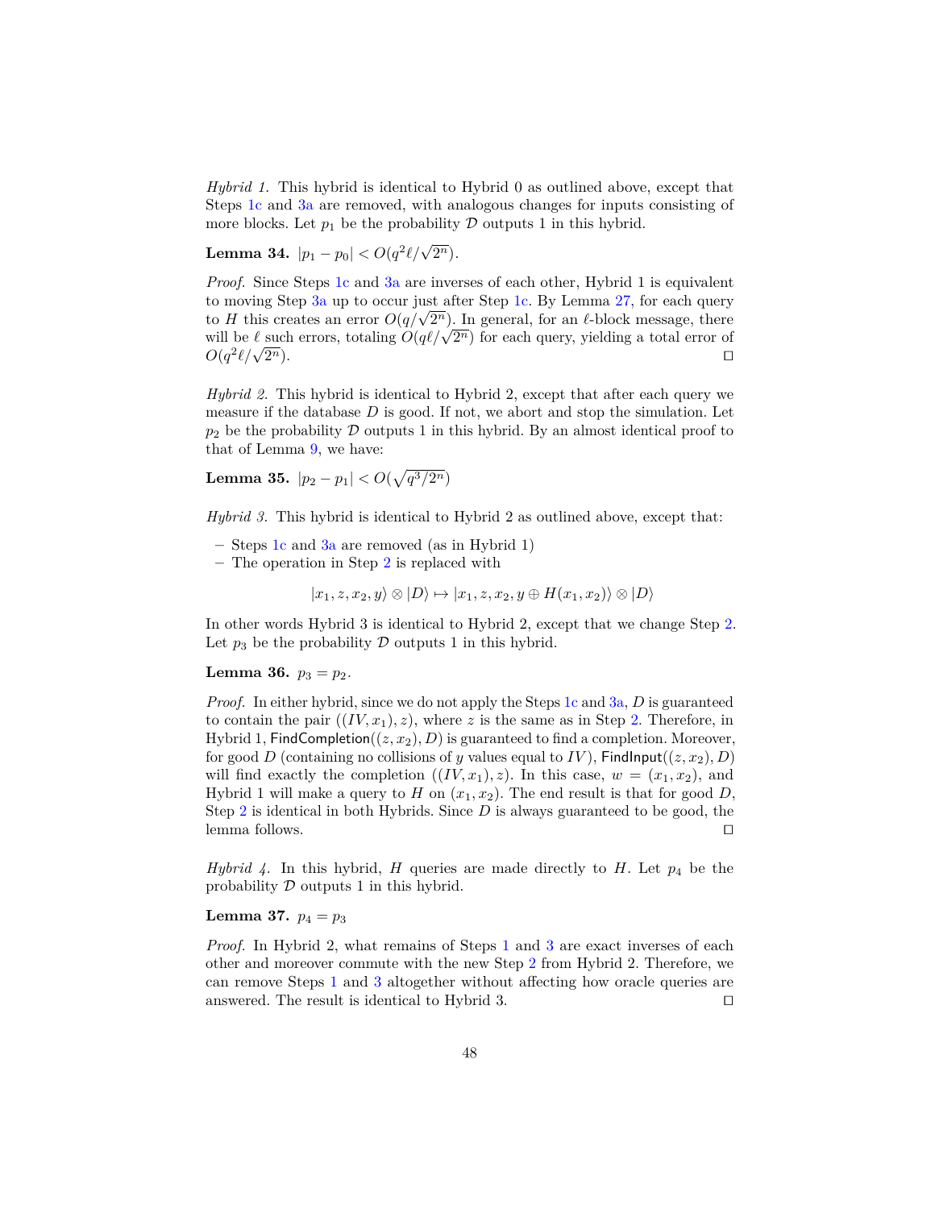*Hybrid 1.* This hybrid is identical to Hybrid 0 as outlined above, except that Steps 1c and 3a are removed, with analogous changes for inputs consisting of more blocks. Let $p_1$ be the probability $\mathcal{D}$ outputs 1 in this hybrid.

**Lemma 34.** $|p_1 - p_0| < O(q^2\ell/\sqrt{2^n})$.

*Proof.* Since Steps 1c and 3a are inverses of each other, Hybrid 1 is equivalent to moving Step 3a up to occur just after Step 1c. By Lemma 27, for each query to $H$ this creates an error $O(q/\sqrt{2^n})$. In general, for an $\ell$-block message, there will be $\ell$ such errors, totaling $O(q\ell/\sqrt{2^n})$ for each query, yielding a total error of $O(q^2\ell/\sqrt{2^n})$. ◻

*Hybrid 2.* This hybrid is identical to Hybrid 2, except that after each query we measure if the database $D$ is good. If not, we abort and stop the simulation. Let $p_2$ be the probability $\mathcal{D}$ outputs 1 in this hybrid. By an almost identical proof to that of Lemma 9, we have:

**Lemma 35.** $|p_2 - p_1| < O(\sqrt{q^3/2^n})$

*Hybrid 3.* This hybrid is identical to Hybrid 2 as outlined above, except that:

– Steps 1c and 3a are removed (as in Hybrid 1)
– The operation in Step 2 is replaced with

$$|x_1, z, x_2, y\rangle \otimes |D\rangle \mapsto |x_1, z, x_2, y \oplus H(x_1, x_2)\rangle \otimes |D\rangle$$

In other words Hybrid 3 is identical to Hybrid 2, except that we change Step 2. Let $p_3$ be the probability $\mathcal{D}$ outputs 1 in this hybrid.

**Lemma 36.** $p_3 = p_2$.

*Proof.* In either hybrid, since we do not apply the Steps 1c and 3a, $D$ is guaranteed to contain the pair $((IV, x_1), z)$, where $z$ is the same as in Step 2. Therefore, in Hybrid 1, $\mathsf{FindCompletion}((z, x_2), D)$ is guaranteed to find a completion. Moreover, for good $D$ (containing no collisions of $y$ values equal to $IV$), $\mathsf{FindInput}((z, x_2), D)$ will find exactly the completion $((IV, x_1), z)$. In this case, $w = (x_1, x_2)$, and Hybrid 1 will make a query to $H$ on $(x_1, x_2)$. The end result is that for good $D$, Step 2 is identical in both Hybrids. Since $D$ is always guaranteed to be good, the lemma follows. ◻

*Hybrid 4.* In this hybrid, $H$ queries are made directly to $H$. Let $p_4$ be the probability $\mathcal{D}$ outputs 1 in this hybrid.

**Lemma 37.** $p_4 = p_3$

*Proof.* In Hybrid 2, what remains of Steps 1 and 3 are exact inverses of each other and moreover commute with the new Step 2 from Hybrid 2. Therefore, we can remove Steps 1 and 3 altogether without affecting how oracle queries are answered. The result is identical to Hybrid 3. ◻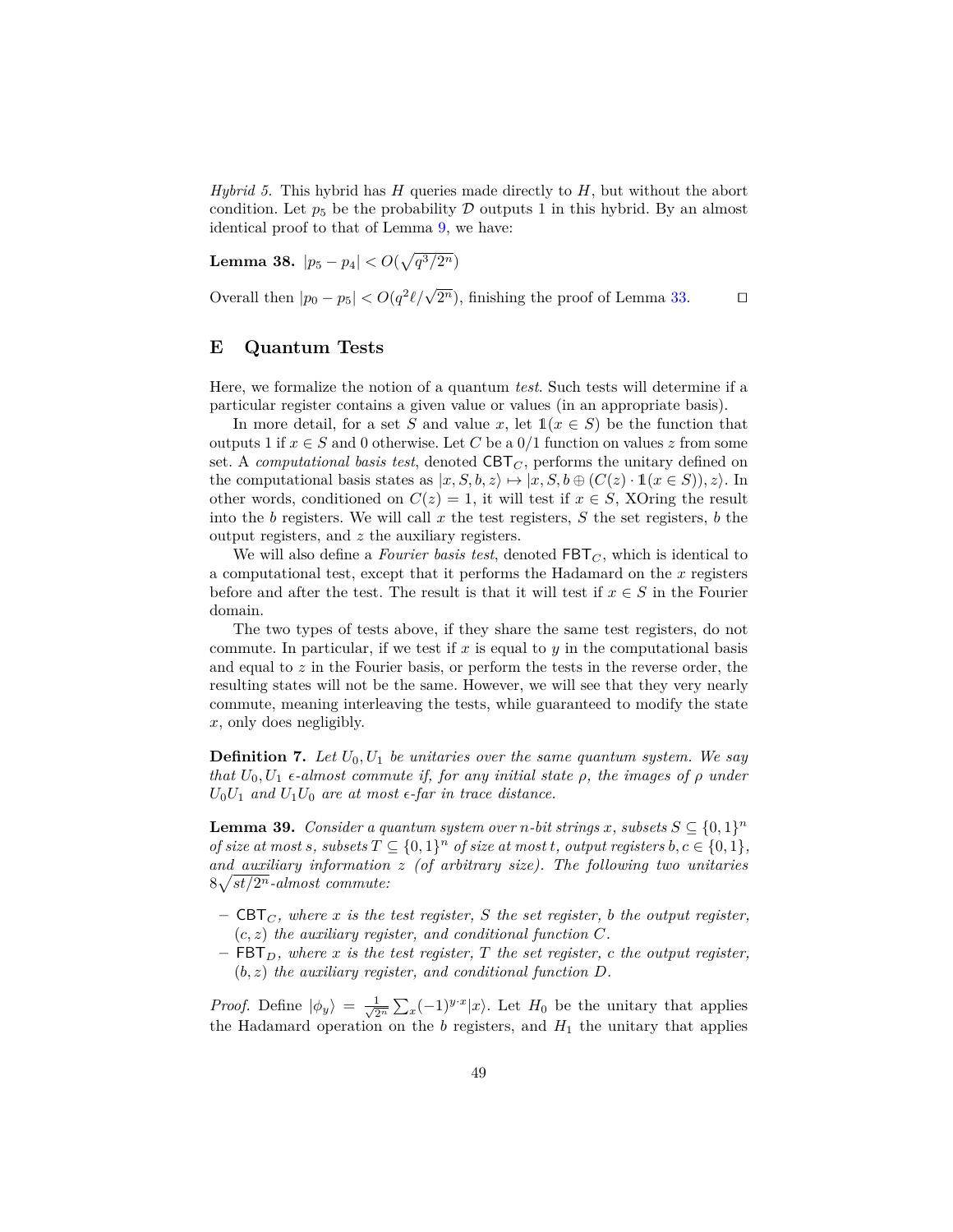*Hybrid 5.* This hybrid has $H$ queries made directly to $H$, but without the abort condition. Let $p_5$ be the probability $\mathcal{D}$ outputs 1 in this hybrid. By an almost identical proof to that of Lemma 9, we have:

**Lemma 38.** $|p_5 - p_4| < O(\sqrt{q^3/2^n})$

Overall then $|p_0 - p_5| < O(q^2\ell/\sqrt{2^n})$, finishing the proof of Lemma 33. $\square$

## E Quantum Tests

Here, we formalize the notion of a quantum *test*. Such tests will determine if a particular register contains a given value or values (in an appropriate basis).

In more detail, for a set $S$ and value $x$, let $\mathbb{1}(x \in S)$ be the function that outputs 1 if $x \in S$ and 0 otherwise. Let $C$ be a 0/1 function on values $z$ from some set. A *computational basis test*, denoted $\mathsf{CBT}_C$, performs the unitary defined on the computational basis states as $|x, S, b, z\rangle \mapsto |x, S, b \oplus (C(z) \cdot \mathbb{1}(x \in S)), z\rangle$. In other words, conditioned on $C(z) = 1$, it will test if $x \in S$, XOring the result into the $b$ registers. We will call $x$ the test registers, $S$ the set registers, $b$ the output registers, and $z$ the auxiliary registers.

We will also define a *Fourier basis test*, denoted $\mathsf{FBT}_C$, which is identical to a computational test, except that it performs the Hadamard on the $x$ registers before and after the test. The result is that it will test if $x \in S$ in the Fourier domain.

The two types of tests above, if they share the same test registers, do not commute. In particular, if we test if $x$ is equal to $y$ in the computational basis and equal to $z$ in the Fourier basis, or perform the tests in the reverse order, the resulting states will not be the same. However, we will see that they very nearly commute, meaning interleaving the tests, while guaranteed to modify the state $x$, only does negligibly.

**Definition 7.** *Let $U_0, U_1$ be unitaries over the same quantum system. We say that $U_0, U_1$ $\epsilon$-almost commute if, for any initial state $\rho$, the images of $\rho$ under $U_0U_1$ and $U_1U_0$ are at most $\epsilon$-far in trace distance.*

**Lemma 39.** *Consider a quantum system over $n$-bit strings $x$, subsets $S \subseteq \{0,1\}^n$ of size at most $s$, subsets $T \subseteq \{0,1\}^n$ of size at most $t$, output registers $b, c \in \{0,1\}$, and auxiliary information $z$ (of arbitrary size). The following two unitaries $8\sqrt{st/2^n}$-almost commute:*

- *$\mathsf{CBT}_C$, where $x$ is the test register, $S$ the set register, $b$ the output register, $(c, z)$ the auxiliary register, and conditional function $C$.*
- *$\mathsf{FBT}_D$, where $x$ is the test register, $T$ the set register, $c$ the output register, $(b, z)$ the auxiliary register, and conditional function $D$.*

*Proof.* Define $|\phi_y\rangle = \frac{1}{\sqrt{2^n}} \sum_x (-1)^{y \cdot x} |x\rangle$. Let $H_0$ be the unitary that applies the Hadamard operation on the $b$ registers, and $H_1$ the unitary that applies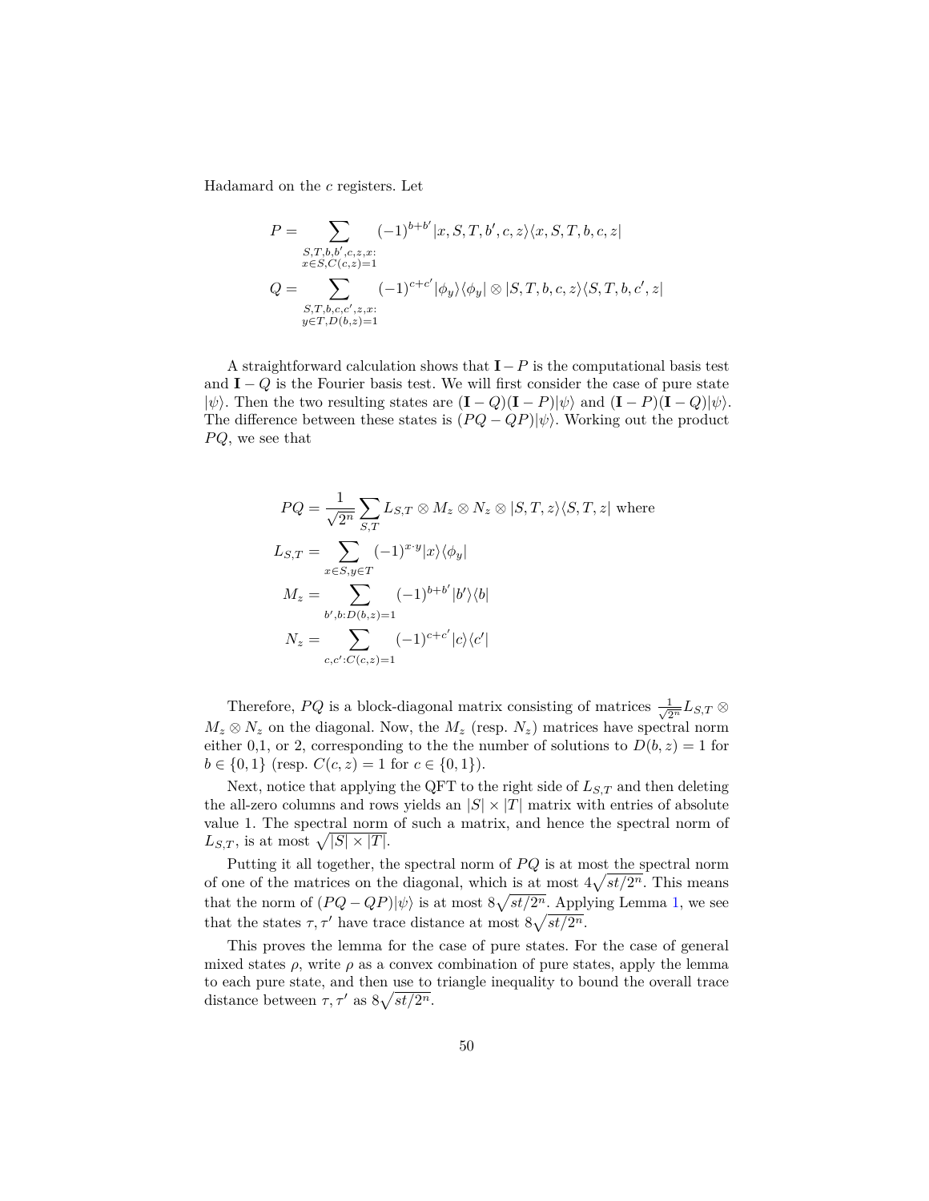Hadamard on the $c$ registers. Let

$$P = \sum_{\substack{S,T,b,b',c,z,x: \\ x\in S, C(c,z)=1}} (-1)^{b+b'} |x,S,T,b',c,z\rangle\langle x,S,T,b,c,z|$$

$$Q = \sum_{\substack{S,T,b,c,c',z,x: \\ y\in T, D(b,z)=1}} (-1)^{c+c'} |\phi_y\rangle\langle\phi_y| \otimes |S,T,b,c,z\rangle\langle S,T,b,c',z|$$

A straightforward calculation shows that $\mathbf{I} - P$ is the computational basis test and $\mathbf{I} - Q$ is the Fourier basis test. We will first consider the case of pure state $|\psi\rangle$. Then the two resulting states are $(\mathbf{I} - Q)(\mathbf{I} - P)|\psi\rangle$ and $(\mathbf{I} - P)(\mathbf{I} - Q)|\psi\rangle$. The difference between these states is $(PQ - QP)|\psi\rangle$. Working out the product $PQ$, we see that

$$PQ = \frac{1}{\sqrt{2^n}} \sum_{S,T} L_{S,T} \otimes M_z \otimes N_z \otimes |S,T,z\rangle\langle S,T,z| \text{ where}$$

$$L_{S,T} = \sum_{x\in S, y\in T} (-1)^{x\cdot y} |x\rangle\langle\phi_y|$$

$$M_z = \sum_{b',b:D(b,z)=1} (-1)^{b+b'} |b'\rangle\langle b|$$

$$N_z = \sum_{c,c':C(c,z)=1} (-1)^{c+c'} |c\rangle\langle c'|$$

Therefore, $PQ$ is a block-diagonal matrix consisting of matrices $\frac{1}{\sqrt{2^n}} L_{S,T} \otimes M_z \otimes N_z$ on the diagonal. Now, the $M_z$ (resp. $N_z$) matrices have spectral norm either 0,1, or 2, corresponding to the the number of solutions to $D(b,z) = 1$ for $b \in \{0,1\}$ (resp. $C(c,z) = 1$ for $c \in \{0,1\}$).

Next, notice that applying the QFT to the right side of $L_{S,T}$ and then deleting the all-zero columns and rows yields an $|S| \times |T|$ matrix with entries of absolute value 1. The spectral norm of such a matrix, and hence the spectral norm of $L_{S,T}$, is at most $\sqrt{|S| \times |T|}$.

Putting it all together, the spectral norm of $PQ$ is at most the spectral norm of one of the matrices on the diagonal, which is at most $4\sqrt{st/2^n}$. This means that the norm of $(PQ - QP)|\psi\rangle$ is at most $8\sqrt{st/2^n}$. Applying Lemma 1, we see that the states $\tau, \tau'$ have trace distance at most $8\sqrt{st/2^n}$.

This proves the lemma for the case of pure states. For the case of general mixed states $\rho$, write $\rho$ as a convex combination of pure states, apply the lemma to each pure state, and then use to triangle inequality to bound the overall trace distance between $\tau, \tau'$ as $8\sqrt{st/2^n}$.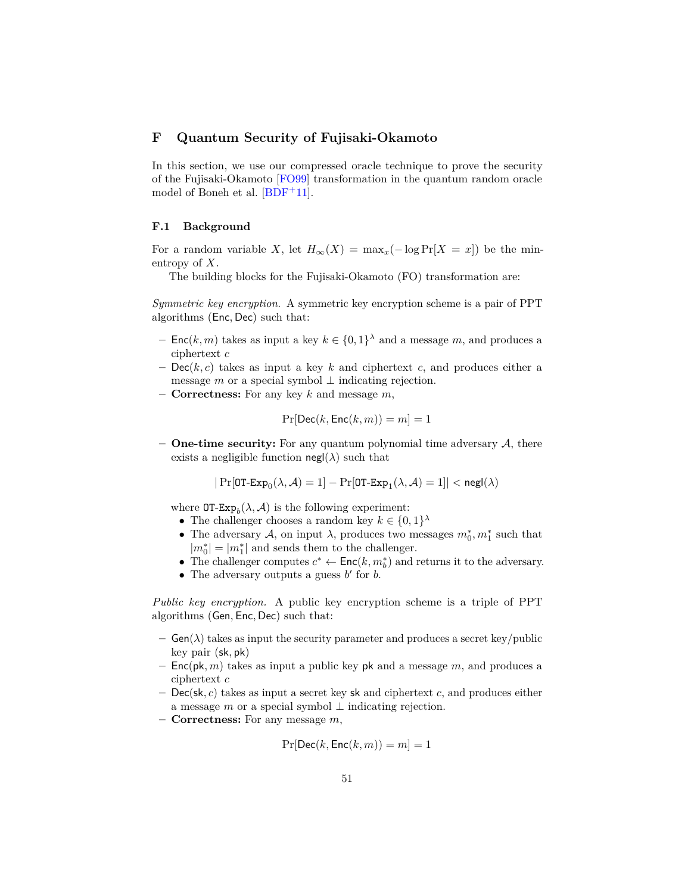# F Quantum Security of Fujisaki-Okamoto

In this section, we use our compressed oracle technique to prove the security of the Fujisaki-Okamoto [FO99] transformation in the quantum random oracle model of Boneh et al. [BDF+11].

## F.1 Background

For a random variable $X$, let $H_\infty(X) = \max_x(-\log \Pr[X = x])$ be the min-entropy of $X$.

The building blocks for the Fujisaki-Okamoto (FO) transformation are:

*Symmetric key encryption.* A symmetric key encryption scheme is a pair of PPT algorithms $(\mathsf{Enc}, \mathsf{Dec})$ such that:

- $\mathsf{Enc}(k, m)$ takes as input a key $k \in \{0,1\}^\lambda$ and a message $m$, and produces a ciphertext $c$
- $\mathsf{Dec}(k, c)$ takes as input a key $k$ and ciphertext $c$, and produces either a message $m$ or a special symbol $\perp$ indicating rejection.
- **Correctness:** For any key $k$ and message $m$,

$$\Pr[\mathsf{Dec}(k, \mathsf{Enc}(k, m)) = m] = 1$$

- **One-time security:** For any quantum polynomial time adversary $\mathcal{A}$, there exists a negligible function $\mathsf{negl}(\lambda)$ such that

$$|\Pr[\mathtt{OT\text{-}Exp}_0(\lambda, \mathcal{A}) = 1] - \Pr[\mathtt{OT\text{-}Exp}_1(\lambda, \mathcal{A}) = 1]| < \mathsf{negl}(\lambda)$$

  where $\mathtt{OT\text{-}Exp}_b(\lambda, \mathcal{A})$ is the following experiment:
  - The challenger chooses a random key $k \in \{0,1\}^\lambda$
  - The adversary $\mathcal{A}$, on input $\lambda$, produces two messages $m_0^*, m_1^*$ such that $|m_0^*| = |m_1^*|$ and sends them to the challenger.
  - The challenger computes $c^* \leftarrow \mathsf{Enc}(k, m_b^*)$ and returns it to the adversary.
  - The adversary outputs a guess $b'$ for $b$.

*Public key encryption.* A public key encryption scheme is a triple of PPT algorithms $(\mathsf{Gen}, \mathsf{Enc}, \mathsf{Dec})$ such that:

- $\mathsf{Gen}(\lambda)$ takes as input the security parameter and produces a secret key/public key pair $(\mathsf{sk}, \mathsf{pk})$
- $\mathsf{Enc}(\mathsf{pk}, m)$ takes as input a public key $\mathsf{pk}$ and a message $m$, and produces a ciphertext $c$
- $\mathsf{Dec}(\mathsf{sk}, c)$ takes as input a secret key $\mathsf{sk}$ and ciphertext $c$, and produces either a message $m$ or a special symbol $\perp$ indicating rejection.
- **Correctness:** For any message $m$,

$$\Pr[\mathsf{Dec}(k, \mathsf{Enc}(k, m)) = m] = 1$$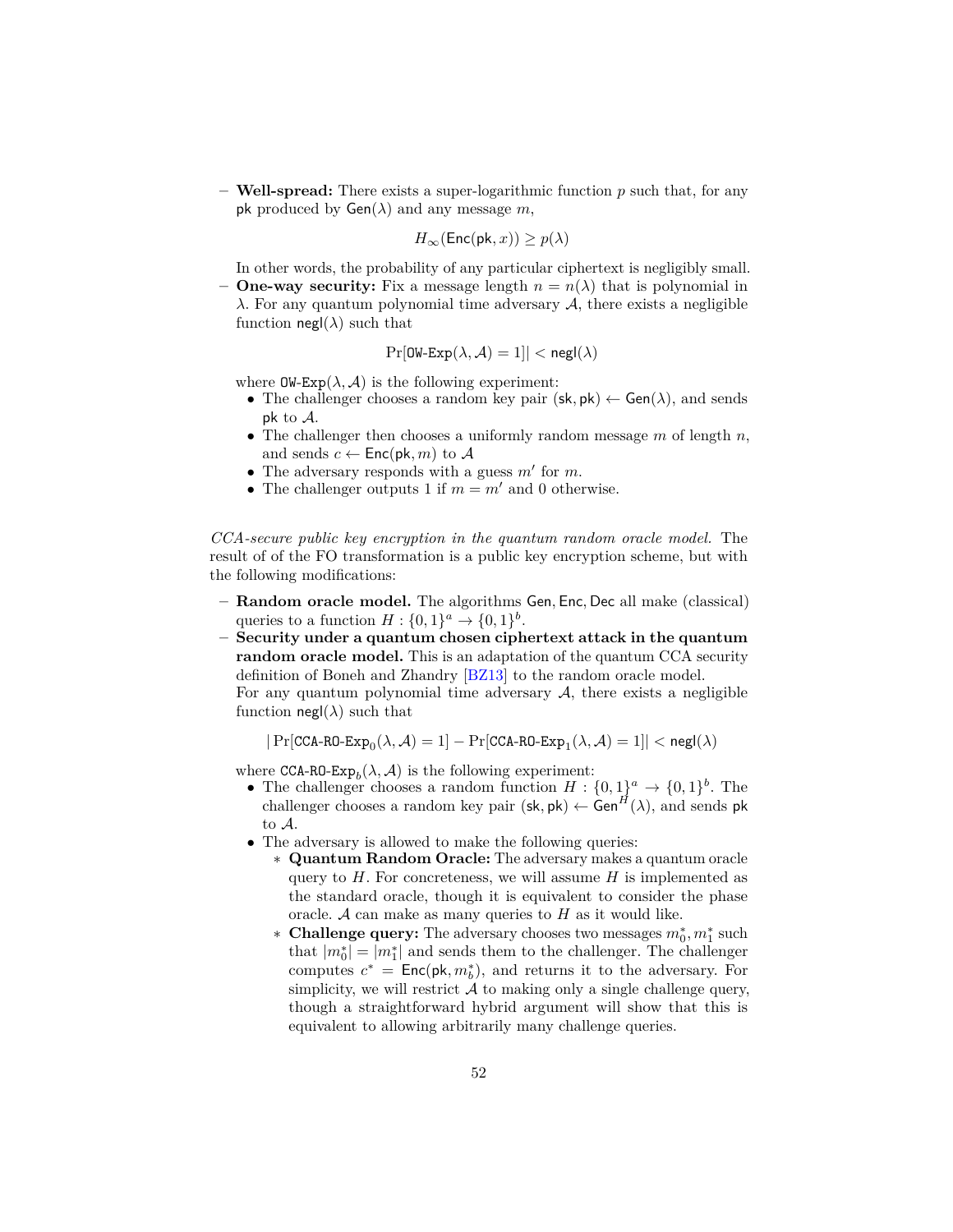– **Well-spread:** There exists a super-logarithmic function $p$ such that, for any $\mathsf{pk}$ produced by $\mathsf{Gen}(\lambda)$ and any message $m$,

$$H_\infty(\mathsf{Enc}(\mathsf{pk}, x)) \geq p(\lambda)$$

In other words, the probability of any particular ciphertext is negligibly small.

– **One-way security:** Fix a message length $n = n(\lambda)$ that is polynomial in $\lambda$. For any quantum polynomial time adversary $\mathcal{A}$, there exists a negligible function $\mathsf{negl}(\lambda)$ such that

$$\Pr[\texttt{OW-Exp}(\lambda, \mathcal{A}) = 1]| < \mathsf{negl}(\lambda)$$

where $\texttt{OW-Exp}(\lambda, \mathcal{A})$ is the following experiment:

- The challenger chooses a random key pair $(\mathsf{sk}, \mathsf{pk}) \leftarrow \mathsf{Gen}(\lambda)$, and sends $\mathsf{pk}$ to $\mathcal{A}$.
- The challenger then chooses a uniformly random message $m$ of length $n$, and sends $c \leftarrow \mathsf{Enc}(\mathsf{pk}, m)$ to $\mathcal{A}$
- The adversary responds with a guess $m'$ for $m$.
- The challenger outputs 1 if $m = m'$ and 0 otherwise.

*CCA-secure public key encryption in the quantum random oracle model.* The result of of the FO transformation is a public key encryption scheme, but with the following modifications:

– **Random oracle model.** The algorithms $\mathsf{Gen}, \mathsf{Enc}, \mathsf{Dec}$ all make (classical) queries to a function $H : \{0,1\}^a \to \{0,1\}^b$.

– **Security under a quantum chosen ciphertext attack in the quantum random oracle model.** This is an adaptation of the quantum CCA security definition of Boneh and Zhandry [BZ13] to the random oracle model.
For any quantum polynomial time adversary $\mathcal{A}$, there exists a negligible function $\mathsf{negl}(\lambda)$ such that

$$|\Pr[\texttt{CCA-RO-Exp}_0(\lambda, \mathcal{A}) = 1] - \Pr[\texttt{CCA-RO-Exp}_1(\lambda, \mathcal{A}) = 1]| < \mathsf{negl}(\lambda)$$

where $\texttt{CCA-RO-Exp}_b(\lambda, \mathcal{A})$ is the following experiment:

- The challenger chooses a random function $H : \{0,1\}^a \to \{0,1\}^b$. The challenger chooses a random key pair $(\mathsf{sk}, \mathsf{pk}) \leftarrow \mathsf{Gen}^H(\lambda)$, and sends $\mathsf{pk}$ to $\mathcal{A}$.
- The adversary is allowed to make the following queries:
  - ∗ **Quantum Random Oracle:** The adversary makes a quantum oracle query to $H$. For concreteness, we will assume $H$ is implemented as the standard oracle, though it is equivalent to consider the phase oracle. $\mathcal{A}$ can make as many queries to $H$ as it would like.
  - ∗ **Challenge query:** The adversary chooses two messages $m_0^*, m_1^*$ such that $|m_0^*| = |m_1^*|$ and sends them to the challenger. The challenger computes $c^* = \mathsf{Enc}(\mathsf{pk}, m_b^*)$, and returns it to the adversary. For simplicity, we will restrict $\mathcal{A}$ to making only a single challenge query, though a straightforward hybrid argument will show that this is equivalent to allowing arbitrarily many challenge queries.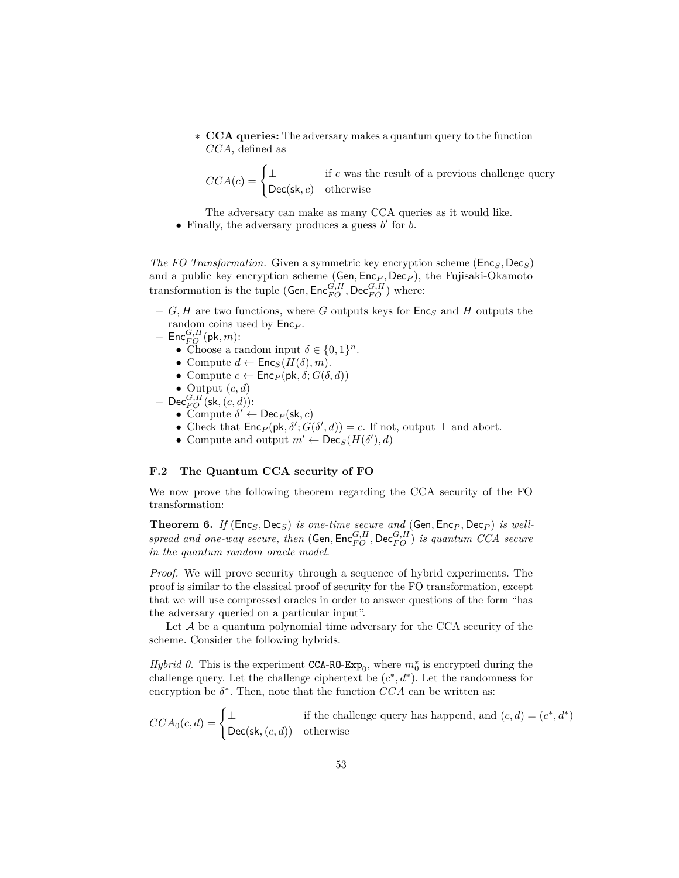* **CCA queries:** The adversary makes a quantum query to the function $CCA$, defined as

$$CCA(c) = \begin{cases} \bot & \text{if } c \text{ was the result of a previous challenge query} \\ \mathsf{Dec}(\mathsf{sk}, c) & \text{otherwise} \end{cases}$$

The adversary can make as many CCA queries as it would like.

- Finally, the adversary produces a guess $b'$ for $b$.

*The FO Transformation.* Given a symmetric key encryption scheme $(\mathsf{Enc}_S, \mathsf{Dec}_S)$ and a public key encryption scheme $(\mathsf{Gen}, \mathsf{Enc}_P, \mathsf{Dec}_P)$, the Fujisaki-Okamoto transformation is the tuple $(\mathsf{Gen}, \mathsf{Enc}_{FO}^{G,H}, \mathsf{Dec}_{FO}^{G,H})$ where:

- $G, H$ are two functions, where $G$ outputs keys for $\mathsf{Enc}_S$ and $H$ outputs the random coins used by $\mathsf{Enc}_P$.
- $\mathsf{Enc}_{FO}^{G,H}(\mathsf{pk}, m)$:
  - Choose a random input $\delta \in \{0,1\}^n$.
  - Compute $d \leftarrow \mathsf{Enc}_S(H(\delta), m)$.
  - Compute $c \leftarrow \mathsf{Enc}_P(\mathsf{pk}, \delta; G(\delta, d))$
  - Output $(c, d)$
- $\mathsf{Dec}_{FO}^{G,H}(\mathsf{sk}, (c, d))$:
  - Compute $\delta' \leftarrow \mathsf{Dec}_P(\mathsf{sk}, c)$
  - Check that $\mathsf{Enc}_P(\mathsf{pk}, \delta'; G(\delta', d)) = c$. If not, output $\bot$ and abort.
  - Compute and output $m' \leftarrow \mathsf{Dec}_S(H(\delta'), d)$

### F.2 The Quantum CCA security of FO

We now prove the following theorem regarding the CCA security of the FO transformation:

**Theorem 6.** *If $(\mathsf{Enc}_S, \mathsf{Dec}_S)$ is one-time secure and $(\mathsf{Gen}, \mathsf{Enc}_P, \mathsf{Dec}_P)$ is well-spread and one-way secure, then $(\mathsf{Gen}, \mathsf{Enc}_{FO}^{G,H}, \mathsf{Dec}_{FO}^{G,H})$ is quantum CCA secure in the quantum random oracle model.*

*Proof.* We will prove security through a sequence of hybrid experiments. The proof is similar to the classical proof of security for the FO transformation, except that we will use compressed oracles in order to answer questions of the form "has the adversary queried on a particular input".

Let $\mathcal{A}$ be a quantum polynomial time adversary for the CCA security of the scheme. Consider the following hybrids.

*Hybrid 0.* This is the experiment $\texttt{CCA-RO-Exp}_0$, where $m_0^*$ is encrypted during the challenge query. Let the challenge ciphertext be $(c^*, d^*)$. Let the randomness for encryption be $\delta^*$. Then, note that the function $CCA$ can be written as:

$$CCA_0(c, d) = \begin{cases} \bot & \text{if the challenge query has happend, and } (c, d) = (c^*, d^*) \\ \mathsf{Dec}(\mathsf{sk}, (c, d)) & \text{otherwise} \end{cases}$$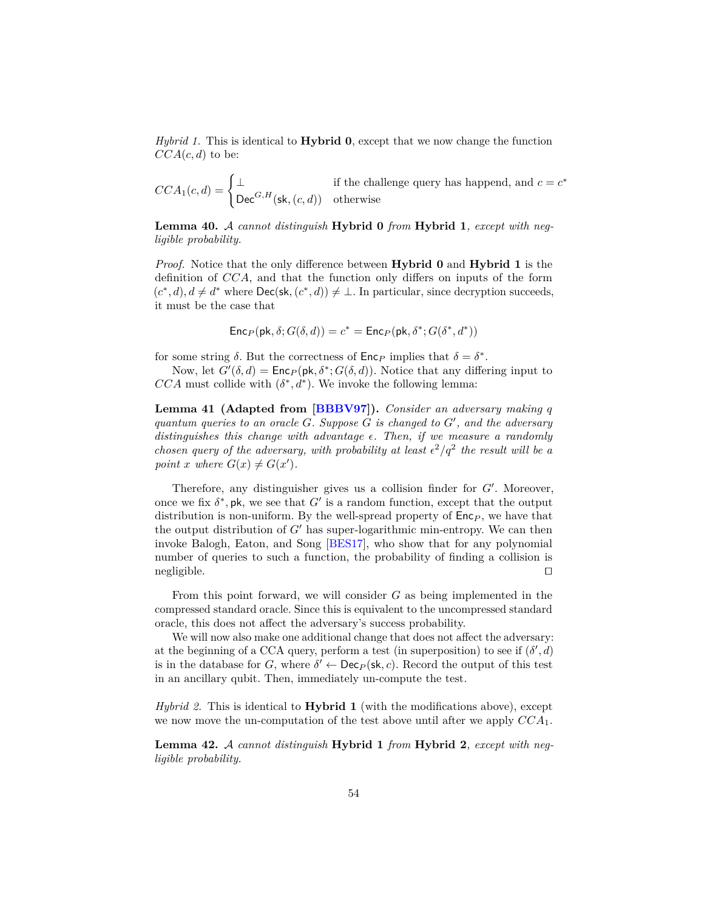*Hybrid 1.* This is identical to **Hybrid 0**, except that we now change the function $CCA(c,d)$ to be:

$$CCA_1(c,d) = \begin{cases} \bot & \text{if the challenge query has happend, and } c = c^* \\ \mathsf{Dec}^{G,H}(\mathsf{sk},(c,d)) & \text{otherwise} \end{cases}$$

**Lemma 40.** *$\mathcal{A}$ cannot distinguish* **Hybrid 0** *from* **Hybrid 1***, except with negligible probability.*

*Proof.* Notice that the only difference between **Hybrid 0** and **Hybrid 1** is the definition of $CCA$, and that the function only differs on inputs of the form $(c^*, d), d \neq d^*$ where $\mathsf{Dec}(\mathsf{sk},(c^*,d)) \neq \bot$. In particular, since decryption succeeds, it must be the case that

$$\mathsf{Enc}_P(\mathsf{pk}, \delta; G(\delta, d)) = c^* = \mathsf{Enc}_P(\mathsf{pk}, \delta^*; G(\delta^*, d^*))$$

for some string $\delta$. But the correctness of $\mathsf{Enc}_P$ implies that $\delta = \delta^*$.

Now, let $G'(\delta, d) = \mathsf{Enc}_P(\mathsf{pk}, \delta^*; G(\delta, d))$. Notice that any differing input to $CCA$ must collide with $(\delta^*, d^*)$. We invoke the following lemma:

**Lemma 41 (Adapted from [BBBV97]).** *Consider an adversary making $q$ quantum queries to an oracle $G$. Suppose $G$ is changed to $G'$, and the adversary distinguishes this change with advantage $\epsilon$. Then, if we measure a randomly chosen query of the adversary, with probability at least $\epsilon^2/q^2$ the result will be a point $x$ where $G(x) \neq G(x')$.*

Therefore, any distinguisher gives us a collision finder for $G'$. Moreover, once we fix $\delta^*, \mathsf{pk}$, we see that $G'$ is a random function, except that the output distribution is non-uniform. By the well-spread property of $\mathsf{Enc}_P$, we have that the output distribution of $G'$ has super-logarithmic min-entropy. We can then invoke Balogh, Eaton, and Song [BES17], who show that for any polynomial number of queries to such a function, the probability of finding a collision is negligible. $\square$

From this point forward, we will consider $G$ as being implemented in the compressed standard oracle. Since this is equivalent to the uncompressed standard oracle, this does not affect the adversary's success probability.

We will now also make one additional change that does not affect the adversary: at the beginning of a CCA query, perform a test (in superposition) to see if $(\delta', d)$ is in the database for $G$, where $\delta' \leftarrow \mathsf{Dec}_P(\mathsf{sk}, c)$. Record the output of this test in an ancillary qubit. Then, immediately un-compute the test.

*Hybrid 2.* This is identical to **Hybrid 1** (with the modifications above), except we now move the un-computation of the test above until after we apply $CCA_1$.

**Lemma 42.** *$\mathcal{A}$ cannot distinguish* **Hybrid 1** *from* **Hybrid 2***, except with negligible probability.*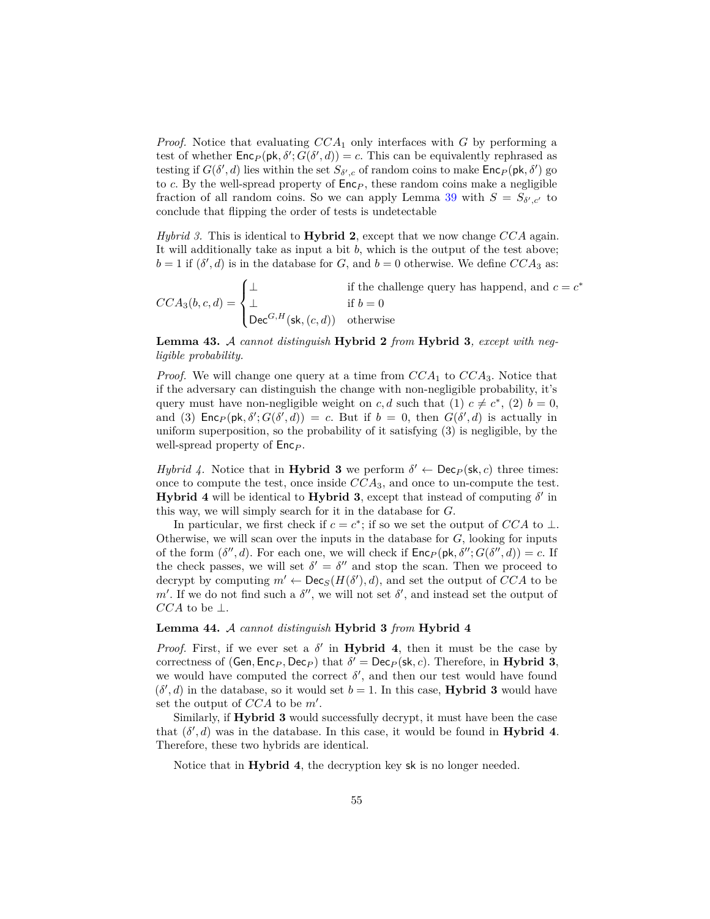*Proof.* Notice that evaluating $CCA_1$ only interfaces with $G$ by performing a test of whether $\mathsf{Enc}_P(\mathsf{pk}, \delta'; G(\delta', d)) = c$. This can be equivalently rephrased as testing if $G(\delta', d)$ lies within the set $S_{\delta',c}$ of random coins to make $\mathsf{Enc}_P(\mathsf{pk}, \delta')$ go to $c$. By the well-spread property of $\mathsf{Enc}_P$, these random coins make a negligible fraction of all random coins. So we can apply Lemma 39 with $S = S_{\delta',c'}$ to conclude that flipping the order of tests is undetectable

*Hybrid 3.* This is identical to **Hybrid 2**, except that we now change $CCA$ again. It will additionally take as input a bit $b$, which is the output of the test above; $b = 1$ if $(\delta', d)$ is in the database for $G$, and $b = 0$ otherwise. We define $CCA_3$ as:

$$CCA_3(b, c, d) = \begin{cases} \perp & \text{if the challenge query has happend, and } c = c^* \\ \perp & \text{if } b = 0 \\ \mathsf{Dec}^{G,H}(\mathsf{sk}, (c, d)) & \text{otherwise} \end{cases}$$

**Lemma 43.** *$\mathcal{A}$ cannot distinguish* **Hybrid 2** *from* **Hybrid 3***, except with negligible probability.*

*Proof.* We will change one query at a time from $CCA_1$ to $CCA_3$. Notice that if the adversary can distinguish the change with non-negligible probability, it's query must have non-negligible weight on $c, d$ such that (1) $c \neq c^*$, (2) $b = 0$, and (3) $\mathsf{Enc}_P(\mathsf{pk}, \delta'; G(\delta', d)) = c$. But if $b = 0$, then $G(\delta', d)$ is actually in uniform superposition, so the probability of it satisfying (3) is negligible, by the well-spread property of $\mathsf{Enc}_P$.

*Hybrid 4.* Notice that in **Hybrid 3** we perform $\delta' \leftarrow \mathsf{Dec}_P(\mathsf{sk}, c)$ three times: once to compute the test, once inside $CCA_3$, and once to un-compute the test. **Hybrid 4** will be identical to **Hybrid 3**, except that instead of computing $\delta'$ in this way, we will simply search for it in the database for $G$.

In particular, we first check if $c = c^*$; if so we set the output of $CCA$ to $\perp$. Otherwise, we will scan over the inputs in the database for $G$, looking for inputs of the form $(\delta'', d)$. For each one, we will check if $\mathsf{Enc}_P(\mathsf{pk}, \delta''; G(\delta'', d)) = c$. If the check passes, we will set $\delta' = \delta''$ and stop the scan. Then we proceed to decrypt by computing $m' \leftarrow \mathsf{Dec}_S(H(\delta'), d)$, and set the output of $CCA$ to be $m'$. If we do not find such a $\delta''$, we will not set $\delta'$, and instead set the output of $CCA$ to be $\perp$.

**Lemma 44.** *$\mathcal{A}$ cannot distinguish* **Hybrid 3** *from* **Hybrid 4**

*Proof.* First, if we ever set a $\delta'$ in **Hybrid 4**, then it must be the case by correctness of $(\mathsf{Gen}, \mathsf{Enc}_P, \mathsf{Dec}_P)$ that $\delta' = \mathsf{Dec}_P(\mathsf{sk}, c)$. Therefore, in **Hybrid 3**, we would have computed the correct $\delta'$, and then our test would have found $(\delta', d)$ in the database, so it would set $b = 1$. In this case, **Hybrid 3** would have set the output of $CCA$ to be $m'$.

Similarly, if **Hybrid 3** would successfully decrypt, it must have been the case that $(\delta', d)$ was in the database. In this case, it would be found in **Hybrid 4**. Therefore, these two hybrids are identical.

Notice that in **Hybrid 4**, the decryption key $\mathsf{sk}$ is no longer needed.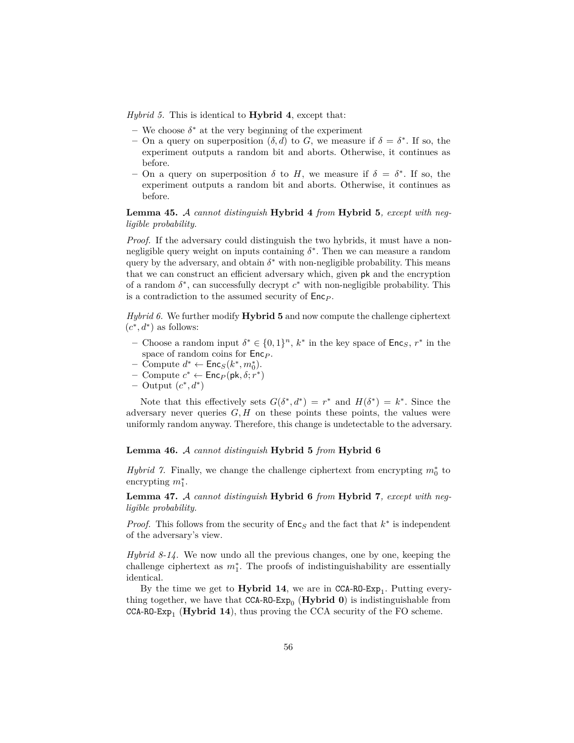*Hybrid 5.* This is identical to **Hybrid 4**, except that:

- We choose $\delta^*$ at the very beginning of the experiment
- On a query on superposition $(\delta, d)$ to $G$, we measure if $\delta = \delta^*$. If so, the experiment outputs a random bit and aborts. Otherwise, it continues as before.
- On a query on superposition $\delta$ to $H$, we measure if $\delta = \delta^*$. If so, the experiment outputs a random bit and aborts. Otherwise, it continues as before.

**Lemma 45.** *$\mathcal{A}$ cannot distinguish* **Hybrid 4** *from* **Hybrid 5***, except with negligible probability.*

*Proof.* If the adversary could distinguish the two hybrids, it must have a non-negligible query weight on inputs containing $\delta^*$. Then we can measure a random query by the adversary, and obtain $\delta^*$ with non-negligible probability. This means that we can construct an efficient adversary which, given $\mathsf{pk}$ and the encryption of a random $\delta^*$, can successfully decrypt $c^*$ with non-negligible probability. This is a contradiction to the assumed security of $\mathsf{Enc}_P$.

*Hybrid 6.* We further modify **Hybrid 5** and now compute the challenge ciphertext $(c^*, d^*)$ as follows:

- Choose a random input $\delta^* \in \{0,1\}^n$, $k^*$ in the key space of $\mathsf{Enc}_S$, $r^*$ in the space of random coins for $\mathsf{Enc}_P$.
- Compute $d^* \leftarrow \mathsf{Enc}_S(k^*, m_0^*)$.
- Compute $c^* \leftarrow \mathsf{Enc}_P(\mathsf{pk}, \delta; r^*)$
- Output $(c^*, d^*)$

Note that this effectively sets $G(\delta^*, d^*) = r^*$ and $H(\delta^*) = k^*$. Since the adversary never queries $G, H$ on these points these points, the values were uniformly random anyway. Therefore, this change is undetectable to the adversary.

**Lemma 46.** *$\mathcal{A}$ cannot distinguish* **Hybrid 5** *from* **Hybrid 6**

*Hybrid 7.* Finally, we change the challenge ciphertext from encrypting $m_0^*$ to encrypting $m_1^*$.

**Lemma 47.** *$\mathcal{A}$ cannot distinguish* **Hybrid 6** *from* **Hybrid 7***, except with negligible probability.*

*Proof.* This follows from the security of $\mathsf{Enc}_S$ and the fact that $k^*$ is independent of the adversary's view.

*Hybrid 8-14.* We now undo all the previous changes, one by one, keeping the challenge ciphertext as $m_1^*$. The proofs of indistinguishability are essentially identical.

By the time we get to **Hybrid 14**, we are in $\mathtt{CCA\text{-}RO\text{-}Exp}_1$. Putting everything together, we have that $\mathtt{CCA\text{-}RO\text{-}Exp}_0$ (**Hybrid 0**) is indistinguishable from $\mathtt{CCA\text{-}RO\text{-}Exp}_1$ (**Hybrid 14**), thus proving the CCA security of the FO scheme.